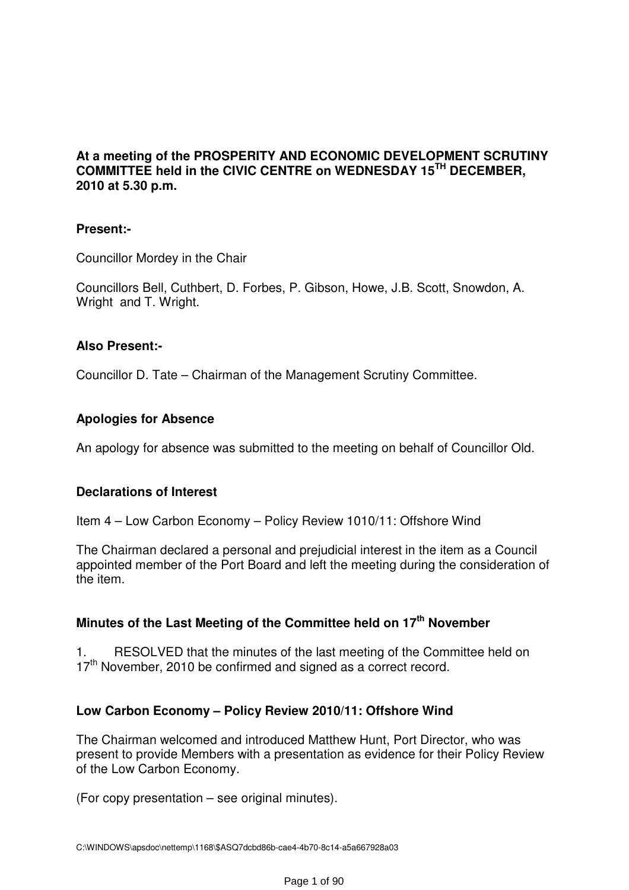**At a meeting of the PROSPERITY AND ECONOMIC DEVELOPMENT SCRUTINY COMMITTEE held in the CIVIC CENTRE on WEDNESDAY 15TH DECEMBER, 2010 at 5.30 p.m.**

**Present:-**

Councillor Mordey in the Chair

Councillors Bell, Cuthbert, D. Forbes, P. Gibson, Howe, J.B. Scott, Snowdon, A. Wright and T. Wright.

**Also Present:-**

Councillor D. Tate – Chairman of the Management Scrutiny Committee.

**Apologies for Absence**

An apology for absence was submitted to the meeting on behalf of Councillor Old.

**Declarations of Interest**

Item 4 – Low Carbon Economy – Policy Review 1010/11: Offshore Wind

The Chairman declared a personal and prejudicial interest in the item as a Council appointed member of the Port Board and left the meeting during the consideration of the item.

**Minutes of the Last Meeting of the Committee held on 17th November**

1. RESOLVED that the minutes of the last meeting of the Committee held on 17th November, 2010 be confirmed and signed as a correct record.

**Low Carbon Economy – Policy Review 2010/11: Offshore Wind**

The Chairman welcomed and introduced Matthew Hunt, Port Director, who was present to provide Members with a presentation as evidence for their Policy Review of the Low Carbon Economy.

(For copy presentation – see original minutes).

C:\WINDOWS\apsdoc\nettemp\1168\$ASQ7dcbd86b-cae4-4b70-8c14-a5a667928a03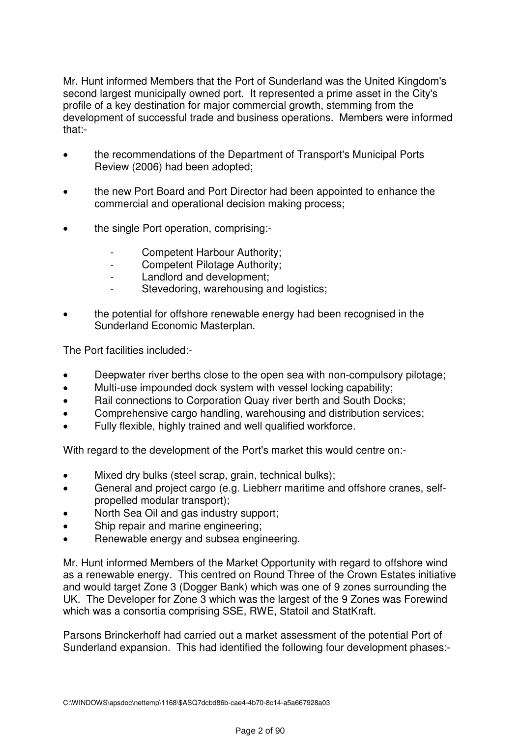Mr. Hunt informed Members that the Port of Sunderland was the United Kingdom's second largest municipally owned port. It represented a prime asset in the City's profile of a key destination for major commercial growth, stemming from the development of successful trade and business operations. Members were informed that:-

- the recommendations of the Department of Transport's Municipal Ports Review (2006) had been adopted;
- the new Port Board and Port Director had been appointed to enhance the commercial and operational decision making process;
- the single Port operation, comprising:-
    - Competent Harbour Authority;
    - Competent Pilotage Authority;
    - Landlord and development;
    - Stevedoring, warehousing and logistics;
- the potential for offshore renewable energy had been recognised in the Sunderland Economic Masterplan.

The Port facilities included:-

- Deepwater river berths close to the open sea with non-compulsory pilotage;
- Multi-use impounded dock system with vessel locking capability;
- Rail connections to Corporation Quay river berth and South Docks;
- Comprehensive cargo handling, warehousing and distribution services;
- Fully flexible, highly trained and well qualified workforce.

With regard to the development of the Port's market this would centre on:-

- Mixed dry bulks (steel scrap, grain, technical bulks);
- General and project cargo (e.g. Liebherr maritime and offshore cranes, self-propelled modular transport);
- North Sea Oil and gas industry support;
- Ship repair and marine engineering;
- Renewable energy and subsea engineering.

Mr. Hunt informed Members of the Market Opportunity with regard to offshore wind as a renewable energy. This centred on Round Three of the Crown Estates initiative and would target Zone 3 (Dogger Bank) which was one of 9 zones surrounding the UK. The Developer for Zone 3 which was the largest of the 9 Zones was Forewind which was a consortia comprising SSE, RWE, Statoil and StatKraft.

Parsons Brinckerhoff had carried out a market assessment of the potential Port of Sunderland expansion. This had identified the following four development phases:-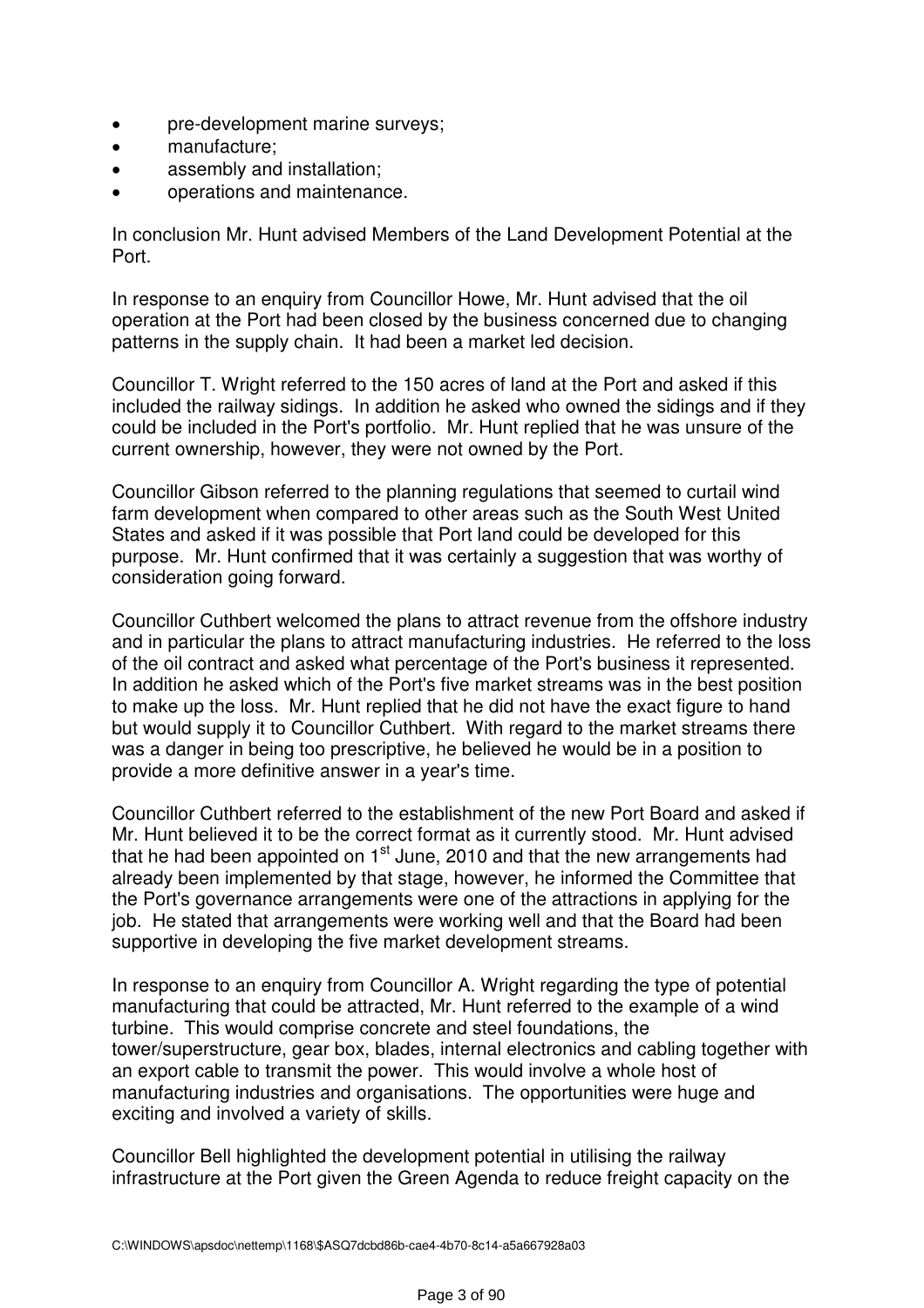- pre-development marine surveys;
- manufacture;
- assembly and installation;
- operations and maintenance.

In conclusion Mr. Hunt advised Members of the Land Development Potential at the Port.

In response to an enquiry from Councillor Howe, Mr. Hunt advised that the oil operation at the Port had been closed by the business concerned due to changing patterns in the supply chain. It had been a market led decision.

Councillor T. Wright referred to the 150 acres of land at the Port and asked if this included the railway sidings. In addition he asked who owned the sidings and if they could be included in the Port's portfolio. Mr. Hunt replied that he was unsure of the current ownership, however, they were not owned by the Port.

Councillor Gibson referred to the planning regulations that seemed to curtail wind farm development when compared to other areas such as the South West United States and asked if it was possible that Port land could be developed for this purpose. Mr. Hunt confirmed that it was certainly a suggestion that was worthy of consideration going forward.

Councillor Cuthbert welcomed the plans to attract revenue from the offshore industry and in particular the plans to attract manufacturing industries. He referred to the loss of the oil contract and asked what percentage of the Port's business it represented. In addition he asked which of the Port's five market streams was in the best position to make up the loss. Mr. Hunt replied that he did not have the exact figure to hand but would supply it to Councillor Cuthbert. With regard to the market streams there was a danger in being too prescriptive, he believed he would be in a position to provide a more definitive answer in a year's time.

Councillor Cuthbert referred to the establishment of the new Port Board and asked if Mr. Hunt believed it to be the correct format as it currently stood. Mr. Hunt advised that he had been appointed on 1st June, 2010 and that the new arrangements had already been implemented by that stage, however, he informed the Committee that the Port's governance arrangements were one of the attractions in applying for the job. He stated that arrangements were working well and that the Board had been supportive in developing the five market development streams.

In response to an enquiry from Councillor A. Wright regarding the type of potential manufacturing that could be attracted, Mr. Hunt referred to the example of a wind turbine. This would comprise concrete and steel foundations, the tower/superstructure, gear box, blades, internal electronics and cabling together with an export cable to transmit the power. This would involve a whole host of manufacturing industries and organisations. The opportunities were huge and exciting and involved a variety of skills.

Councillor Bell highlighted the development potential in utilising the railway infrastructure at the Port given the Green Agenda to reduce freight capacity on the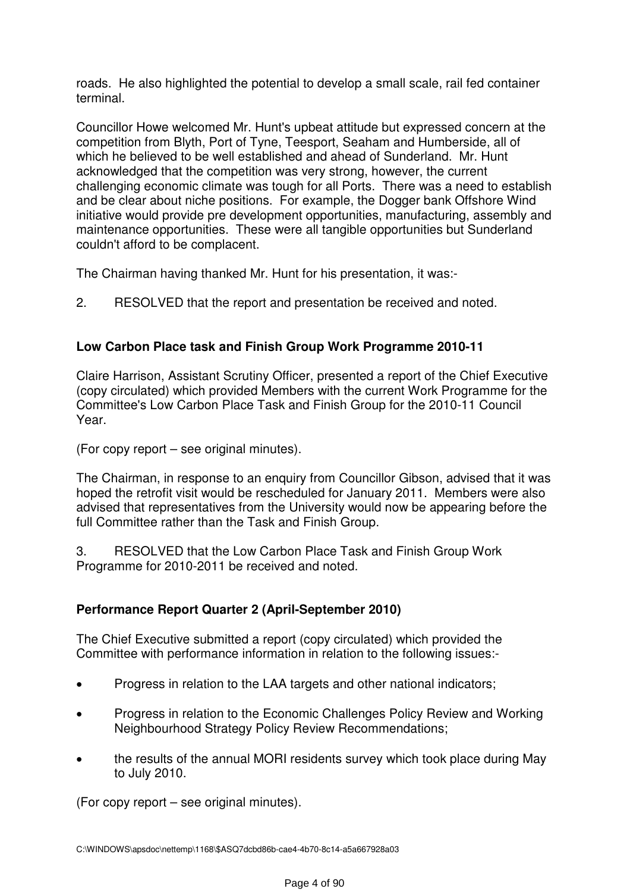roads. He also highlighted the potential to develop a small scale, rail fed container terminal.

Councillor Howe welcomed Mr. Hunt's upbeat attitude but expressed concern at the competition from Blyth, Port of Tyne, Teesport, Seaham and Humberside, all of which he believed to be well established and ahead of Sunderland. Mr. Hunt acknowledged that the competition was very strong, however, the current challenging economic climate was tough for all Ports. There was a need to establish and be clear about niche positions. For example, the Dogger bank Offshore Wind initiative would provide pre development opportunities, manufacturing, assembly and maintenance opportunities. These were all tangible opportunities but Sunderland couldn't afford to be complacent.

The Chairman having thanked Mr. Hunt for his presentation, it was:-

2. RESOLVED that the report and presentation be received and noted.

**Low Carbon Place task and Finish Group Work Programme 2010-11**

Claire Harrison, Assistant Scrutiny Officer, presented a report of the Chief Executive (copy circulated) which provided Members with the current Work Programme for the Committee's Low Carbon Place Task and Finish Group for the 2010-11 Council Year.

(For copy report – see original minutes).

The Chairman, in response to an enquiry from Councillor Gibson, advised that it was hoped the retrofit visit would be rescheduled for January 2011. Members were also advised that representatives from the University would now be appearing before the full Committee rather than the Task and Finish Group.

3. RESOLVED that the Low Carbon Place Task and Finish Group Work Programme for 2010-2011 be received and noted.

**Performance Report Quarter 2 (April-September 2010)**

The Chief Executive submitted a report (copy circulated) which provided the Committee with performance information in relation to the following issues:-

- Progress in relation to the LAA targets and other national indicators;
- Progress in relation to the Economic Challenges Policy Review and Working Neighbourhood Strategy Policy Review Recommendations;
- the results of the annual MORI residents survey which took place during May to July 2010.

(For copy report – see original minutes).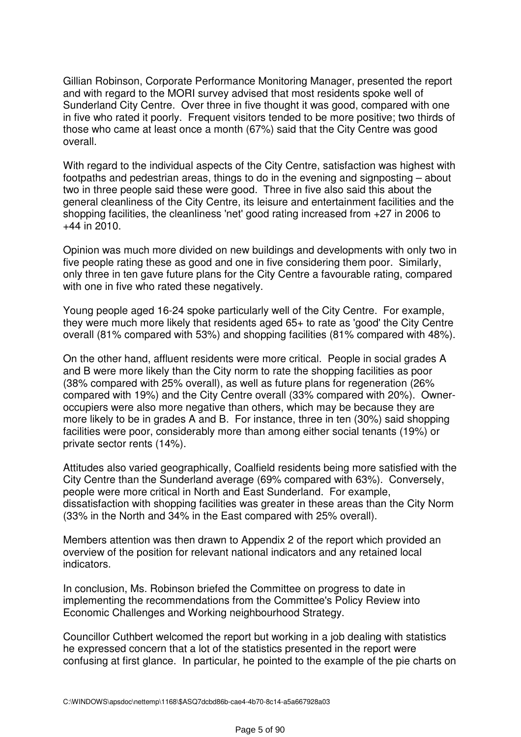Gillian Robinson, Corporate Performance Monitoring Manager, presented the report and with regard to the MORI survey advised that most residents spoke well of Sunderland City Centre. Over three in five thought it was good, compared with one in five who rated it poorly. Frequent visitors tended to be more positive; two thirds of those who came at least once a month (67%) said that the City Centre was good overall.

With regard to the individual aspects of the City Centre, satisfaction was highest with footpaths and pedestrian areas, things to do in the evening and signposting – about two in three people said these were good. Three in five also said this about the general cleanliness of the City Centre, its leisure and entertainment facilities and the shopping facilities, the cleanliness 'net' good rating increased from +27 in 2006 to +44 in 2010.

Opinion was much more divided on new buildings and developments with only two in five people rating these as good and one in five considering them poor. Similarly, only three in ten gave future plans for the City Centre a favourable rating, compared with one in five who rated these negatively.

Young people aged 16-24 spoke particularly well of the City Centre. For example, they were much more likely that residents aged 65+ to rate as 'good' the City Centre overall (81% compared with 53%) and shopping facilities (81% compared with 48%).

On the other hand, affluent residents were more critical. People in social grades A and B were more likely than the City norm to rate the shopping facilities as poor (38% compared with 25% overall), as well as future plans for regeneration (26% compared with 19%) and the City Centre overall (33% compared with 20%). Owner-occupiers were also more negative than others, which may be because they are more likely to be in grades A and B. For instance, three in ten (30%) said shopping facilities were poor, considerably more than among either social tenants (19%) or private sector rents (14%).

Attitudes also varied geographically, Coalfield residents being more satisfied with the City Centre than the Sunderland average (69% compared with 63%). Conversely, people were more critical in North and East Sunderland. For example, dissatisfaction with shopping facilities was greater in these areas than the City Norm (33% in the North and 34% in the East compared with 25% overall).

Members attention was then drawn to Appendix 2 of the report which provided an overview of the position for relevant national indicators and any retained local indicators.

In conclusion, Ms. Robinson briefed the Committee on progress to date in implementing the recommendations from the Committee's Policy Review into Economic Challenges and Working neighbourhood Strategy.

Councillor Cuthbert welcomed the report but working in a job dealing with statistics he expressed concern that a lot of the statistics presented in the report were confusing at first glance. In particular, he pointed to the example of the pie charts on

C:\WINDOWS\apsdoc\nettemp\1168\$ASQ7dcbd86b-cae4-4b70-8c14-a5a667928a03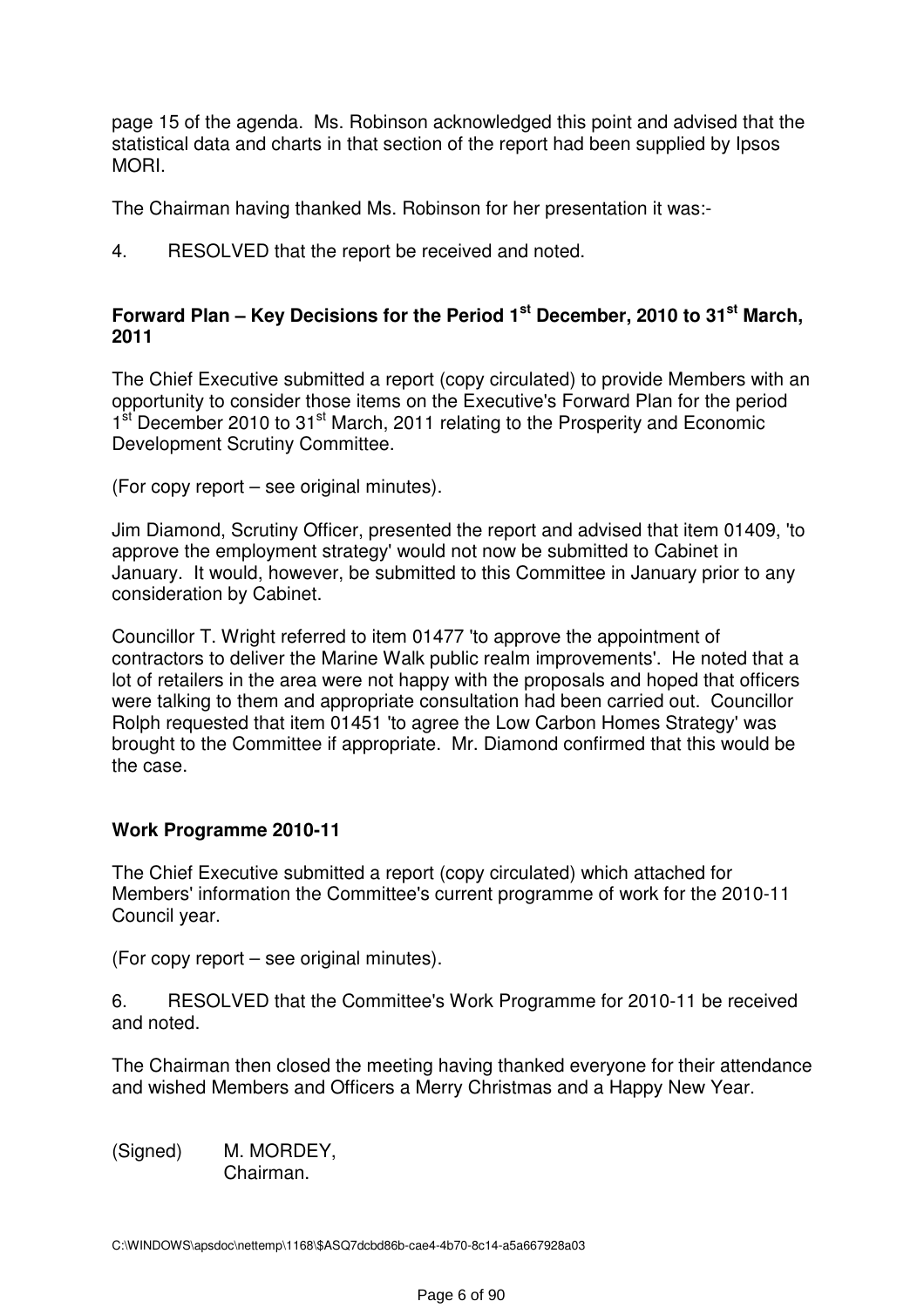page 15 of the agenda. Ms. Robinson acknowledged this point and advised that the statistical data and charts in that section of the report had been supplied by Ipsos MORI.

The Chairman having thanked Ms. Robinson for her presentation it was:-

4. RESOLVED that the report be received and noted.

## Forward Plan – Key Decisions for the Period 1st December, 2010 to 31st March, 2011

The Chief Executive submitted a report (copy circulated) to provide Members with an opportunity to consider those items on the Executive's Forward Plan for the period 1st December 2010 to 31st March, 2011 relating to the Prosperity and Economic Development Scrutiny Committee.

(For copy report – see original minutes).

Jim Diamond, Scrutiny Officer, presented the report and advised that item 01409, 'to approve the employment strategy' would not now be submitted to Cabinet in January. It would, however, be submitted to this Committee in January prior to any consideration by Cabinet.

Councillor T. Wright referred to item 01477 'to approve the appointment of contractors to deliver the Marine Walk public realm improvements'. He noted that a lot of retailers in the area were not happy with the proposals and hoped that officers were talking to them and appropriate consultation had been carried out. Councillor Rolph requested that item 01451 'to agree the Low Carbon Homes Strategy' was brought to the Committee if appropriate. Mr. Diamond confirmed that this would be the case.

## Work Programme 2010-11

The Chief Executive submitted a report (copy circulated) which attached for Members' information the Committee's current programme of work for the 2010-11 Council year.

(For copy report – see original minutes).

6. RESOLVED that the Committee's Work Programme for 2010-11 be received and noted.

The Chairman then closed the meeting having thanked everyone for their attendance and wished Members and Officers a Merry Christmas and a Happy New Year.

(Signed) M. MORDEY,
Chairman.

C:\WINDOWS\apsdoc\nettemp\1168\$ASQ7dcbd86b-cae4-4b70-8c14-a5a667928a03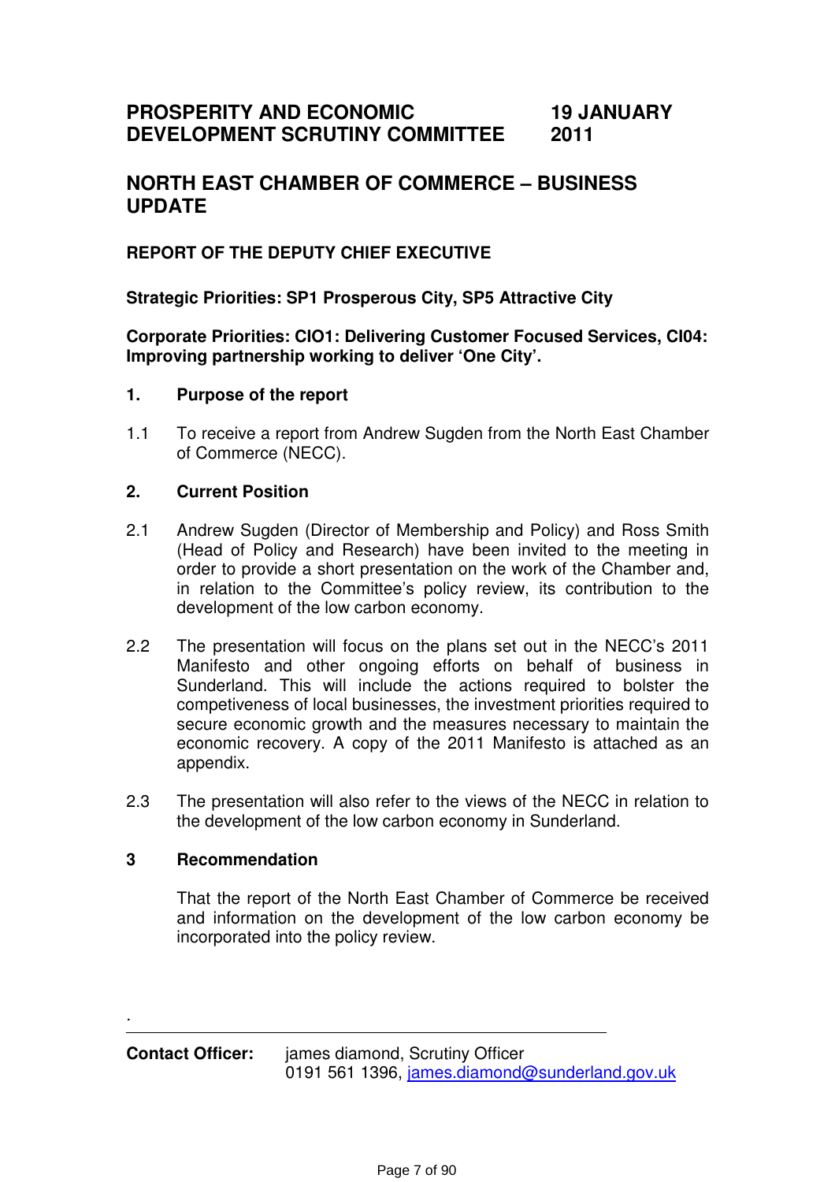# PROSPERITY AND ECONOMIC DEVELOPMENT SCRUTINY COMMITTEE

# 19 JANUARY 2011

## NORTH EAST CHAMBER OF COMMERCE – BUSINESS UPDATE

### REPORT OF THE DEPUTY CHIEF EXECUTIVE

**Strategic Priorities: SP1 Prosperous City, SP5 Attractive City**

**Corporate Priorities: CIO1: Delivering Customer Focused Services, CI04: Improving partnership working to deliver 'One City'.**

### 1. Purpose of the report

1.1 To receive a report from Andrew Sugden from the North East Chamber of Commerce (NECC).

### 2. Current Position

2.1 Andrew Sugden (Director of Membership and Policy) and Ross Smith (Head of Policy and Research) have been invited to the meeting in order to provide a short presentation on the work of the Chamber and, in relation to the Committee's policy review, its contribution to the development of the low carbon economy.

2.2 The presentation will focus on the plans set out in the NECC's 2011 Manifesto and other ongoing efforts on behalf of business in Sunderland. This will include the actions required to bolster the competiveness of local businesses, the investment priorities required to secure economic growth and the measures necessary to maintain the economic recovery. A copy of the 2011 Manifesto is attached as an appendix.

2.3 The presentation will also refer to the views of the NECC in relation to the development of the low carbon economy in Sunderland.

### 3 Recommendation

That the report of the North East Chamber of Commerce be received and information on the development of the low carbon economy be incorporated into the policy review.

.

---

**Contact Officer:** james diamond, Scrutiny Officer
0191 561 1396, james.diamond@sunderland.gov.uk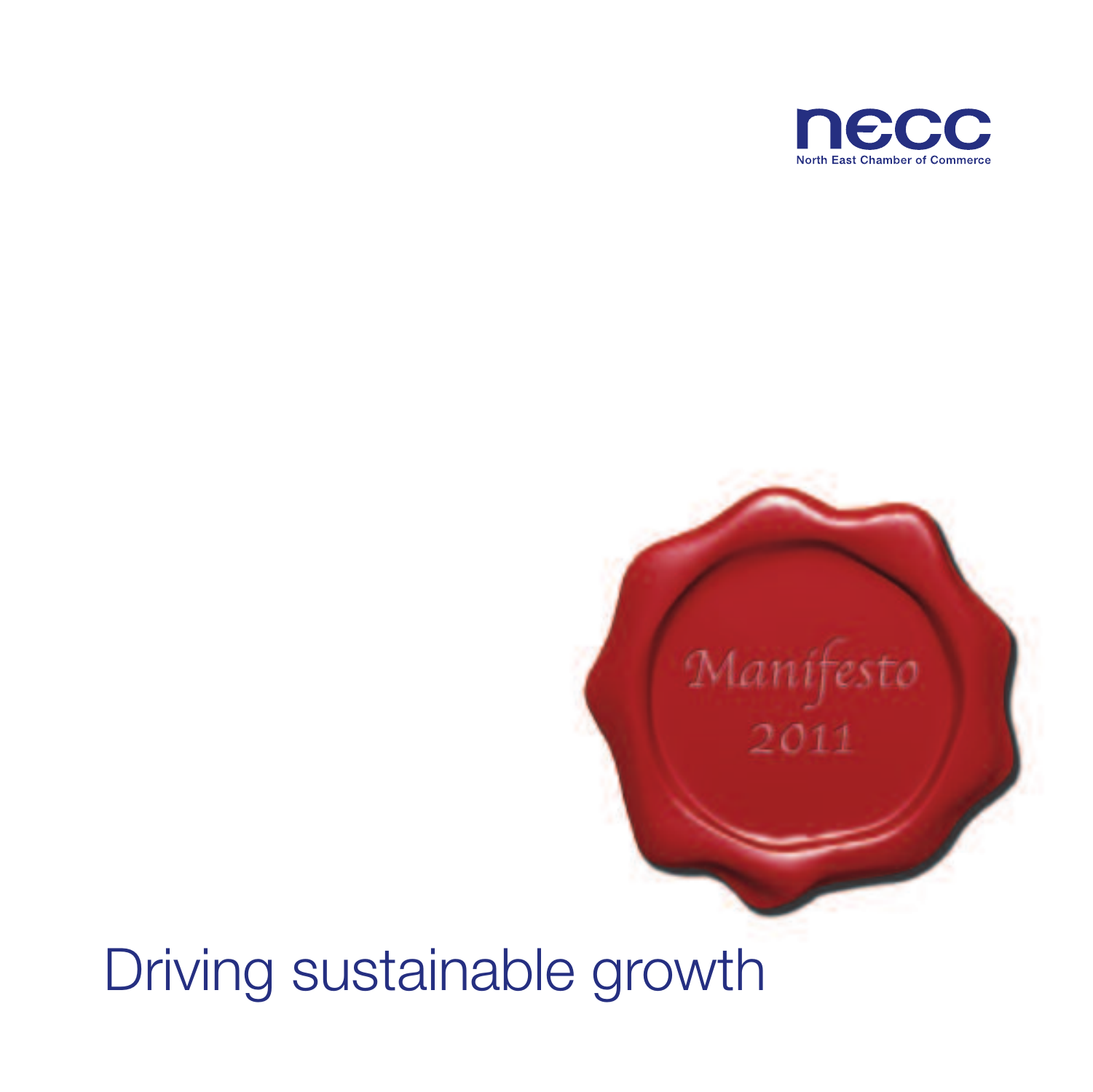necc

North East Chamber of Commerce

Manifesto 2011

# Driving sustainable growth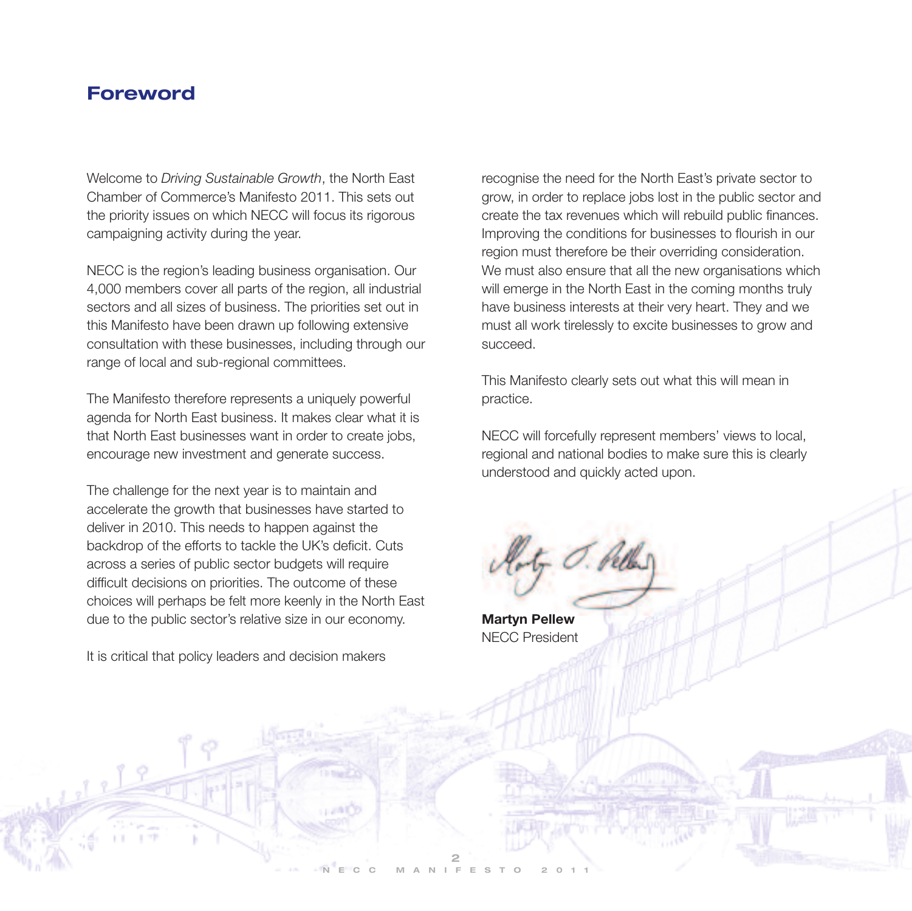# Foreword

Welcome to *Driving Sustainable Growth*, the North East Chamber of Commerce's Manifesto 2011. This sets out the priority issues on which NECC will focus its rigorous campaigning activity during the year.

NECC is the region's leading business organisation. Our 4,000 members cover all parts of the region, all industrial sectors and all sizes of business. The priorities set out in this Manifesto have been drawn up following extensive consultation with these businesses, including through our range of local and sub-regional committees.

The Manifesto therefore represents a uniquely powerful agenda for North East business. It makes clear what it is that North East businesses want in order to create jobs, encourage new investment and generate success.

The challenge for the next year is to maintain and accelerate the growth that businesses have started to deliver in 2010. This needs to happen against the backdrop of the efforts to tackle the UK's deficit. Cuts across a series of public sector budgets will require difficult decisions on priorities. The outcome of these choices will perhaps be felt more keenly in the North East due to the public sector's relative size in our economy.

It is critical that policy leaders and decision makers recognise the need for the North East's private sector to grow, in order to replace jobs lost in the public sector and create the tax revenues which will rebuild public finances. Improving the conditions for businesses to flourish in our region must therefore be their overriding consideration. We must also ensure that all the new organisations which will emerge in the North East in the coming months truly have business interests at their very heart. They and we must all work tirelessly to excite businesses to grow and succeed.

This Manifesto clearly sets out what this will mean in practice.

NECC will forcefully represent members' views to local, regional and national bodies to make sure this is clearly understood and quickly acted upon.

**Martyn Pellew**
NECC President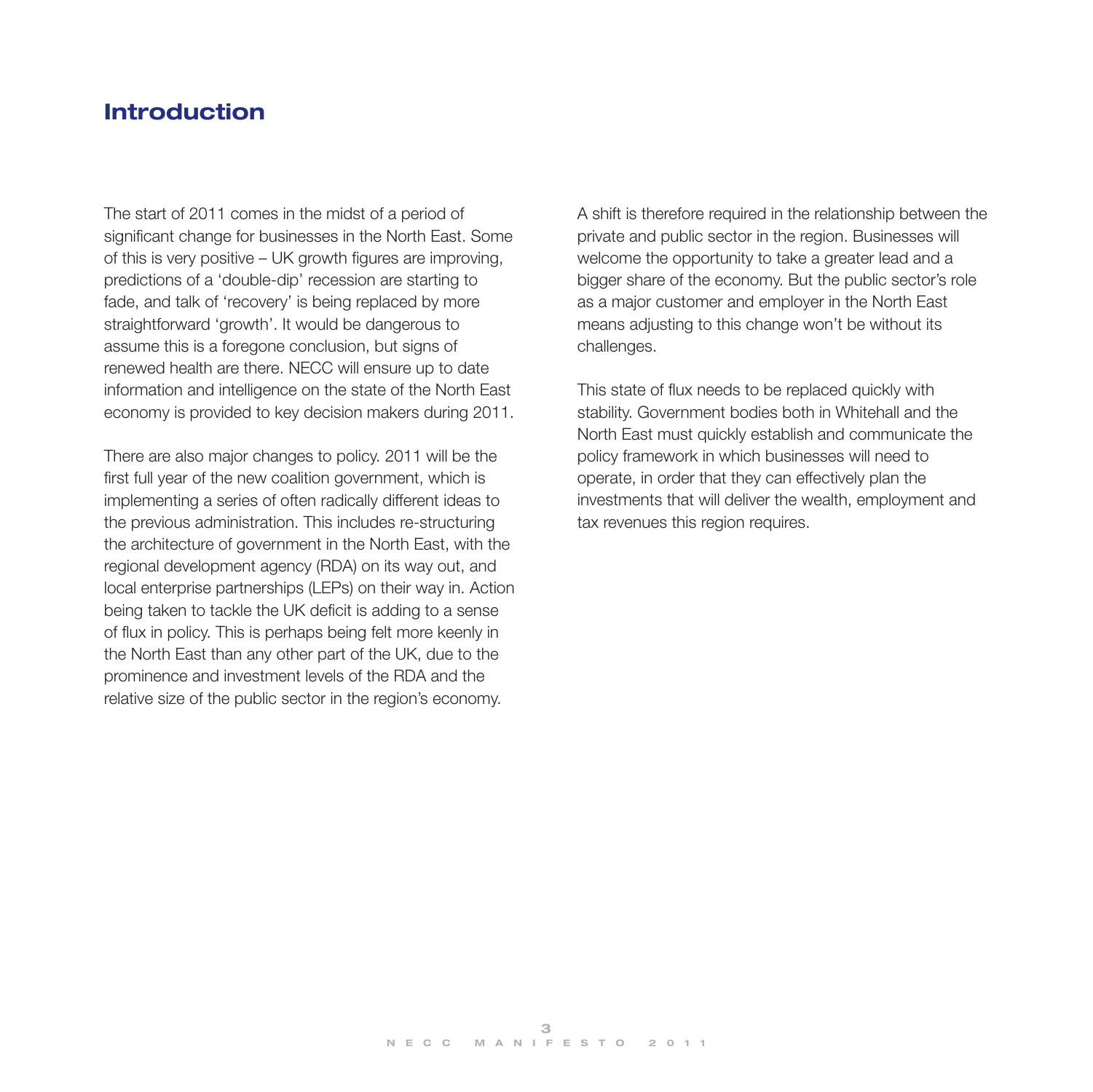# Introduction

The start of 2011 comes in the midst of a period of significant change for businesses in the North East. Some of this is very positive – UK growth figures are improving, predictions of a 'double-dip' recession are starting to fade, and talk of 'recovery' is being replaced by more straightforward 'growth'. It would be dangerous to assume this is a foregone conclusion, but signs of renewed health are there. NECC will ensure up to date information and intelligence on the state of the North East economy is provided to key decision makers during 2011.

There are also major changes to policy. 2011 will be the first full year of the new coalition government, which is implementing a series of often radically different ideas to the previous administration. This includes re-structuring the architecture of government in the North East, with the regional development agency (RDA) on its way out, and local enterprise partnerships (LEPs) on their way in. Action being taken to tackle the UK deficit is adding to a sense of flux in policy. This is perhaps being felt more keenly in the North East than any other part of the UK, due to the prominence and investment levels of the RDA and the relative size of the public sector in the region's economy.

A shift is therefore required in the relationship between the private and public sector in the region. Businesses will welcome the opportunity to take a greater lead and a bigger share of the economy. But the public sector's role as a major customer and employer in the North East means adjusting to this change won't be without its challenges.

This state of flux needs to be replaced quickly with stability. Government bodies both in Whitehall and the North East must quickly establish and communicate the policy framework in which businesses will need to operate, in order that they can effectively plan the investments that will deliver the wealth, employment and tax revenues this region requires.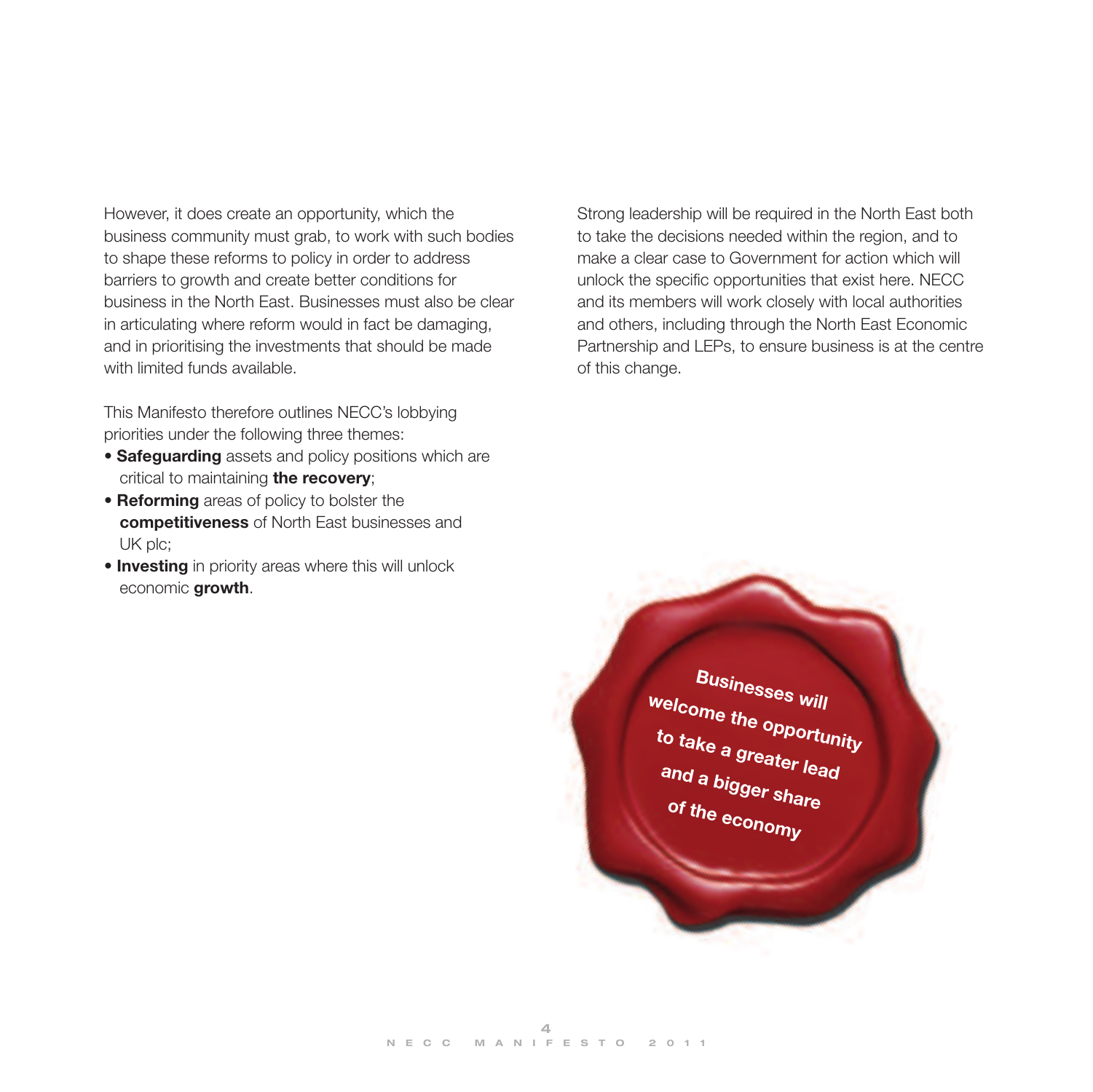However, it does create an opportunity, which the business community must grab, to work with such bodies to shape these reforms to policy in order to address barriers to growth and create better conditions for business in the North East. Businesses must also be clear in articulating where reform would in fact be damaging, and in prioritising the investments that should be made with limited funds available.

This Manifesto therefore outlines NECC's lobbying priorities under the following three themes:

- **Safeguarding** assets and policy positions which are critical to maintaining **the recovery**;
- **Reforming** areas of policy to bolster the **competitiveness** of North East businesses and UK plc;
- **Investing** in priority areas where this will unlock economic **growth**.

Strong leadership will be required in the North East both to take the decisions needed within the region, and to make a clear case to Government for action which will unlock the specific opportunities that exist here. NECC and its members will work closely with local authorities and others, including through the North East Economic Partnership and LEPs, to ensure business is at the centre of this change.

**Businesses will welcome the opportunity to take a greater lead and a bigger share of the economy**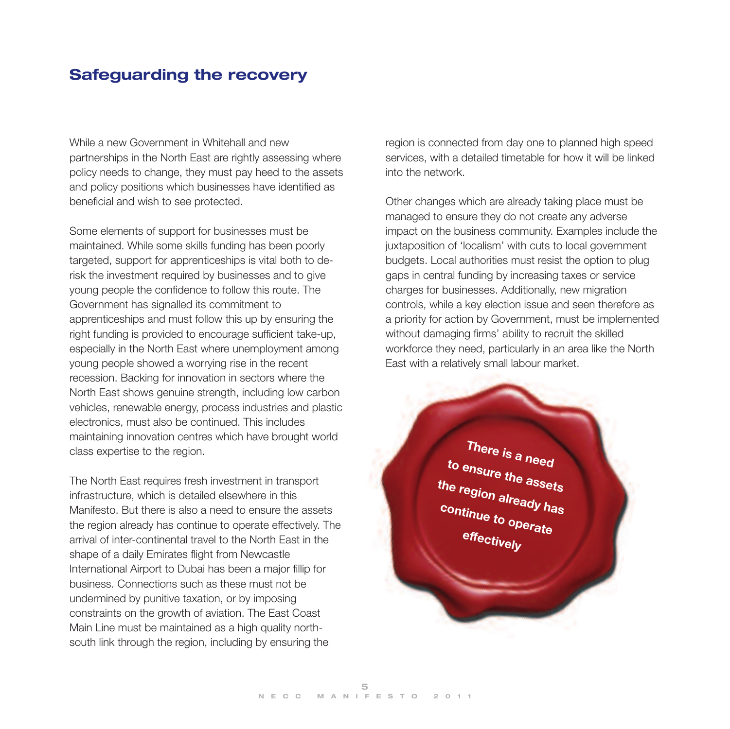## Safeguarding the recovery

While a new Government in Whitehall and new partnerships in the North East are rightly assessing where policy needs to change, they must pay heed to the assets and policy positions which businesses have identified as beneficial and wish to see protected.

Some elements of support for businesses must be maintained. While some skills funding has been poorly targeted, support for apprenticeships is vital both to de-risk the investment required by businesses and to give young people the confidence to follow this route. The Government has signalled its commitment to apprenticeships and must follow this up by ensuring the right funding is provided to encourage sufficient take-up, especially in the North East where unemployment among young people showed a worrying rise in the recent recession. Backing for innovation in sectors where the North East shows genuine strength, including low carbon vehicles, renewable energy, process industries and plastic electronics, must also be continued. This includes maintaining innovation centres which have brought world class expertise to the region.

The North East requires fresh investment in transport infrastructure, which is detailed elsewhere in this Manifesto. But there is also a need to ensure the assets the region already has continue to operate effectively. The arrival of inter-continental travel to the North East in the shape of a daily Emirates flight from Newcastle International Airport to Dubai has been a major fillip for business. Connections such as these must not be undermined by punitive taxation, or by imposing constraints on the growth of aviation. The East Coast Main Line must be maintained as a high quality north-south link through the region, including by ensuring the region is connected from day one to planned high speed services, with a detailed timetable for how it will be linked into the network.

Other changes which are already taking place must be managed to ensure they do not create any adverse impact on the business community. Examples include the juxtaposition of 'localism' with cuts to local government budgets. Local authorities must resist the option to plug gaps in central funding by increasing taxes or service charges for businesses. Additionally, new migration controls, while a key election issue and seen therefore as a priority for action by Government, must be implemented without damaging firms' ability to recruit the skilled workforce they need, particularly in an area like the North East with a relatively small labour market.

**There is a need to ensure the assets the region already has continue to operate effectively**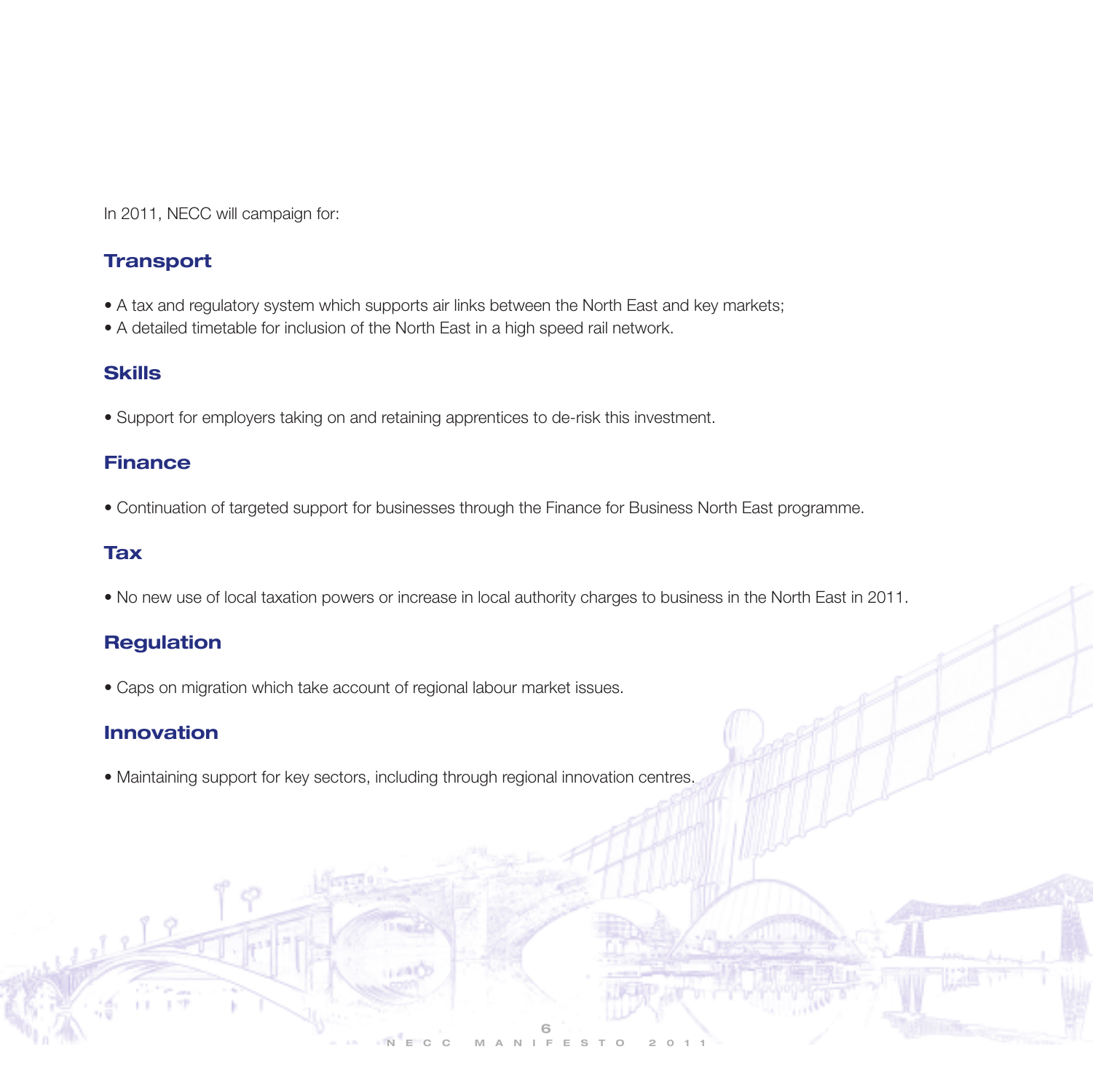In 2011, NECC will campaign for:

## Transport

- A tax and regulatory system which supports air links between the North East and key markets;
- A detailed timetable for inclusion of the North East in a high speed rail network.

## Skills

- Support for employers taking on and retaining apprentices to de-risk this investment.

## Finance

- Continuation of targeted support for businesses through the Finance for Business North East programme.

## Tax

- No new use of local taxation powers or increase in local authority charges to business in the North East in 2011.

## Regulation

- Caps on migration which take account of regional labour market issues.

## Innovation

- Maintaining support for key sectors, including through regional innovation centres.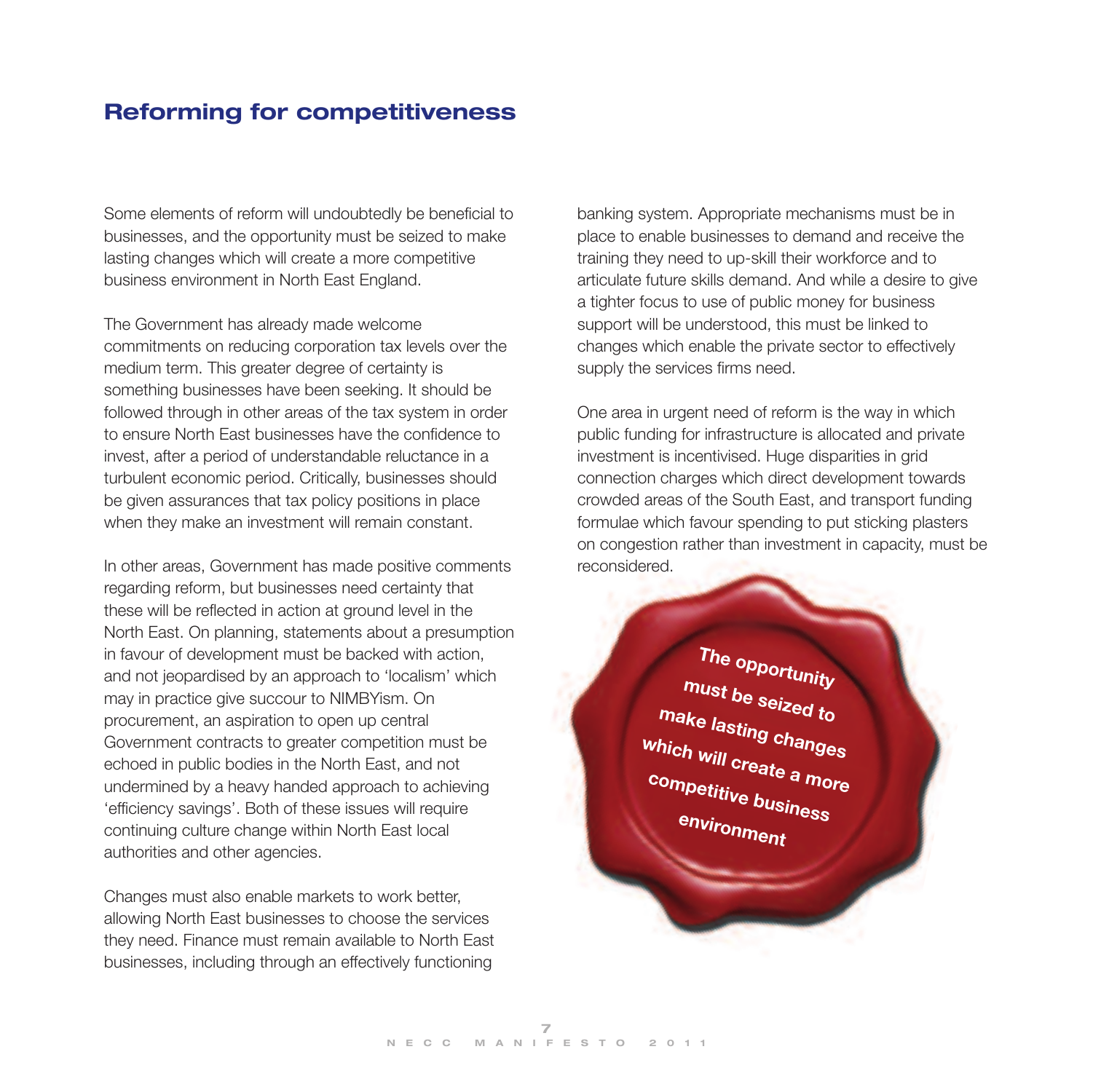## Reforming for competitiveness

Some elements of reform will undoubtedly be beneficial to businesses, and the opportunity must be seized to make lasting changes which will create a more competitive business environment in North East England.

The Government has already made welcome commitments on reducing corporation tax levels over the medium term. This greater degree of certainty is something businesses have been seeking. It should be followed through in other areas of the tax system in order to ensure North East businesses have the confidence to invest, after a period of understandable reluctance in a turbulent economic period. Critically, businesses should be given assurances that tax policy positions in place when they make an investment will remain constant.

In other areas, Government has made positive comments regarding reform, but businesses need certainty that these will be reflected in action at ground level in the North East. On planning, statements about a presumption in favour of development must be backed with action, and not jeopardised by an approach to 'localism' which may in practice give succour to NIMBYism. On procurement, an aspiration to open up central Government contracts to greater competition must be echoed in public bodies in the North East, and not undermined by a heavy handed approach to achieving 'efficiency savings'. Both of these issues will require continuing culture change within North East local authorities and other agencies.

Changes must also enable markets to work better, allowing North East businesses to choose the services they need. Finance must remain available to North East businesses, including through an effectively functioning banking system. Appropriate mechanisms must be in place to enable businesses to demand and receive the training they need to up-skill their workforce and to articulate future skills demand. And while a desire to give a tighter focus to use of public money for business support will be understood, this must be linked to changes which enable the private sector to effectively supply the services firms need.

One area in urgent need of reform is the way in which public funding for infrastructure is allocated and private investment is incentivised. Huge disparities in grid connection charges which direct development towards crowded areas of the South East, and transport funding formulae which favour spending to put sticking plasters on congestion rather than investment in capacity, must be reconsidered.

**The opportunity must be seized to make lasting changes which will create a more competitive business environment**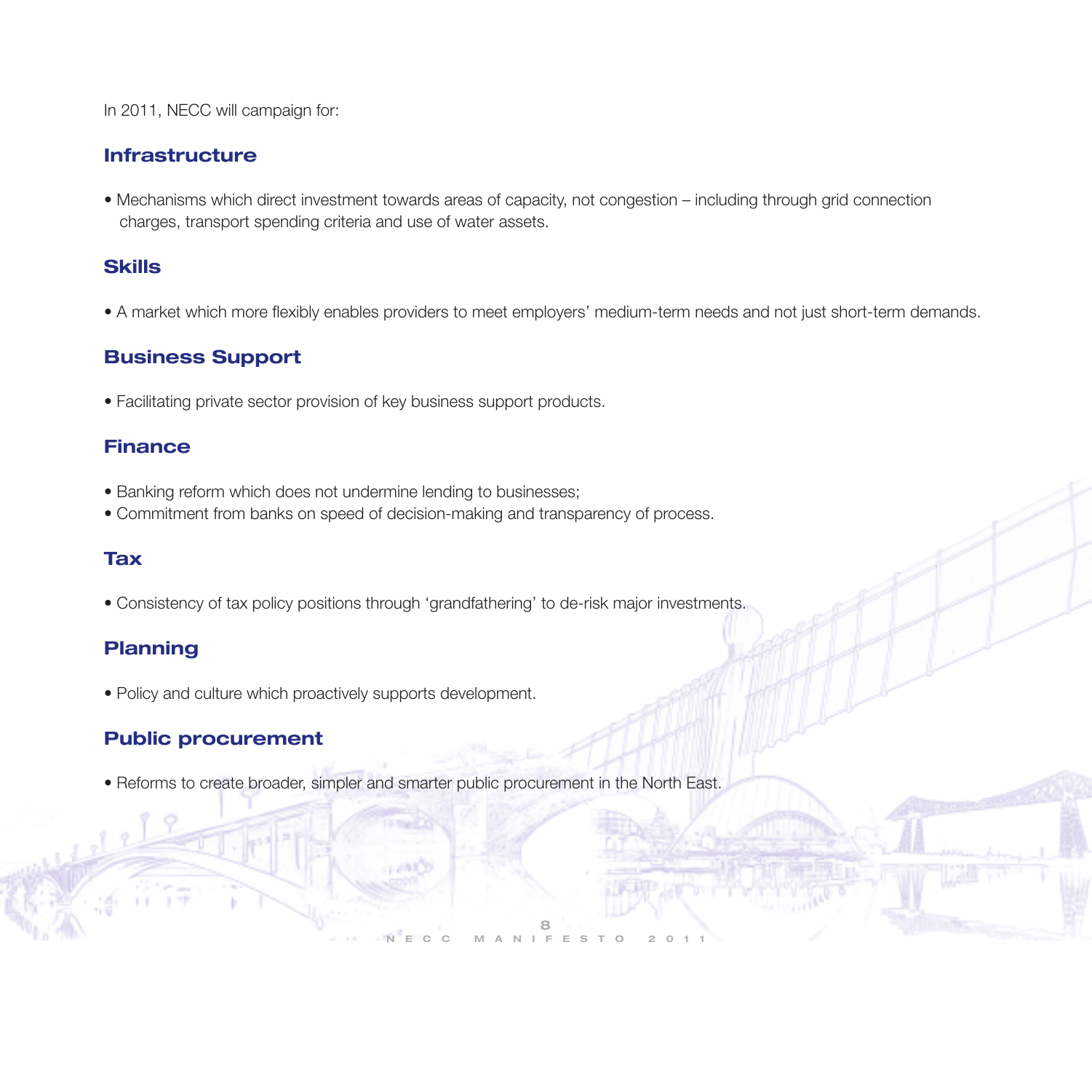In 2011, NECC will campaign for:

## Infrastructure

- Mechanisms which direct investment towards areas of capacity, not congestion – including through grid connection charges, transport spending criteria and use of water assets.

## Skills

- A market which more flexibly enables providers to meet employers' medium-term needs and not just short-term demands.

## Business Support

- Facilitating private sector provision of key business support products.

## Finance

- Banking reform which does not undermine lending to businesses;
- Commitment from banks on speed of decision-making and transparency of process.

## Tax

- Consistency of tax policy positions through 'grandfathering' to de-risk major investments.

## Planning

- Policy and culture which proactively supports development.

## Public procurement

- Reforms to create broader, simpler and smarter public procurement in the North East.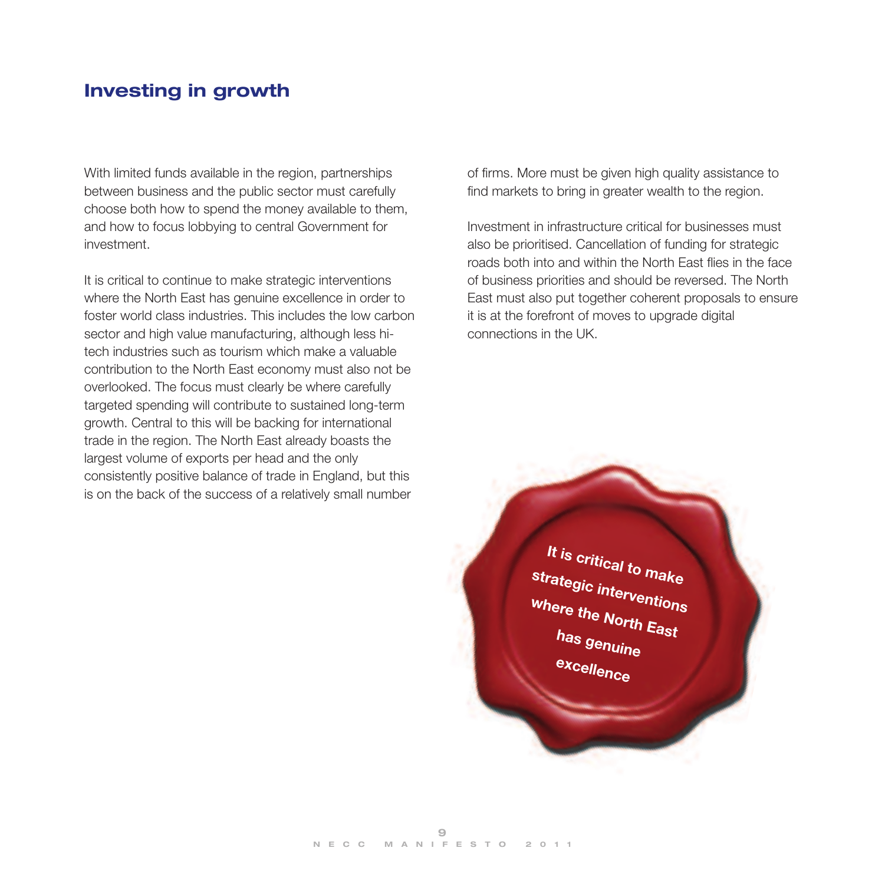## Investing in growth

With limited funds available in the region, partnerships between business and the public sector must carefully choose both how to spend the money available to them, and how to focus lobbying to central Government for investment.

It is critical to continue to make strategic interventions where the North East has genuine excellence in order to foster world class industries. This includes the low carbon sector and high value manufacturing, although less hi-tech industries such as tourism which make a valuable contribution to the North East economy must also not be overlooked. The focus must clearly be where carefully targeted spending will contribute to sustained long-term growth. Central to this will be backing for international trade in the region. The North East already boasts the largest volume of exports per head and the only consistently positive balance of trade in England, but this is on the back of the success of a relatively small number of firms. More must be given high quality assistance to find markets to bring in greater wealth to the region.

Investment in infrastructure critical for businesses must also be prioritised. Cancellation of funding for strategic roads both into and within the North East flies in the face of business priorities and should be reversed. The North East must also put together coherent proposals to ensure it is at the forefront of moves to upgrade digital connections in the UK.

**It is critical to make strategic interventions where the North East has genuine excellence**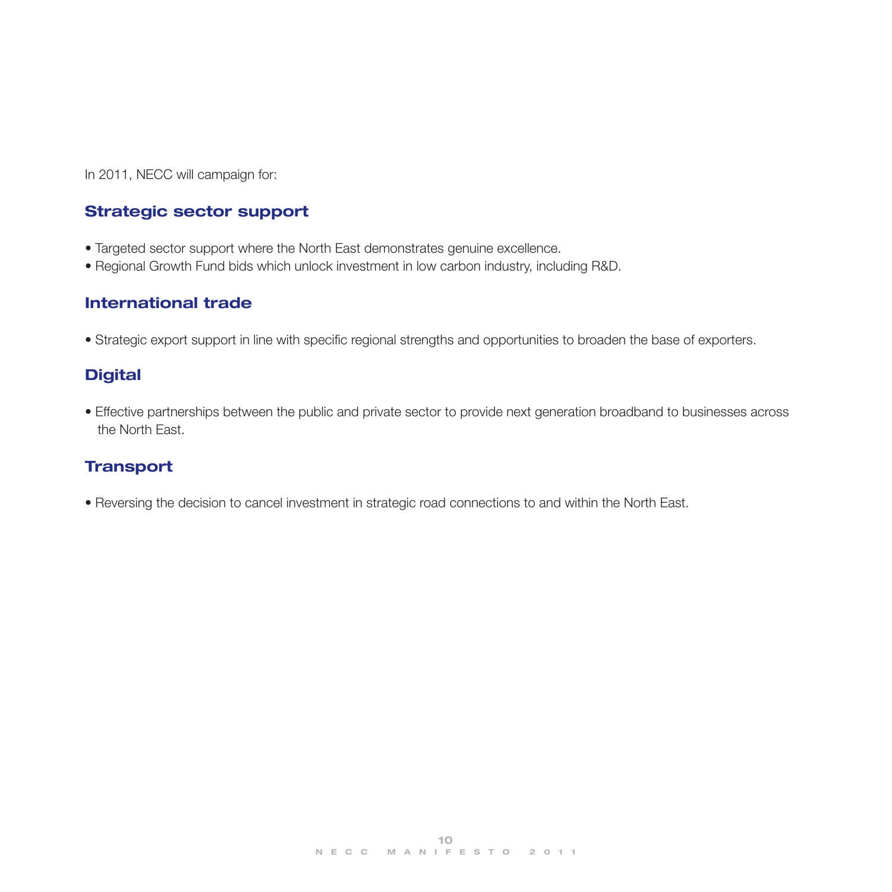In 2011, NECC will campaign for:

## Strategic sector support

- Targeted sector support where the North East demonstrates genuine excellence.
- Regional Growth Fund bids which unlock investment in low carbon industry, including R&D.

## International trade

- Strategic export support in line with specific regional strengths and opportunities to broaden the base of exporters.

## Digital

- Effective partnerships between the public and private sector to provide next generation broadband to businesses across the North East.

## Transport

- Reversing the decision to cancel investment in strategic road connections to and within the North East.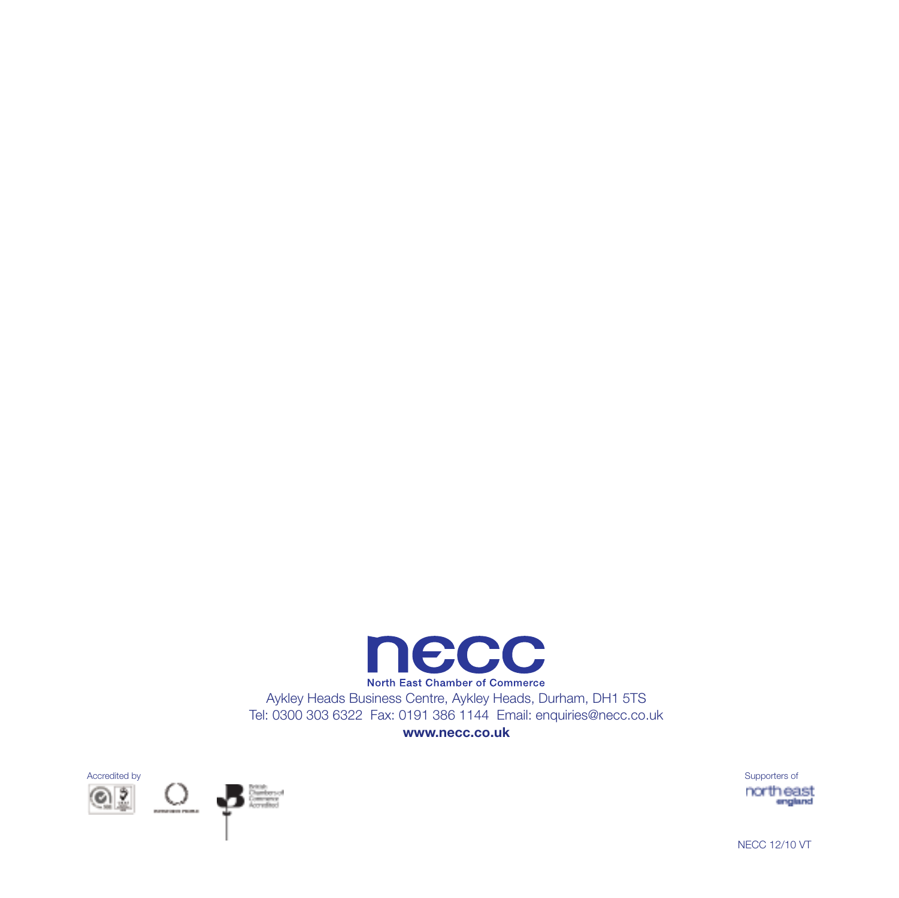necc

North East Chamber of Commerce

Aykley Heads Business Centre, Aykley Heads, Durham, DH1 5TS

Tel: 0300 303 6322  Fax: 0191 386 1144  Email: enquiries@necc.co.uk

**www.necc.co.uk**

Accredited by

Supporters of

north east england

NECC 12/10 VT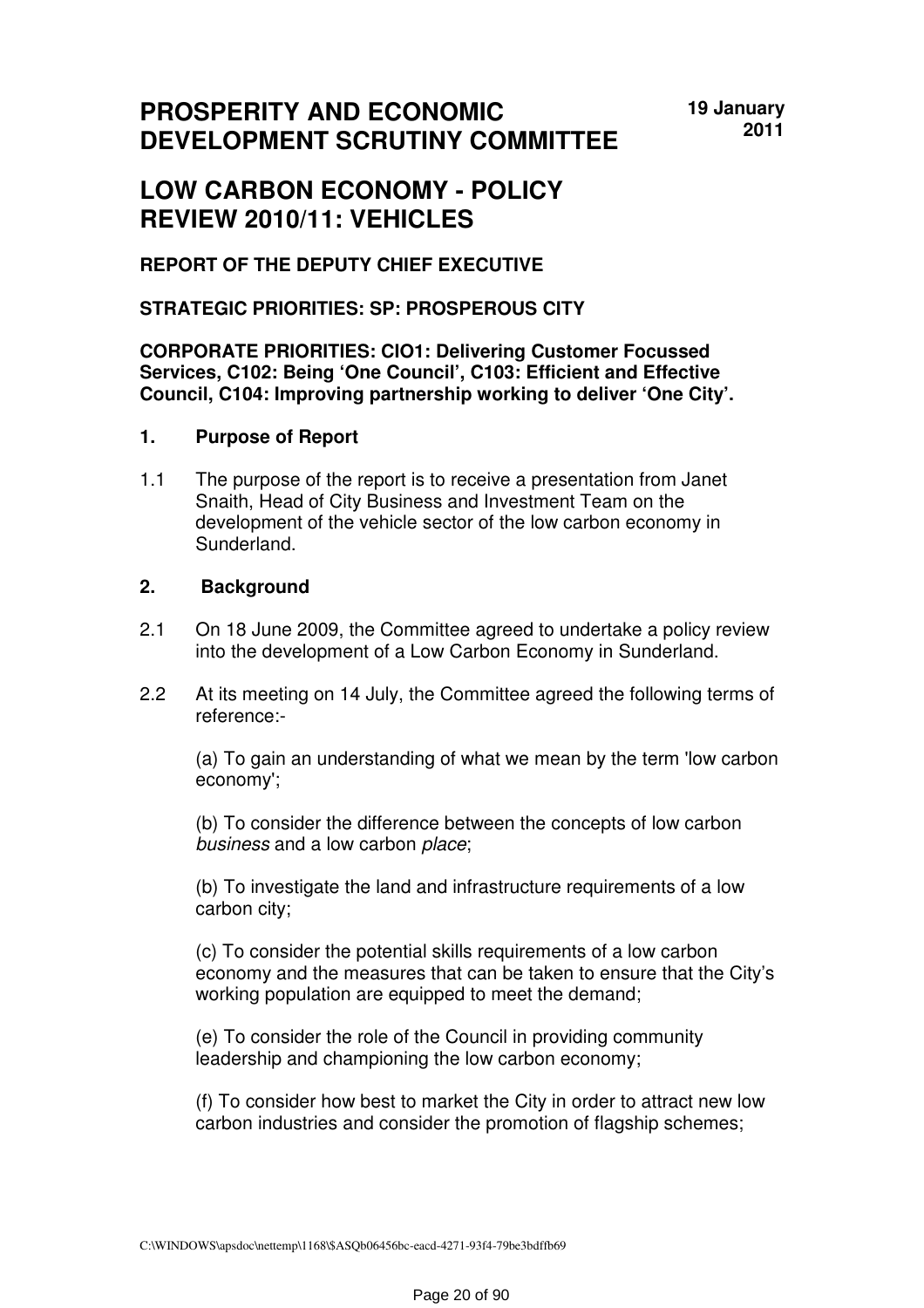# PROSPERITY AND ECONOMIC DEVELOPMENT SCRUTINY COMMITTEE

**19 January 2011**

# LOW CARBON ECONOMY - POLICY REVIEW 2010/11: VEHICLES

**REPORT OF THE DEPUTY CHIEF EXECUTIVE**

**STRATEGIC PRIORITIES: SP: PROSPEROUS CITY**

**CORPORATE PRIORITIES: CIO1: Delivering Customer Focussed Services, C102: Being 'One Council', C103: Efficient and Effective Council, C104: Improving partnership working to deliver 'One City'.**

## 1. Purpose of Report

1.1 The purpose of the report is to receive a presentation from Janet Snaith, Head of City Business and Investment Team on the development of the vehicle sector of the low carbon economy in Sunderland.

## 2. Background

2.1 On 18 June 2009, the Committee agreed to undertake a policy review into the development of a Low Carbon Economy in Sunderland.

2.2 At its meeting on 14 July, the Committee agreed the following terms of reference:-

(a) To gain an understanding of what we mean by the term 'low carbon economy';

(b) To consider the difference between the concepts of low carbon *business* and a low carbon *place*;

(b) To investigate the land and infrastructure requirements of a low carbon city;

(c) To consider the potential skills requirements of a low carbon economy and the measures that can be taken to ensure that the City's working population are equipped to meet the demand;

(e) To consider the role of the Council in providing community leadership and championing the low carbon economy;

(f) To consider how best to market the City in order to attract new low carbon industries and consider the promotion of flagship schemes;

C:\WINDOWS\apsdoc\nettemp\1168\$ASQb06456bc-eacd-4271-93f4-79be3bdffb69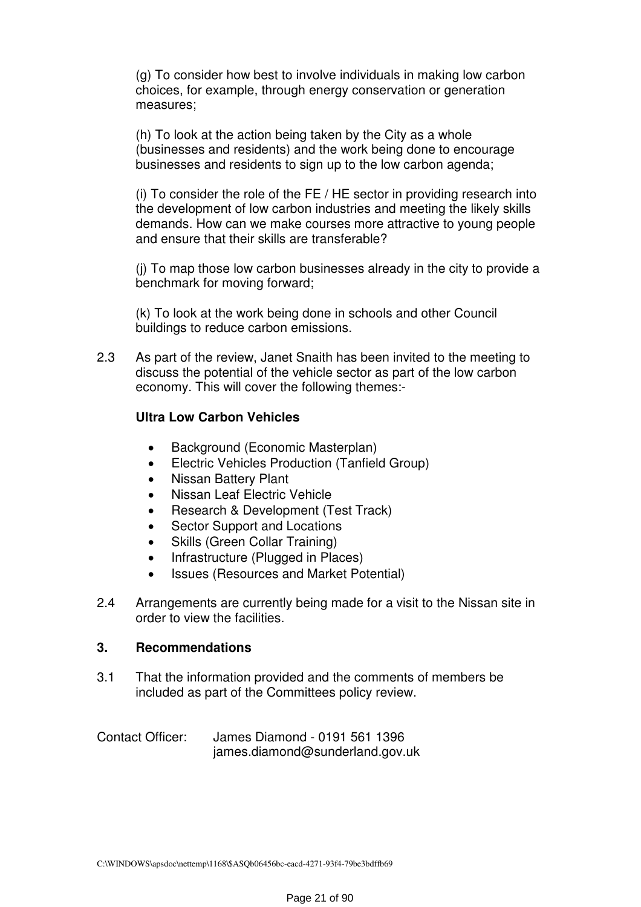(g) To consider how best to involve individuals in making low carbon choices, for example, through energy conservation or generation measures;

(h) To look at the action being taken by the City as a whole (businesses and residents) and the work being done to encourage businesses and residents to sign up to the low carbon agenda;

(i) To consider the role of the FE / HE sector in providing research into the development of low carbon industries and meeting the likely skills demands. How can we make courses more attractive to young people and ensure that their skills are transferable?

(j) To map those low carbon businesses already in the city to provide a benchmark for moving forward;

(k) To look at the work being done in schools and other Council buildings to reduce carbon emissions.

2.3 As part of the review, Janet Snaith has been invited to the meeting to discuss the potential of the vehicle sector as part of the low carbon economy. This will cover the following themes:-

**Ultra Low Carbon Vehicles**

- Background (Economic Masterplan)
- Electric Vehicles Production (Tanfield Group)
- Nissan Battery Plant
- Nissan Leaf Electric Vehicle
- Research & Development (Test Track)
- Sector Support and Locations
- Skills (Green Collar Training)
- Infrastructure (Plugged in Places)
- Issues (Resources and Market Potential)

2.4 Arrangements are currently being made for a visit to the Nissan site in order to view the facilities.

## 3. Recommendations

3.1 That the information provided and the comments of members be included as part of the Committees policy review.

Contact Officer: James Diamond - 0191 561 1396
james.diamond@sunderland.gov.uk

C:\WINDOWS\apsdoc\nettemp\1168\$ASQb06456bc-eacd-4271-93f4-79be3bdffb69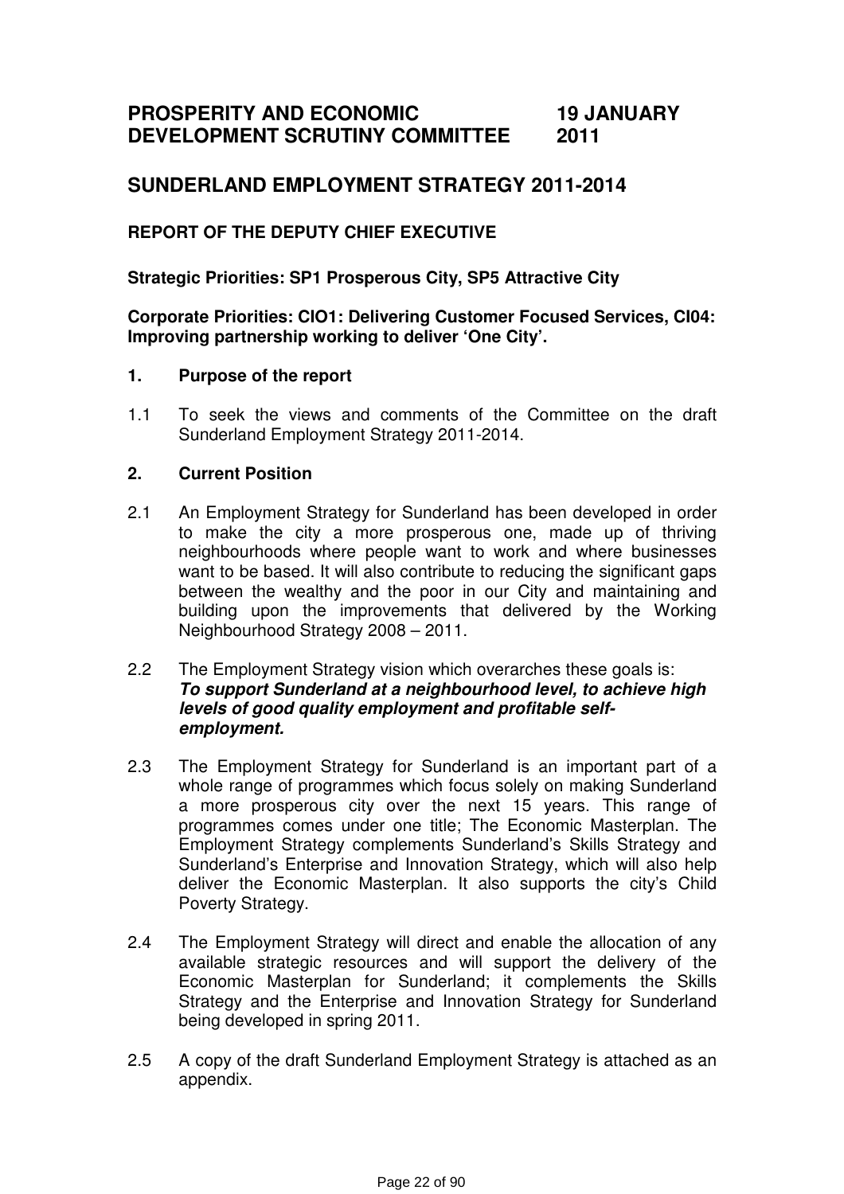# PROSPERITY AND ECONOMIC DEVELOPMENT SCRUTINY COMMITTEE — 19 JANUARY 2011

## SUNDERLAND EMPLOYMENT STRATEGY 2011-2014

### REPORT OF THE DEPUTY CHIEF EXECUTIVE

**Strategic Priorities: SP1 Prosperous City, SP5 Attractive City**

**Corporate Priorities: CIO1: Delivering Customer Focused Services, CI04: Improving partnership working to deliver 'One City'.**

### 1. Purpose of the report

1.1 To seek the views and comments of the Committee on the draft Sunderland Employment Strategy 2011-2014.

### 2. Current Position

2.1 An Employment Strategy for Sunderland has been developed in order to make the city a more prosperous one, made up of thriving neighbourhoods where people want to work and where businesses want to be based. It will also contribute to reducing the significant gaps between the wealthy and the poor in our City and maintaining and building upon the improvements that delivered by the Working Neighbourhood Strategy 2008 – 2011.

2.2 The Employment Strategy vision which overarches these goals is:
***To support Sunderland at a neighbourhood level, to achieve high levels of good quality employment and profitable self-employment.***

2.3 The Employment Strategy for Sunderland is an important part of a whole range of programmes which focus solely on making Sunderland a more prosperous city over the next 15 years. This range of programmes comes under one title; The Economic Masterplan. The Employment Strategy complements Sunderland's Skills Strategy and Sunderland's Enterprise and Innovation Strategy, which will also help deliver the Economic Masterplan. It also supports the city's Child Poverty Strategy.

2.4 The Employment Strategy will direct and enable the allocation of any available strategic resources and will support the delivery of the Economic Masterplan for Sunderland; it complements the Skills Strategy and the Enterprise and Innovation Strategy for Sunderland being developed in spring 2011.

2.5 A copy of the draft Sunderland Employment Strategy is attached as an appendix.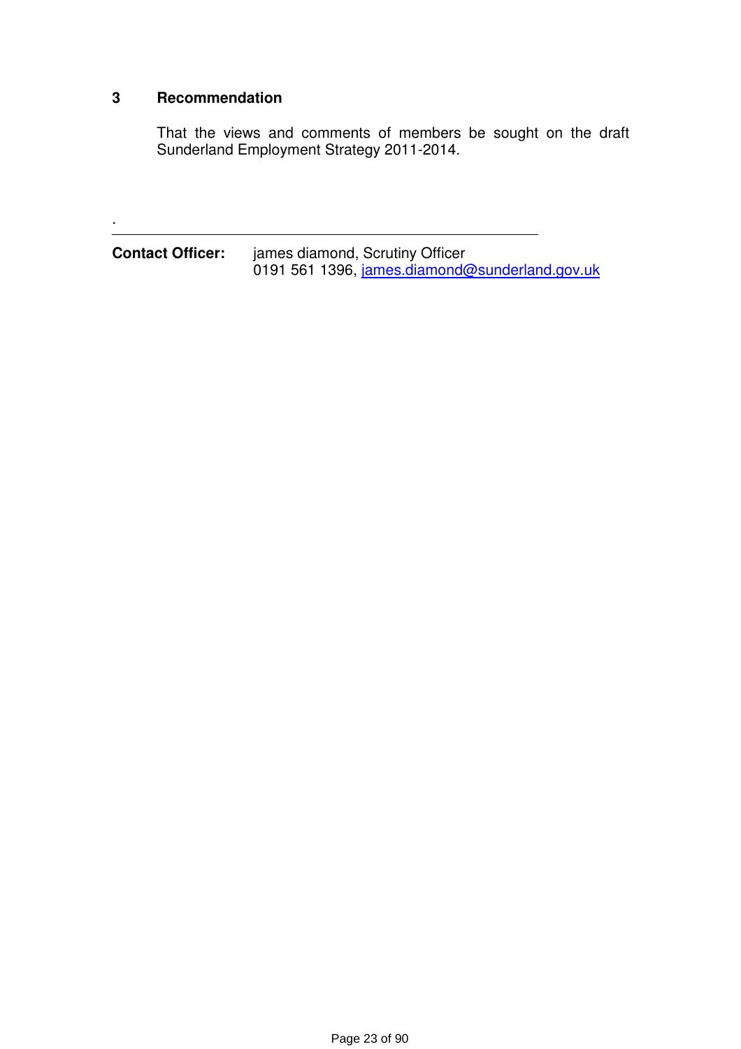## 3 Recommendation

That the views and comments of members be sought on the draft Sunderland Employment Strategy 2011-2014.

.

---

**Contact Officer:** james diamond, Scrutiny Officer
0191 561 1396, james.diamond@sunderland.gov.uk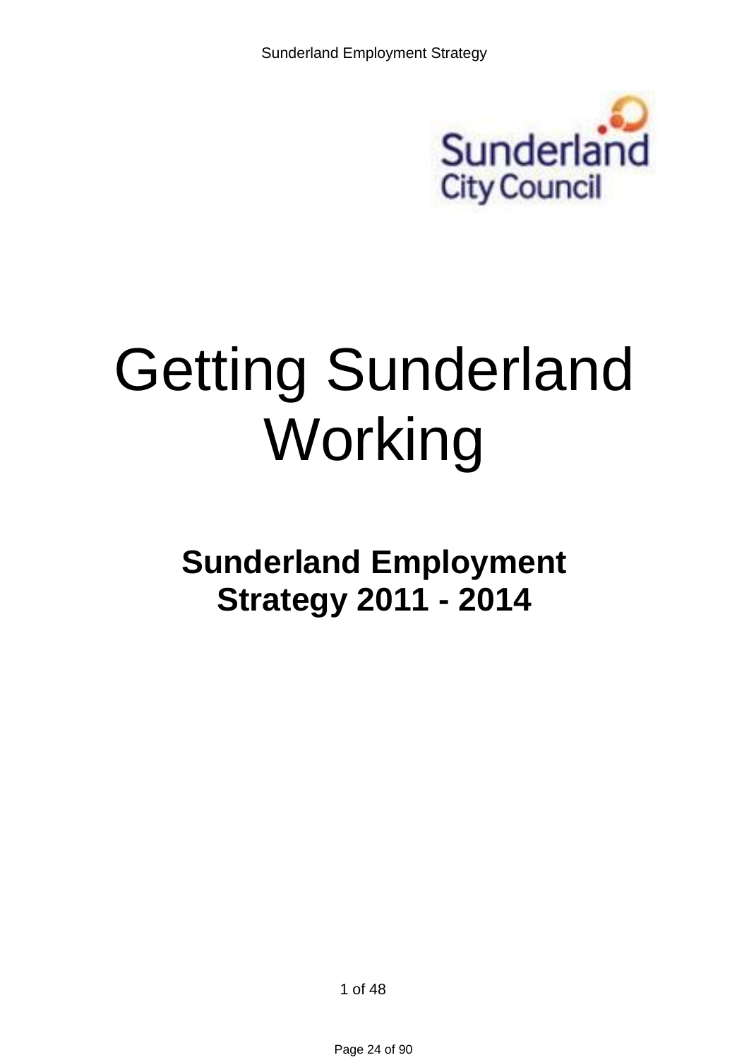Sunderland City Council

# Getting Sunderland Working

## Sunderland Employment Strategy 2011 - 2014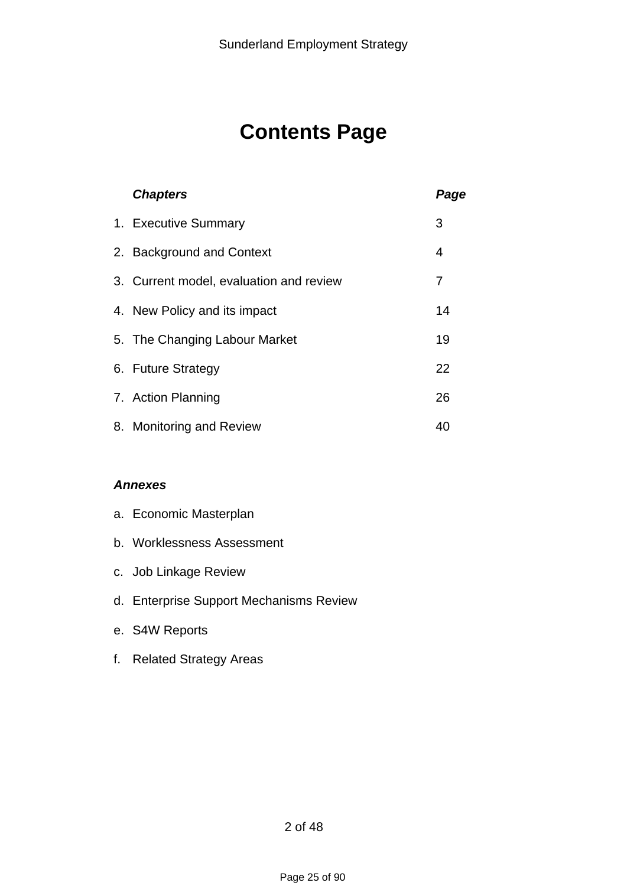# Contents Page

| | *Chapters* | *Page* |
|---|---|---|
| 1. | Executive Summary | 3 |
| 2. | Background and Context | 4 |
| 3. | Current model, evaluation and review | 7 |
| 4. | New Policy and its impact | 14 |
| 5. | The Changing Labour Market | 19 |
| 6. | Future Strategy | 22 |
| 7. | Action Planning | 26 |
| 8. | Monitoring and Review | 40 |

***Annexes***

a. Economic Masterplan

b. Worklessness Assessment

c. Job Linkage Review

d. Enterprise Support Mechanisms Review

e. S4W Reports

f. Related Strategy Areas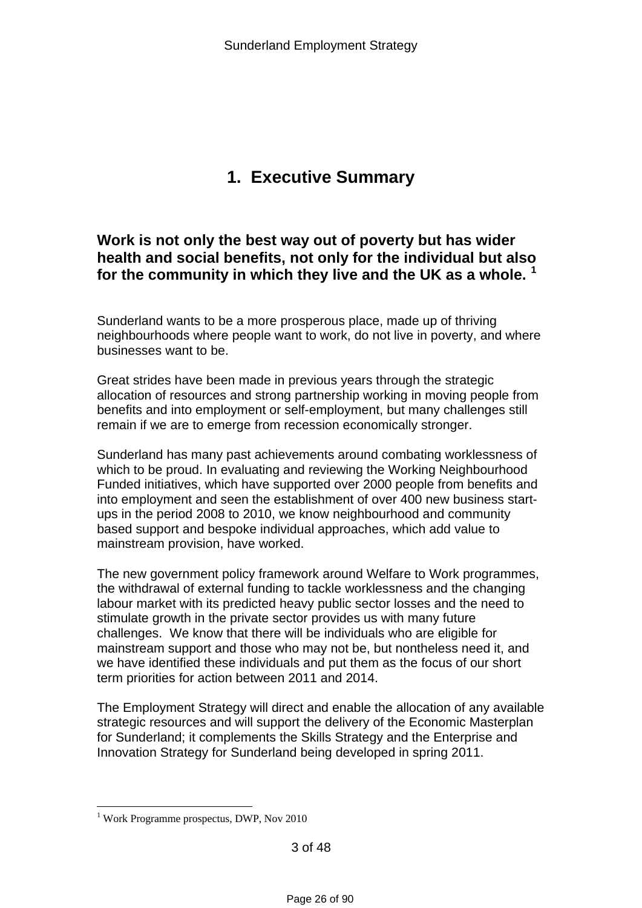# 1. Executive Summary

**Work is not only the best way out of poverty but has wider health and social benefits, not only for the individual but also for the community in which they live and the UK as a whole.** [1]

Sunderland wants to be a more prosperous place, made up of thriving neighbourhoods where people want to work, do not live in poverty, and where businesses want to be.

Great strides have been made in previous years through the strategic allocation of resources and strong partnership working in moving people from benefits and into employment or self-employment, but many challenges still remain if we are to emerge from recession economically stronger.

Sunderland has many past achievements around combating worklessness of which to be proud. In evaluating and reviewing the Working Neighbourhood Funded initiatives, which have supported over 2000 people from benefits and into employment and seen the establishment of over 400 new business start-ups in the period 2008 to 2010, we know neighbourhood and community based support and bespoke individual approaches, which add value to mainstream provision, have worked.

The new government policy framework around Welfare to Work programmes, the withdrawal of external funding to tackle worklessness and the changing labour market with its predicted heavy public sector losses and the need to stimulate growth in the private sector provides us with many future challenges. We know that there will be individuals who are eligible for mainstream support and those who may not be, but nontheless need it, and we have identified these individuals and put them as the focus of our short term priorities for action between 2011 and 2014.

The Employment Strategy will direct and enable the allocation of any available strategic resources and will support the delivery of the Economic Masterplan for Sunderland; it complements the Skills Strategy and the Enterprise and Innovation Strategy for Sunderland being developed in spring 2011.

---

[1] Work Programme prospectus, DWP, Nov 2010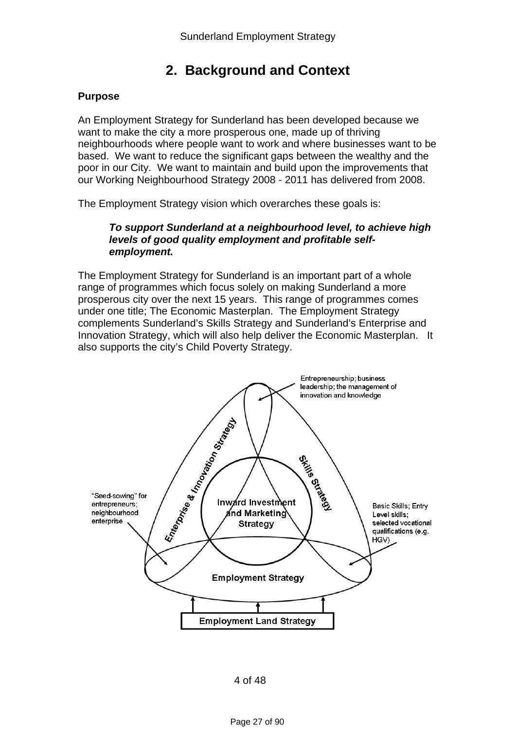# 2. Background and Context

**Purpose**

An Employment Strategy for Sunderland has been developed because we want to make the city a more prosperous one, made up of thriving neighbourhoods where people want to work and where businesses want to be based. We want to reduce the significant gaps between the wealthy and the poor in our City. We want to maintain and build upon the improvements that our Working Neighbourhood Strategy 2008 - 2011 has delivered from 2008.

The Employment Strategy vision which overarches these goals is:

> ***To support Sunderland at a neighbourhood level, to achieve high levels of good quality employment and profitable self-employment.***

The Employment Strategy for Sunderland is an important part of a whole range of programmes which focus solely on making Sunderland a more prosperous city over the next 15 years. This range of programmes comes under one title; The Economic Masterplan. The Employment Strategy complements Sunderland's Skills Strategy and Sunderland's Enterprise and Innovation Strategy, which will also help deliver the Economic Masterplan. It also supports the city's Child Poverty Strategy.

Entrepreneurship; business leadership; the management of innovation and knowledge

Enterprise & Innovation Strategy

Skills Strategy

Inward Investment and Marketing Strategy

"Seed-sowing" for entrepreneurs; neighbourhood enterprise

Basic Skills; Entry Level skills; selected vocational qualifications (e.g. HGV)

Employment Strategy

Employment Land Strategy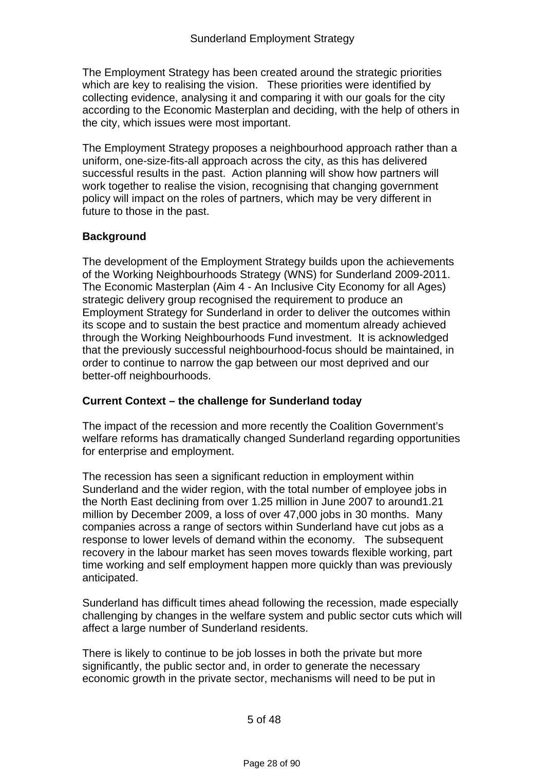The Employment Strategy has been created around the strategic priorities which are key to realising the vision. These priorities were identified by collecting evidence, analysing it and comparing it with our goals for the city according to the Economic Masterplan and deciding, with the help of others in the city, which issues were most important.

The Employment Strategy proposes a neighbourhood approach rather than a uniform, one-size-fits-all approach across the city, as this has delivered successful results in the past. Action planning will show how partners will work together to realise the vision, recognising that changing government policy will impact on the roles of partners, which may be very different in future to those in the past.

**Background**

The development of the Employment Strategy builds upon the achievements of the Working Neighbourhoods Strategy (WNS) for Sunderland 2009-2011. The Economic Masterplan (Aim 4 - An Inclusive City Economy for all Ages) strategic delivery group recognised the requirement to produce an Employment Strategy for Sunderland in order to deliver the outcomes within its scope and to sustain the best practice and momentum already achieved through the Working Neighbourhoods Fund investment. It is acknowledged that the previously successful neighbourhood-focus should be maintained, in order to continue to narrow the gap between our most deprived and our better-off neighbourhoods.

**Current Context – the challenge for Sunderland today**

The impact of the recession and more recently the Coalition Government's welfare reforms has dramatically changed Sunderland regarding opportunities for enterprise and employment.

The recession has seen a significant reduction in employment within Sunderland and the wider region, with the total number of employee jobs in the North East declining from over 1.25 million in June 2007 to around1.21 million by December 2009, a loss of over 47,000 jobs in 30 months. Many companies across a range of sectors within Sunderland have cut jobs as a response to lower levels of demand within the economy. The subsequent recovery in the labour market has seen moves towards flexible working, part time working and self employment happen more quickly than was previously anticipated.

Sunderland has difficult times ahead following the recession, made especially challenging by changes in the welfare system and public sector cuts which will affect a large number of Sunderland residents.

There is likely to continue to be job losses in both the private but more significantly, the public sector and, in order to generate the necessary economic growth in the private sector, mechanisms will need to be put in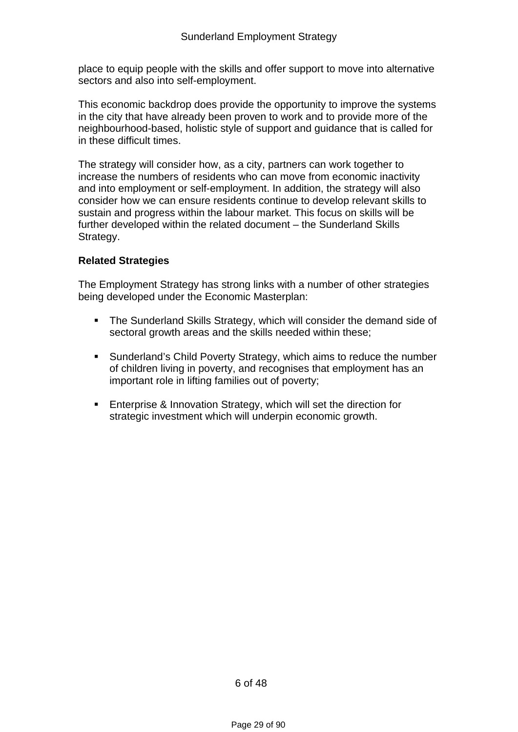place to equip people with the skills and offer support to move into alternative sectors and also into self-employment.

This economic backdrop does provide the opportunity to improve the systems in the city that have already been proven to work and to provide more of the neighbourhood-based, holistic style of support and guidance that is called for in these difficult times.

The strategy will consider how, as a city, partners can work together to increase the numbers of residents who can move from economic inactivity and into employment or self-employment. In addition, the strategy will also consider how we can ensure residents continue to develop relevant skills to sustain and progress within the labour market. This focus on skills will be further developed within the related document – the Sunderland Skills Strategy.

**Related Strategies**

The Employment Strategy has strong links with a number of other strategies being developed under the Economic Masterplan:

- The Sunderland Skills Strategy, which will consider the demand side of sectoral growth areas and the skills needed within these;

- Sunderland's Child Poverty Strategy, which aims to reduce the number of children living in poverty, and recognises that employment has an important role in lifting families out of poverty;

- Enterprise & Innovation Strategy, which will set the direction for strategic investment which will underpin economic growth.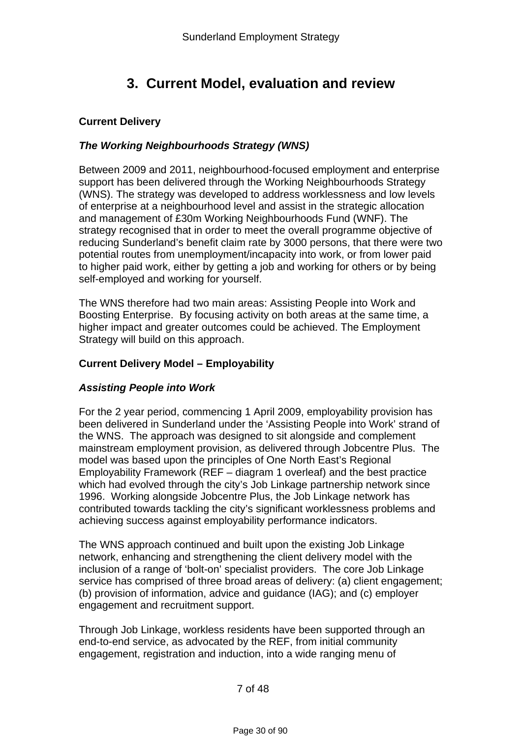# 3. Current Model, evaluation and review

**Current Delivery**

***The Working Neighbourhoods Strategy (WNS)***

Between 2009 and 2011, neighbourhood-focused employment and enterprise support has been delivered through the Working Neighbourhoods Strategy (WNS). The strategy was developed to address worklessness and low levels of enterprise at a neighbourhood level and assist in the strategic allocation and management of £30m Working Neighbourhoods Fund (WNF). The strategy recognised that in order to meet the overall programme objective of reducing Sunderland's benefit claim rate by 3000 persons, that there were two potential routes from unemployment/incapacity into work, or from lower paid to higher paid work, either by getting a job and working for others or by being self-employed and working for yourself.

The WNS therefore had two main areas: Assisting People into Work and Boosting Enterprise. By focusing activity on both areas at the same time, a higher impact and greater outcomes could be achieved. The Employment Strategy will build on this approach.

**Current Delivery Model – Employability**

***Assisting People into Work***

For the 2 year period, commencing 1 April 2009, employability provision has been delivered in Sunderland under the 'Assisting People into Work' strand of the WNS. The approach was designed to sit alongside and complement mainstream employment provision, as delivered through Jobcentre Plus. The model was based upon the principles of One North East's Regional Employability Framework (REF – diagram 1 overleaf) and the best practice which had evolved through the city's Job Linkage partnership network since 1996. Working alongside Jobcentre Plus, the Job Linkage network has contributed towards tackling the city's significant worklessness problems and achieving success against employability performance indicators.

The WNS approach continued and built upon the existing Job Linkage network, enhancing and strengthening the client delivery model with the inclusion of a range of 'bolt-on' specialist providers. The core Job Linkage service has comprised of three broad areas of delivery: (a) client engagement; (b) provision of information, advice and guidance (IAG); and (c) employer engagement and recruitment support.

Through Job Linkage, workless residents have been supported through an end-to-end service, as advocated by the REF, from initial community engagement, registration and induction, into a wide ranging menu of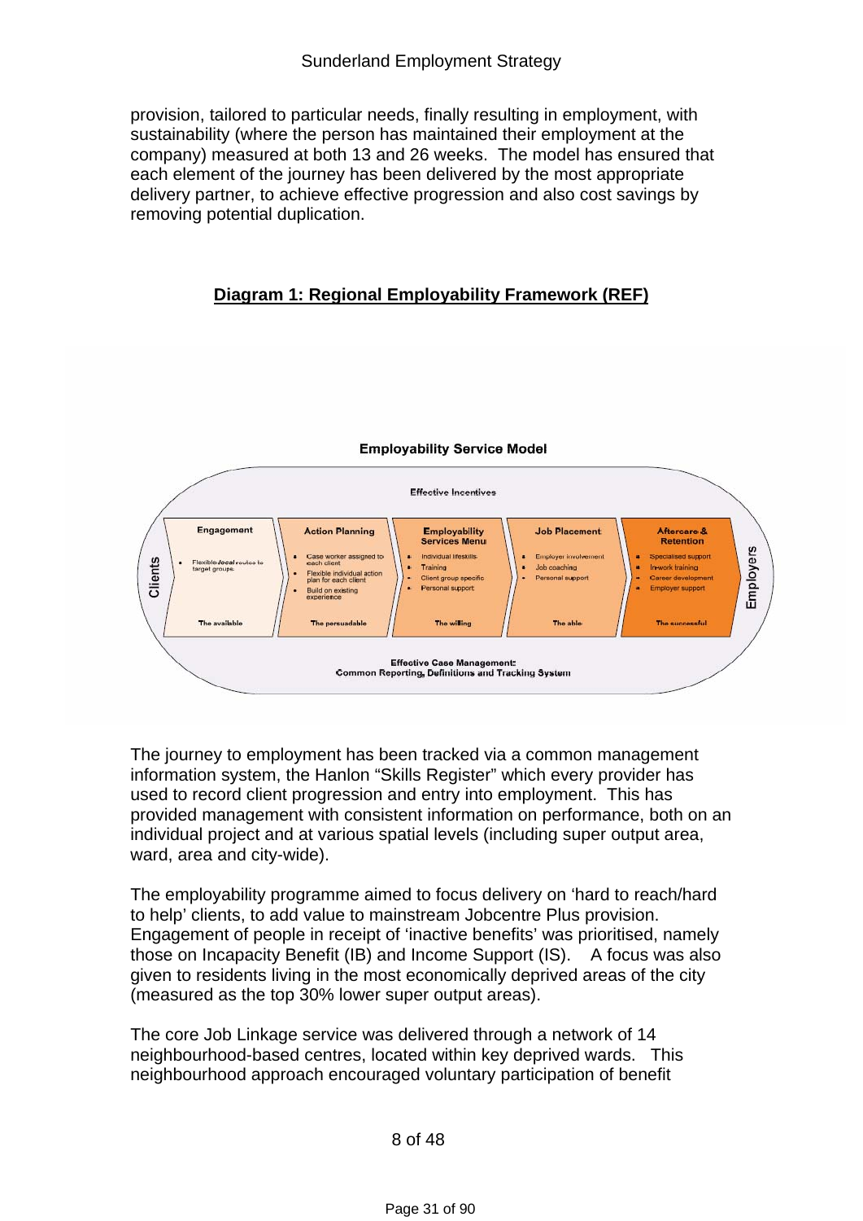provision, tailored to particular needs, finally resulting in employment, with sustainability (where the person has maintained their employment at the company) measured at both 13 and 26 weeks. The model has ensured that each element of the journey has been delivered by the most appropriate delivery partner, to achieve effective progression and also cost savings by removing potential duplication.

**Diagram 1: Regional Employability Framework (REF)**

**Employability Service Model**

Effective Incentives

Clients

| Engagement | Action Planning | Employability Services Menu | Job Placement | Aftercare & Retention |
|---|---|---|---|---|
| • Flexible local routes to target groups | • Case worker assigned to each client<br>• Flexible individual action plan for each client<br>• Build on existing experience | • Individual lifeskills<br>• Training<br>• Client group specific<br>• Personal support | • Employer involvement<br>• Job coaching<br>• Personal support | • Specialised support<br>• In-work training<br>• Career development<br>• Employer support |
| The available | The persuadable | The willing | The able | The successful |

Employers

Effective Case Management:
Common Reporting, Definitions and Tracking System

The journey to employment has been tracked via a common management information system, the Hanlon "Skills Register" which every provider has used to record client progression and entry into employment. This has provided management with consistent information on performance, both on an individual project and at various spatial levels (including super output area, ward, area and city-wide).

The employability programme aimed to focus delivery on 'hard to reach/hard to help' clients, to add value to mainstream Jobcentre Plus provision. Engagement of people in receipt of 'inactive benefits' was prioritised, namely those on Incapacity Benefit (IB) and Income Support (IS). A focus was also given to residents living in the most economically deprived areas of the city (measured as the top 30% lower super output areas).

The core Job Linkage service was delivered through a network of 14 neighbourhood-based centres, located within key deprived wards. This neighbourhood approach encouraged voluntary participation of benefit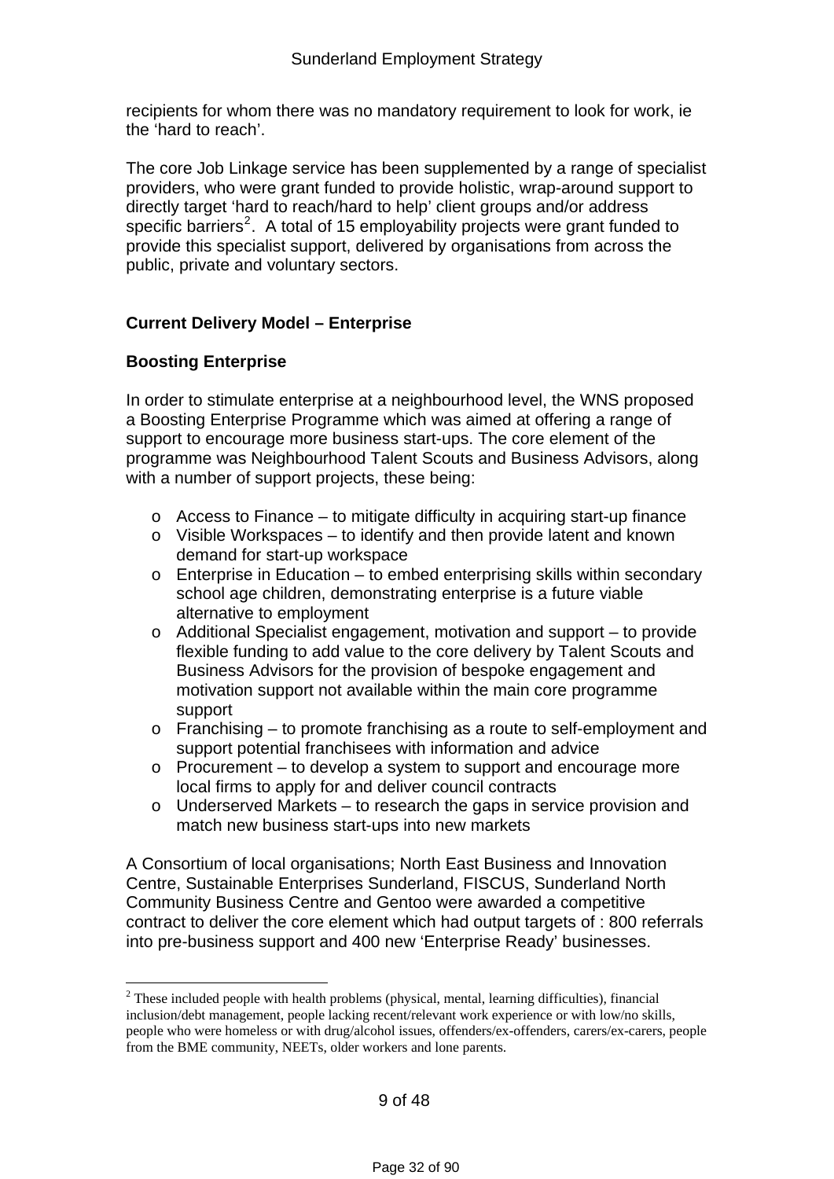recipients for whom there was no mandatory requirement to look for work, ie the 'hard to reach'.

The core Job Linkage service has been supplemented by a range of specialist providers, who were grant funded to provide holistic, wrap-around support to directly target 'hard to reach/hard to help' client groups and/or address specific barriers[2]. A total of 15 employability projects were grant funded to provide this specialist support, delivered by organisations from across the public, private and voluntary sectors.

**Current Delivery Model – Enterprise**

**Boosting Enterprise**

In order to stimulate enterprise at a neighbourhood level, the WNS proposed a Boosting Enterprise Programme which was aimed at offering a range of support to encourage more business start-ups. The core element of the programme was Neighbourhood Talent Scouts and Business Advisors, along with a number of support projects, these being:

- Access to Finance – to mitigate difficulty in acquiring start-up finance
- Visible Workspaces – to identify and then provide latent and known demand for start-up workspace
- Enterprise in Education – to embed enterprising skills within secondary school age children, demonstrating enterprise is a future viable alternative to employment
- Additional Specialist engagement, motivation and support – to provide flexible funding to add value to the core delivery by Talent Scouts and Business Advisors for the provision of bespoke engagement and motivation support not available within the main core programme support
- Franchising – to promote franchising as a route to self-employment and support potential franchisees with information and advice
- Procurement – to develop a system to support and encourage more local firms to apply for and deliver council contracts
- Underserved Markets – to research the gaps in service provision and match new business start-ups into new markets

A Consortium of local organisations; North East Business and Innovation Centre, Sustainable Enterprises Sunderland, FISCUS, Sunderland North Community Business Centre and Gentoo were awarded a competitive contract to deliver the core element which had output targets of : 800 referrals into pre-business support and 400 new 'Enterprise Ready' businesses.

---

[2] These included people with health problems (physical, mental, learning difficulties), financial inclusion/debt management, people lacking recent/relevant work experience or with low/no skills, people who were homeless or with drug/alcohol issues, offenders/ex-offenders, carers/ex-carers, people from the BME community, NEETs, older workers and lone parents.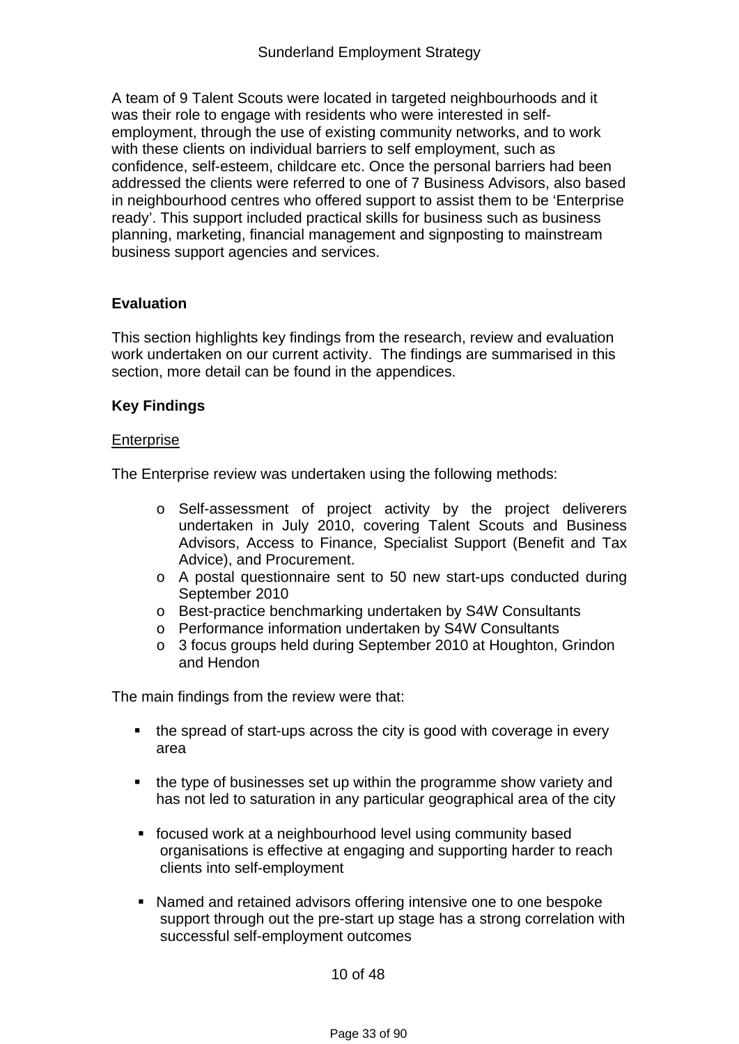A team of 9 Talent Scouts were located in targeted neighbourhoods and it was their role to engage with residents who were interested in self-employment, through the use of existing community networks, and to work with these clients on individual barriers to self employment, such as confidence, self-esteem, childcare etc. Once the personal barriers had been addressed the clients were referred to one of 7 Business Advisors, also based in neighbourhood centres who offered support to assist them to be 'Enterprise ready'. This support included practical skills for business such as business planning, marketing, financial management and signposting to mainstream business support agencies and services.

## Evaluation

This section highlights key findings from the research, review and evaluation work undertaken on our current activity. The findings are summarised in this section, more detail can be found in the appendices.

### Key Findings

Enterprise

The Enterprise review was undertaken using the following methods:

- Self-assessment of project activity by the project deliverers undertaken in July 2010, covering Talent Scouts and Business Advisors, Access to Finance, Specialist Support (Benefit and Tax Advice), and Procurement.
- A postal questionnaire sent to 50 new start-ups conducted during September 2010
- Best-practice benchmarking undertaken by S4W Consultants
- Performance information undertaken by S4W Consultants
- 3 focus groups held during September 2010 at Houghton, Grindon and Hendon

The main findings from the review were that:

- the spread of start-ups across the city is good with coverage in every area
- the type of businesses set up within the programme show variety and has not led to saturation in any particular geographical area of the city
- focused work at a neighbourhood level using community based organisations is effective at engaging and supporting harder to reach clients into self-employment
- Named and retained advisors offering intensive one to one bespoke support through out the pre-start up stage has a strong correlation with successful self-employment outcomes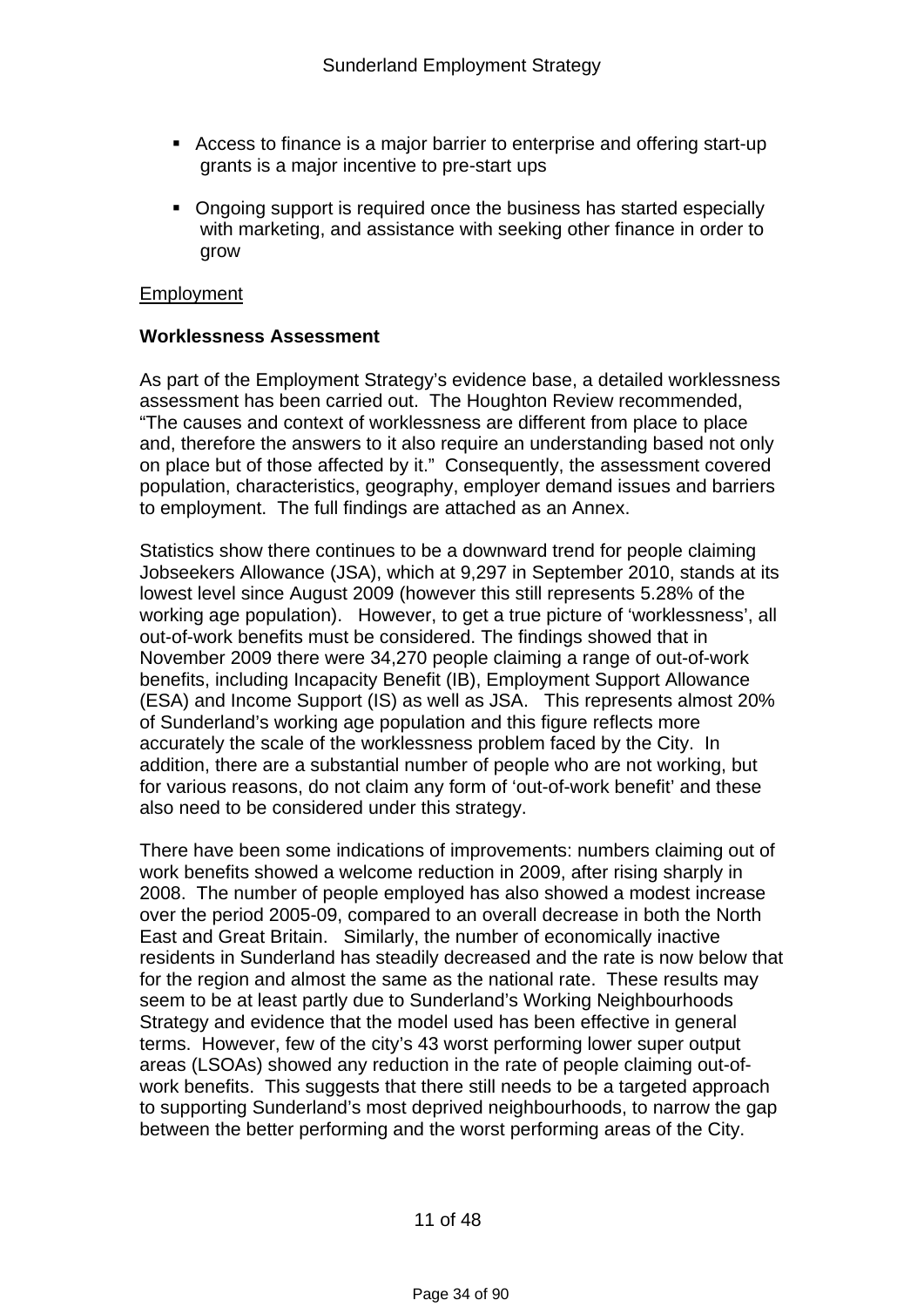- Access to finance is a major barrier to enterprise and offering start-up grants is a major incentive to pre-start ups

- Ongoing support is required once the business has started especially with marketing, and assistance with seeking other finance in order to grow

Employment

**Worklessness Assessment**

As part of the Employment Strategy's evidence base, a detailed worklessness assessment has been carried out. The Houghton Review recommended, "The causes and context of worklessness are different from place to place and, therefore the answers to it also require an understanding based not only on place but of those affected by it." Consequently, the assessment covered population, characteristics, geography, employer demand issues and barriers to employment. The full findings are attached as an Annex.

Statistics show there continues to be a downward trend for people claiming Jobseekers Allowance (JSA), which at 9,297 in September 2010, stands at its lowest level since August 2009 (however this still represents 5.28% of the working age population). However, to get a true picture of 'worklessness', all out-of-work benefits must be considered. The findings showed that in November 2009 there were 34,270 people claiming a range of out-of-work benefits, including Incapacity Benefit (IB), Employment Support Allowance (ESA) and Income Support (IS) as well as JSA. This represents almost 20% of Sunderland's working age population and this figure reflects more accurately the scale of the worklessness problem faced by the City. In addition, there are a substantial number of people who are not working, but for various reasons, do not claim any form of 'out-of-work benefit' and these also need to be considered under this strategy.

There have been some indications of improvements: numbers claiming out of work benefits showed a welcome reduction in 2009, after rising sharply in 2008. The number of people employed has also showed a modest increase over the period 2005-09, compared to an overall decrease in both the North East and Great Britain. Similarly, the number of economically inactive residents in Sunderland has steadily decreased and the rate is now below that for the region and almost the same as the national rate. These results may seem to be at least partly due to Sunderland's Working Neighbourhoods Strategy and evidence that the model used has been effective in general terms. However, few of the city's 43 worst performing lower super output areas (LSOAs) showed any reduction in the rate of people claiming out-of-work benefits. This suggests that there still needs to be a targeted approach to supporting Sunderland's most deprived neighbourhoods, to narrow the gap between the better performing and the worst performing areas of the City.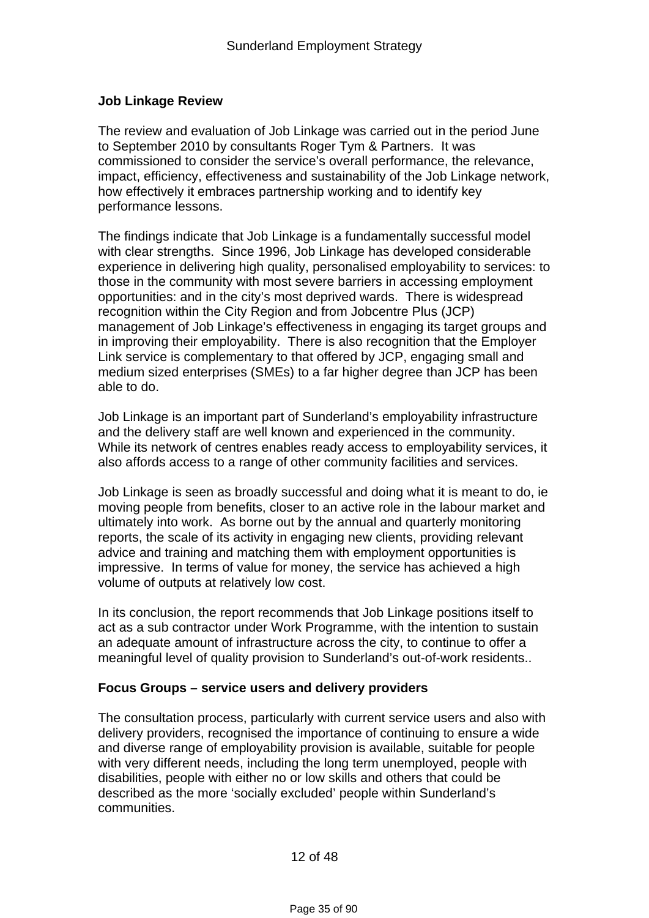**Job Linkage Review**

The review and evaluation of Job Linkage was carried out in the period June to September 2010 by consultants Roger Tym & Partners. It was commissioned to consider the service's overall performance, the relevance, impact, efficiency, effectiveness and sustainability of the Job Linkage network, how effectively it embraces partnership working and to identify key performance lessons.

The findings indicate that Job Linkage is a fundamentally successful model with clear strengths. Since 1996, Job Linkage has developed considerable experience in delivering high quality, personalised employability to services: to those in the community with most severe barriers in accessing employment opportunities: and in the city's most deprived wards. There is widespread recognition within the City Region and from Jobcentre Plus (JCP) management of Job Linkage's effectiveness in engaging its target groups and in improving their employability. There is also recognition that the Employer Link service is complementary to that offered by JCP, engaging small and medium sized enterprises (SMEs) to a far higher degree than JCP has been able to do.

Job Linkage is an important part of Sunderland's employability infrastructure and the delivery staff are well known and experienced in the community. While its network of centres enables ready access to employability services, it also affords access to a range of other community facilities and services.

Job Linkage is seen as broadly successful and doing what it is meant to do, ie moving people from benefits, closer to an active role in the labour market and ultimately into work. As borne out by the annual and quarterly monitoring reports, the scale of its activity in engaging new clients, providing relevant advice and training and matching them with employment opportunities is impressive. In terms of value for money, the service has achieved a high volume of outputs at relatively low cost.

In its conclusion, the report recommends that Job Linkage positions itself to act as a sub contractor under Work Programme, with the intention to sustain an adequate amount of infrastructure across the city, to continue to offer a meaningful level of quality provision to Sunderland's out-of-work residents..

**Focus Groups – service users and delivery providers**

The consultation process, particularly with current service users and also with delivery providers, recognised the importance of continuing to ensure a wide and diverse range of employability provision is available, suitable for people with very different needs, including the long term unemployed, people with disabilities, people with either no or low skills and others that could be described as the more 'socially excluded' people within Sunderland's communities.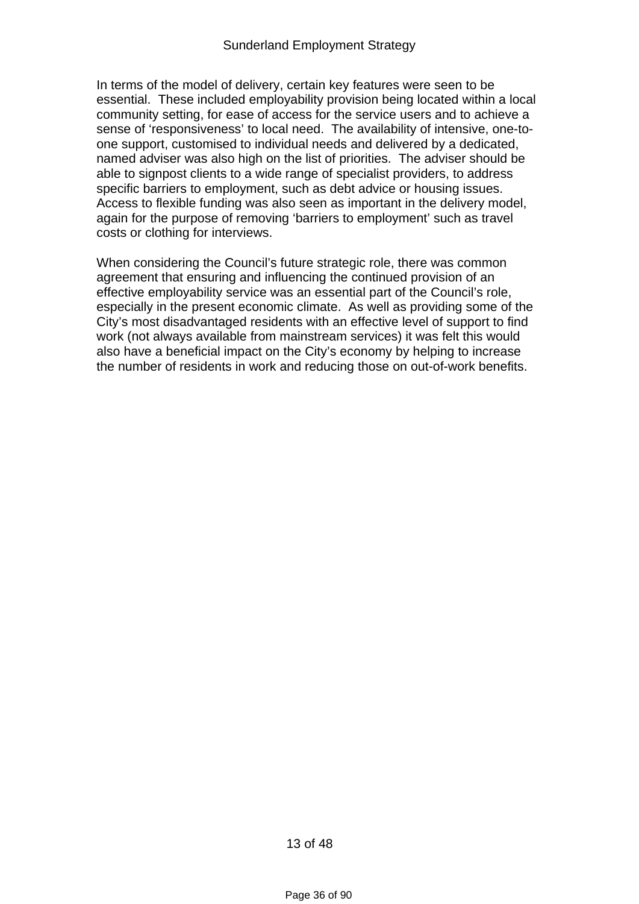In terms of the model of delivery, certain key features were seen to be essential. These included employability provision being located within a local community setting, for ease of access for the service users and to achieve a sense of 'responsiveness' to local need. The availability of intensive, one-to-one support, customised to individual needs and delivered by a dedicated, named adviser was also high on the list of priorities. The adviser should be able to signpost clients to a wide range of specialist providers, to address specific barriers to employment, such as debt advice or housing issues. Access to flexible funding was also seen as important in the delivery model, again for the purpose of removing 'barriers to employment' such as travel costs or clothing for interviews.

When considering the Council's future strategic role, there was common agreement that ensuring and influencing the continued provision of an effective employability service was an essential part of the Council's role, especially in the present economic climate. As well as providing some of the City's most disadvantaged residents with an effective level of support to find work (not always available from mainstream services) it was felt this would also have a beneficial impact on the City's economy by helping to increase the number of residents in work and reducing those on out-of-work benefits.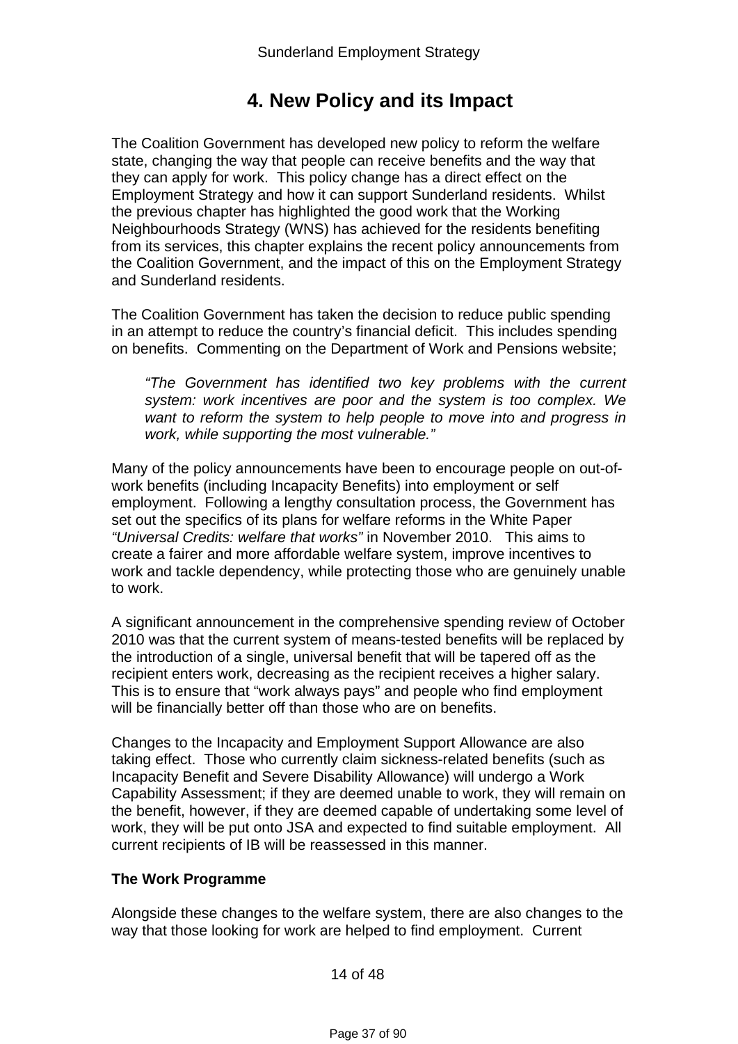# 4. New Policy and its Impact

The Coalition Government has developed new policy to reform the welfare state, changing the way that people can receive benefits and the way that they can apply for work. This policy change has a direct effect on the Employment Strategy and how it can support Sunderland residents. Whilst the previous chapter has highlighted the good work that the Working Neighbourhoods Strategy (WNS) has achieved for the residents benefiting from its services, this chapter explains the recent policy announcements from the Coalition Government, and the impact of this on the Employment Strategy and Sunderland residents.

The Coalition Government has taken the decision to reduce public spending in an attempt to reduce the country's financial deficit. This includes spending on benefits. Commenting on the Department of Work and Pensions website;

> *"The Government has identified two key problems with the current system: work incentives are poor and the system is too complex. We want to reform the system to help people to move into and progress in work, while supporting the most vulnerable."*

Many of the policy announcements have been to encourage people on out-of-work benefits (including Incapacity Benefits) into employment or self employment. Following a lengthy consultation process, the Government has set out the specifics of its plans for welfare reforms in the White Paper *"Universal Credits: welfare that works"* in November 2010. This aims to create a fairer and more affordable welfare system, improve incentives to work and tackle dependency, while protecting those who are genuinely unable to work.

A significant announcement in the comprehensive spending review of October 2010 was that the current system of means-tested benefits will be replaced by the introduction of a single, universal benefit that will be tapered off as the recipient enters work, decreasing as the recipient receives a higher salary. This is to ensure that "work always pays" and people who find employment will be financially better off than those who are on benefits.

Changes to the Incapacity and Employment Support Allowance are also taking effect. Those who currently claim sickness-related benefits (such as Incapacity Benefit and Severe Disability Allowance) will undergo a Work Capability Assessment; if they are deemed unable to work, they will remain on the benefit, however, if they are deemed capable of undertaking some level of work, they will be put onto JSA and expected to find suitable employment. All current recipients of IB will be reassessed in this manner.

**The Work Programme**

Alongside these changes to the welfare system, there are also changes to the way that those looking for work are helped to find employment. Current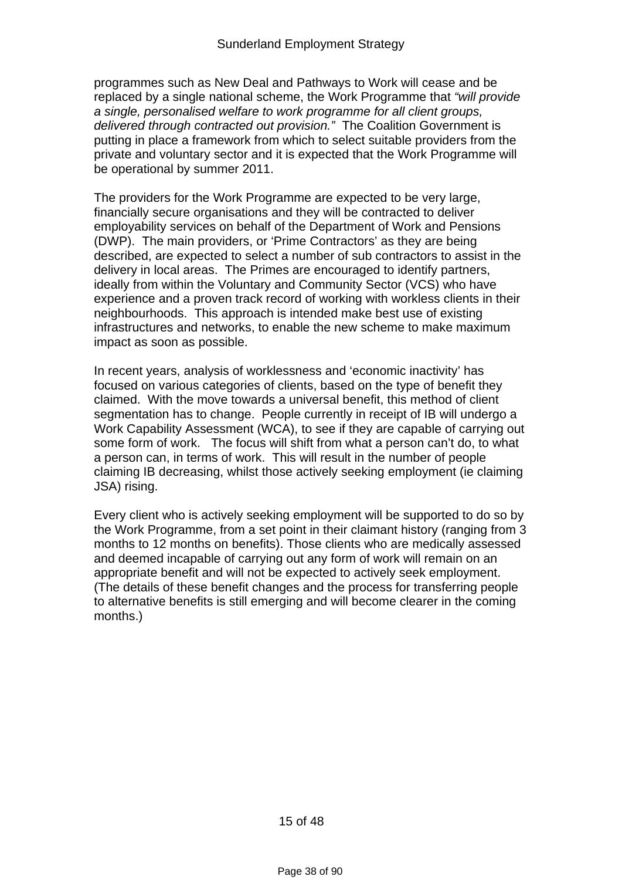programmes such as New Deal and Pathways to Work will cease and be replaced by a single national scheme, the Work Programme that *"will provide a single, personalised welfare to work programme for all client groups, delivered through contracted out provision."* The Coalition Government is putting in place a framework from which to select suitable providers from the private and voluntary sector and it is expected that the Work Programme will be operational by summer 2011.

The providers for the Work Programme are expected to be very large, financially secure organisations and they will be contracted to deliver employability services on behalf of the Department of Work and Pensions (DWP). The main providers, or 'Prime Contractors' as they are being described, are expected to select a number of sub contractors to assist in the delivery in local areas. The Primes are encouraged to identify partners, ideally from within the Voluntary and Community Sector (VCS) who have experience and a proven track record of working with workless clients in their neighbourhoods. This approach is intended make best use of existing infrastructures and networks, to enable the new scheme to make maximum impact as soon as possible.

In recent years, analysis of worklessness and 'economic inactivity' has focused on various categories of clients, based on the type of benefit they claimed. With the move towards a universal benefit, this method of client segmentation has to change. People currently in receipt of IB will undergo a Work Capability Assessment (WCA), to see if they are capable of carrying out some form of work. The focus will shift from what a person can't do, to what a person can, in terms of work. This will result in the number of people claiming IB decreasing, whilst those actively seeking employment (ie claiming JSA) rising.

Every client who is actively seeking employment will be supported to do so by the Work Programme, from a set point in their claimant history (ranging from 3 months to 12 months on benefits). Those clients who are medically assessed and deemed incapable of carrying out any form of work will remain on an appropriate benefit and will not be expected to actively seek employment. (The details of these benefit changes and the process for transferring people to alternative benefits is still emerging and will become clearer in the coming months.)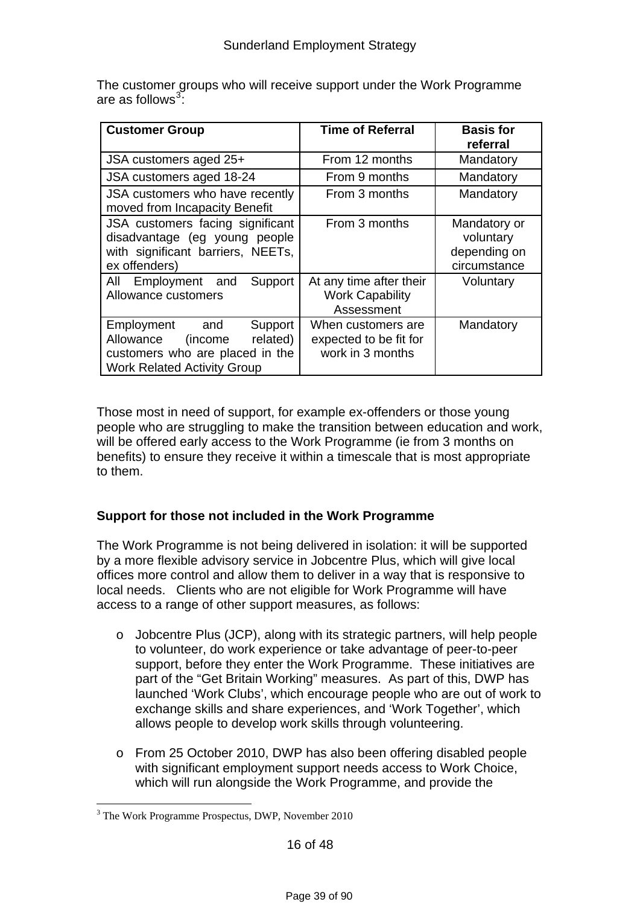The customer groups who will receive support under the Work Programme are as follows[3]:

| Customer Group | Time of Referral | Basis for referral |
| --- | --- | --- |
| JSA customers aged 25+ | From 12 months | Mandatory |
| JSA customers aged 18-24 | From 9 months | Mandatory |
| JSA customers who have recently moved from Incapacity Benefit | From 3 months | Mandatory |
| JSA customers facing significant disadvantage (eg young people with significant barriers, NEETs, ex offenders) | From 3 months | Mandatory or voluntary depending on circumstance |
| All Employment and Support Allowance customers | At any time after their Work Capability Assessment | Voluntary |
| Employment and Support Allowance (income related) customers who are placed in the Work Related Activity Group | When customers are expected to be fit for work in 3 months | Mandatory |

Those most in need of support, for example ex-offenders or those young people who are struggling to make the transition between education and work, will be offered early access to the Work Programme (ie from 3 months on benefits) to ensure they receive it within a timescale that is most appropriate to them.

### Support for those not included in the Work Programme

The Work Programme is not being delivered in isolation: it will be supported by a more flexible advisory service in Jobcentre Plus, which will give local offices more control and allow them to deliver in a way that is responsive to local needs. Clients who are not eligible for Work Programme will have access to a range of other support measures, as follows:

- Jobcentre Plus (JCP), along with its strategic partners, will help people to volunteer, do work experience or take advantage of peer-to-peer support, before they enter the Work Programme. These initiatives are part of the "Get Britain Working" measures. As part of this, DWP has launched 'Work Clubs', which encourage people who are out of work to exchange skills and share experiences, and 'Work Together', which allows people to develop work skills through volunteering.

- From 25 October 2010, DWP has also been offering disabled people with significant employment support needs access to Work Choice, which will run alongside the Work Programme, and provide the

[3] The Work Programme Prospectus, DWP, November 2010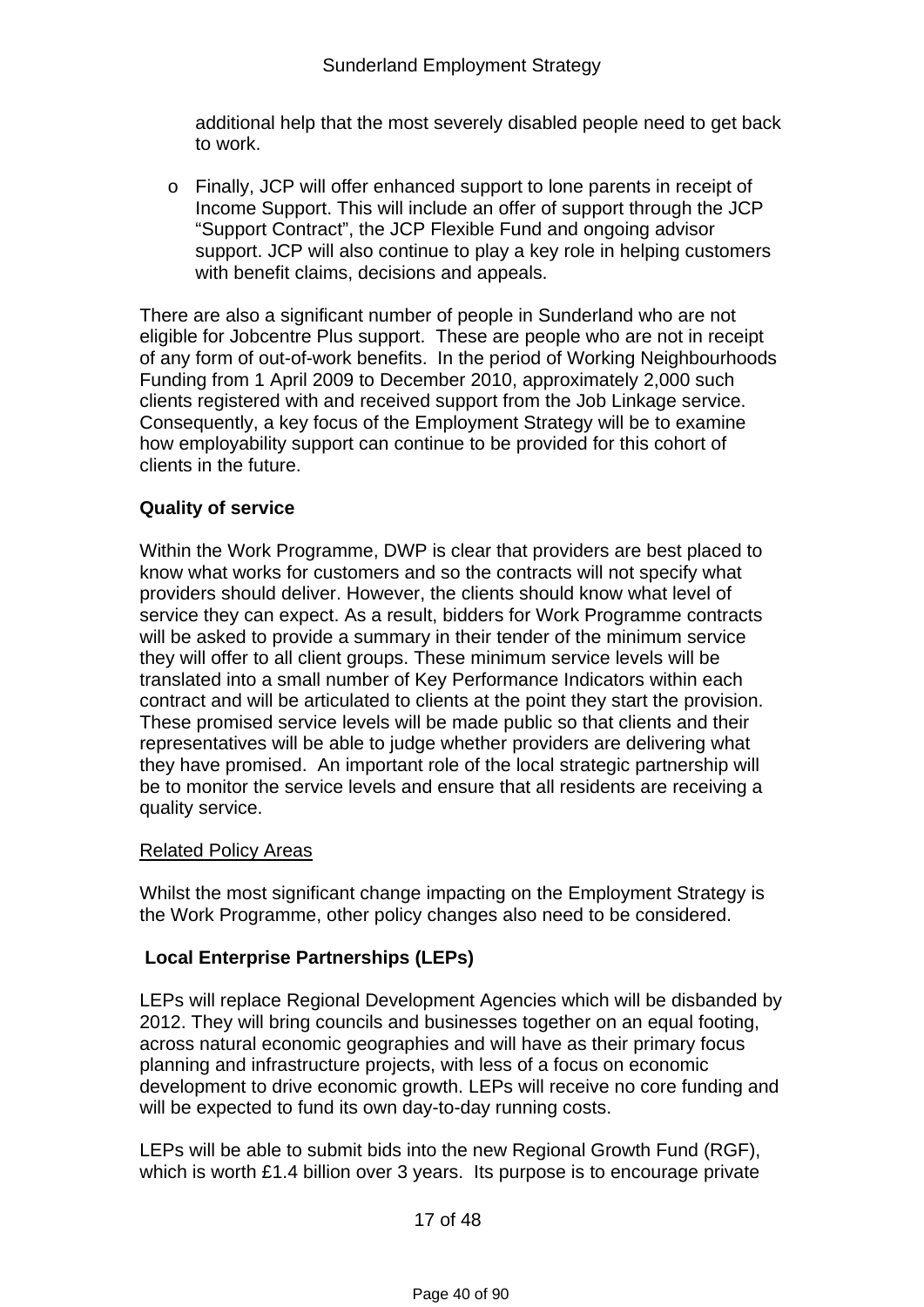additional help that the most severely disabled people need to get back to work.

- Finally, JCP will offer enhanced support to lone parents in receipt of Income Support. This will include an offer of support through the JCP "Support Contract", the JCP Flexible Fund and ongoing advisor support. JCP will also continue to play a key role in helping customers with benefit claims, decisions and appeals.

There are also a significant number of people in Sunderland who are not eligible for Jobcentre Plus support. These are people who are not in receipt of any form of out-of-work benefits. In the period of Working Neighbourhoods Funding from 1 April 2009 to December 2010, approximately 2,000 such clients registered with and received support from the Job Linkage service. Consequently, a key focus of the Employment Strategy will be to examine how employability support can continue to be provided for this cohort of clients in the future.

**Quality of service**

Within the Work Programme, DWP is clear that providers are best placed to know what works for customers and so the contracts will not specify what providers should deliver. However, the clients should know what level of service they can expect. As a result, bidders for Work Programme contracts will be asked to provide a summary in their tender of the minimum service they will offer to all client groups. These minimum service levels will be translated into a small number of Key Performance Indicators within each contract and will be articulated to clients at the point they start the provision. These promised service levels will be made public so that clients and their representatives will be able to judge whether providers are delivering what they have promised. An important role of the local strategic partnership will be to monitor the service levels and ensure that all residents are receiving a quality service.

<u>Related Policy Areas</u>

Whilst the most significant change impacting on the Employment Strategy is the Work Programme, other policy changes also need to be considered.

**Local Enterprise Partnerships (LEPs)**

LEPs will replace Regional Development Agencies which will be disbanded by 2012. They will bring councils and businesses together on an equal footing, across natural economic geographies and will have as their primary focus planning and infrastructure projects, with less of a focus on economic development to drive economic growth. LEPs will receive no core funding and will be expected to fund its own day-to-day running costs.

LEPs will be able to submit bids into the new Regional Growth Fund (RGF), which is worth £1.4 billion over 3 years. Its purpose is to encourage private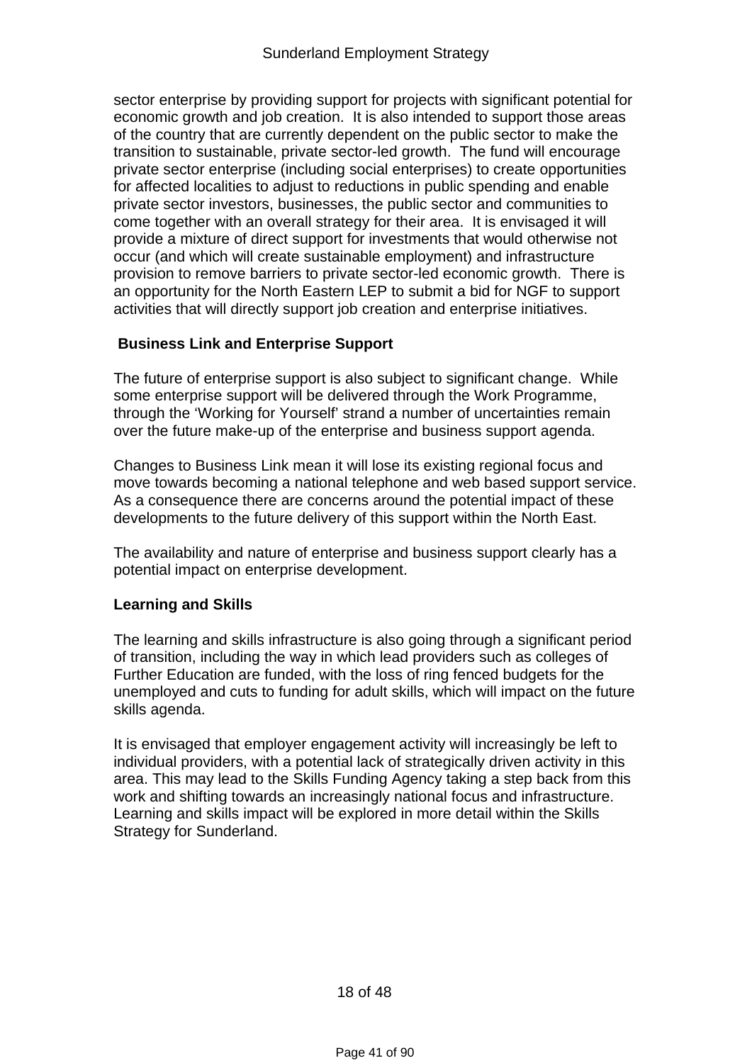sector enterprise by providing support for projects with significant potential for economic growth and job creation.  It is also intended to support those areas of the country that are currently dependent on the public sector to make the transition to sustainable, private sector-led growth.  The fund will encourage private sector enterprise (including social enterprises) to create opportunities for affected localities to adjust to reductions in public spending and enable private sector investors, businesses, the public sector and communities to come together with an overall strategy for their area.  It is envisaged it will provide a mixture of direct support for investments that would otherwise not occur (and which will create sustainable employment) and infrastructure provision to remove barriers to private sector-led economic growth.  There is an opportunity for the North Eastern LEP to submit a bid for NGF to support activities that will directly support job creation and enterprise initiatives.

**Business Link and Enterprise Support**

The future of enterprise support is also subject to significant change.  While some enterprise support will be delivered through the Work Programme, through the 'Working for Yourself' strand a number of uncertainties remain over the future make-up of the enterprise and business support agenda.

Changes to Business Link mean it will lose its existing regional focus and move towards becoming a national telephone and web based support service.  As a consequence there are concerns around the potential impact of these developments to the future delivery of this support within the North East.

The availability and nature of enterprise and business support clearly has a potential impact on enterprise development.

**Learning and Skills**

The learning and skills infrastructure is also going through a significant period of transition, including the way in which lead providers such as colleges of Further Education are funded, with the loss of ring fenced budgets for the unemployed and cuts to funding for adult skills, which will impact on the future skills agenda.

It is envisaged that employer engagement activity will increasingly be left to individual providers, with a potential lack of strategically driven activity in this area. This may lead to the Skills Funding Agency taking a step back from this work and shifting towards an increasingly national focus and infrastructure. Learning and skills impact will be explored in more detail within the Skills Strategy for Sunderland.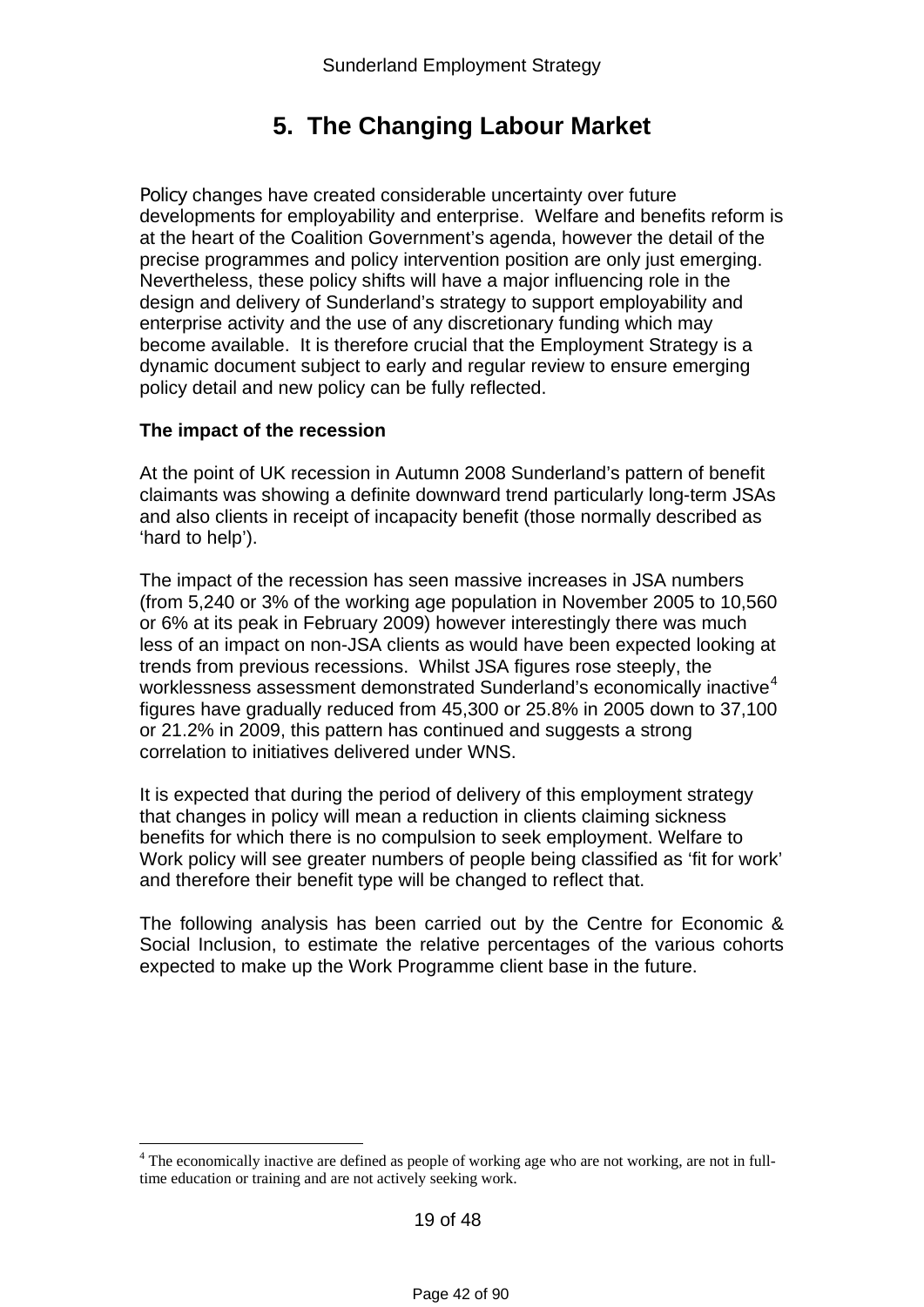# 5. The Changing Labour Market

Policy changes have created considerable uncertainty over future developments for employability and enterprise. Welfare and benefits reform is at the heart of the Coalition Government's agenda, however the detail of the precise programmes and policy intervention position are only just emerging. Nevertheless, these policy shifts will have a major influencing role in the design and delivery of Sunderland's strategy to support employability and enterprise activity and the use of any discretionary funding which may become available. It is therefore crucial that the Employment Strategy is a dynamic document subject to early and regular review to ensure emerging policy detail and new policy can be fully reflected.

**The impact of the recession**

At the point of UK recession in Autumn 2008 Sunderland's pattern of benefit claimants was showing a definite downward trend particularly long-term JSAs and also clients in receipt of incapacity benefit (those normally described as 'hard to help').

The impact of the recession has seen massive increases in JSA numbers (from 5,240 or 3% of the working age population in November 2005 to 10,560 or 6% at its peak in February 2009) however interestingly there was much less of an impact on non-JSA clients as would have been expected looking at trends from previous recessions. Whilst JSA figures rose steeply, the worklessness assessment demonstrated Sunderland's economically inactive[4] figures have gradually reduced from 45,300 or 25.8% in 2005 down to 37,100 or 21.2% in 2009, this pattern has continued and suggests a strong correlation to initiatives delivered under WNS.

It is expected that during the period of delivery of this employment strategy that changes in policy will mean a reduction in clients claiming sickness benefits for which there is no compulsion to seek employment. Welfare to Work policy will see greater numbers of people being classified as 'fit for work' and therefore their benefit type will be changed to reflect that.

The following analysis has been carried out by the Centre for Economic & Social Inclusion, to estimate the relative percentages of the various cohorts expected to make up the Work Programme client base in the future.

[4] The economically inactive are defined as people of working age who are not working, are not in full-time education or training and are not actively seeking work.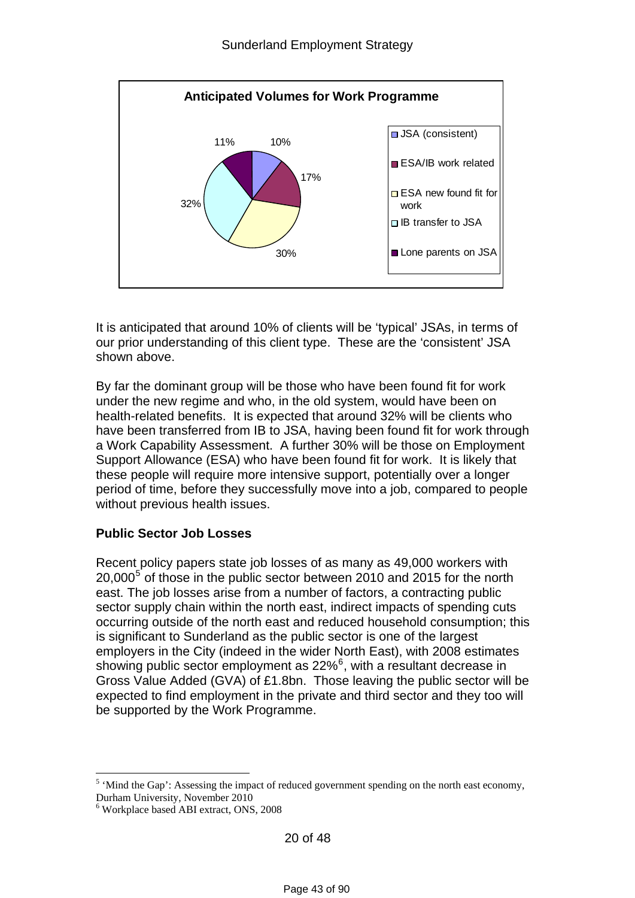**Anticipated Volumes for Work Programme**

| Category | Percentage |
| --- | --- |
| JSA (consistent) | 10% |
| ESA/IB work related | 17% |
| ESA new found fit for work | 30% |
| IB transfer to JSA | 32% |
| Lone parents on JSA | 11% |

It is anticipated that around 10% of clients will be 'typical' JSAs, in terms of our prior understanding of this client type. These are the 'consistent' JSA shown above.

By far the dominant group will be those who have been found fit for work under the new regime and who, in the old system, would have been on health-related benefits. It is expected that around 32% will be clients who have been transferred from IB to JSA, having been found fit for work through a Work Capability Assessment. A further 30% will be those on Employment Support Allowance (ESA) who have been found fit for work. It is likely that these people will require more intensive support, potentially over a longer period of time, before they successfully move into a job, compared to people without previous health issues.

**Public Sector Job Losses**

Recent policy papers state job losses of as many as 49,000 workers with 20,000[5] of those in the public sector between 2010 and 2015 for the north east. The job losses arise from a number of factors, a contracting public sector supply chain within the north east, indirect impacts of spending cuts occurring outside of the north east and reduced household consumption; this is significant to Sunderland as the public sector is one of the largest employers in the City (indeed in the wider North East), with 2008 estimates showing public sector employment as 22%[6], with a resultant decrease in Gross Value Added (GVA) of £1.8bn. Those leaving the public sector will be expected to find employment in the private and third sector and they too will be supported by the Work Programme.

---

[5] 'Mind the Gap': Assessing the impact of reduced government spending on the north east economy, Durham University, November 2010

[6] Workplace based ABI extract, ONS, 2008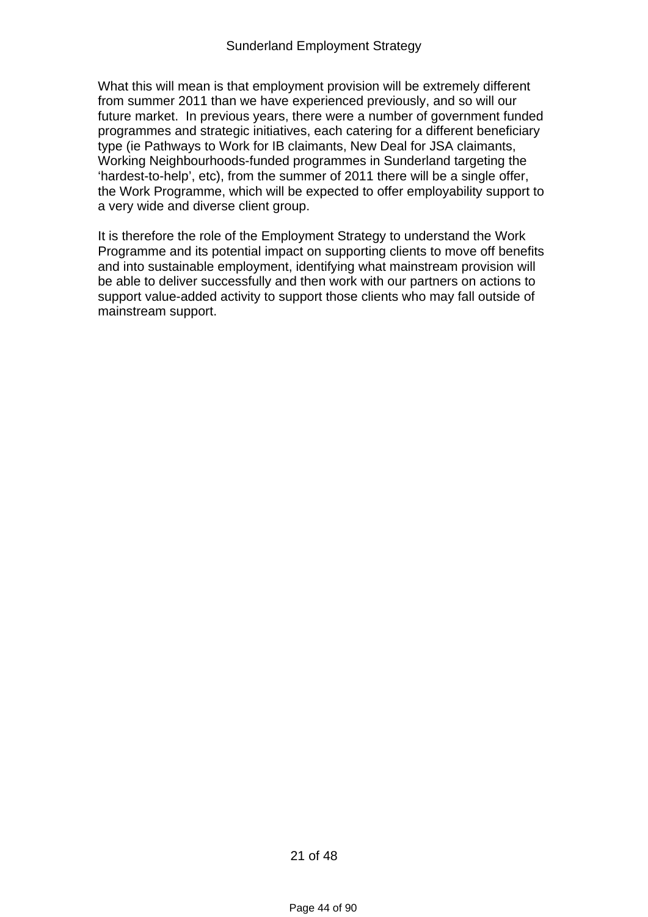What this will mean is that employment provision will be extremely different from summer 2011 than we have experienced previously, and so will our future market.  In previous years, there were a number of government funded programmes and strategic initiatives, each catering for a different beneficiary type (ie Pathways to Work for IB claimants, New Deal for JSA claimants, Working Neighbourhoods-funded programmes in Sunderland targeting the 'hardest-to-help', etc), from the summer of 2011 there will be a single offer, the Work Programme, which will be expected to offer employability support to a very wide and diverse client group.

It is therefore the role of the Employment Strategy to understand the Work Programme and its potential impact on supporting clients to move off benefits and into sustainable employment, identifying what mainstream provision will be able to deliver successfully and then work with our partners on actions to support value-added activity to support those clients who may fall outside of mainstream support.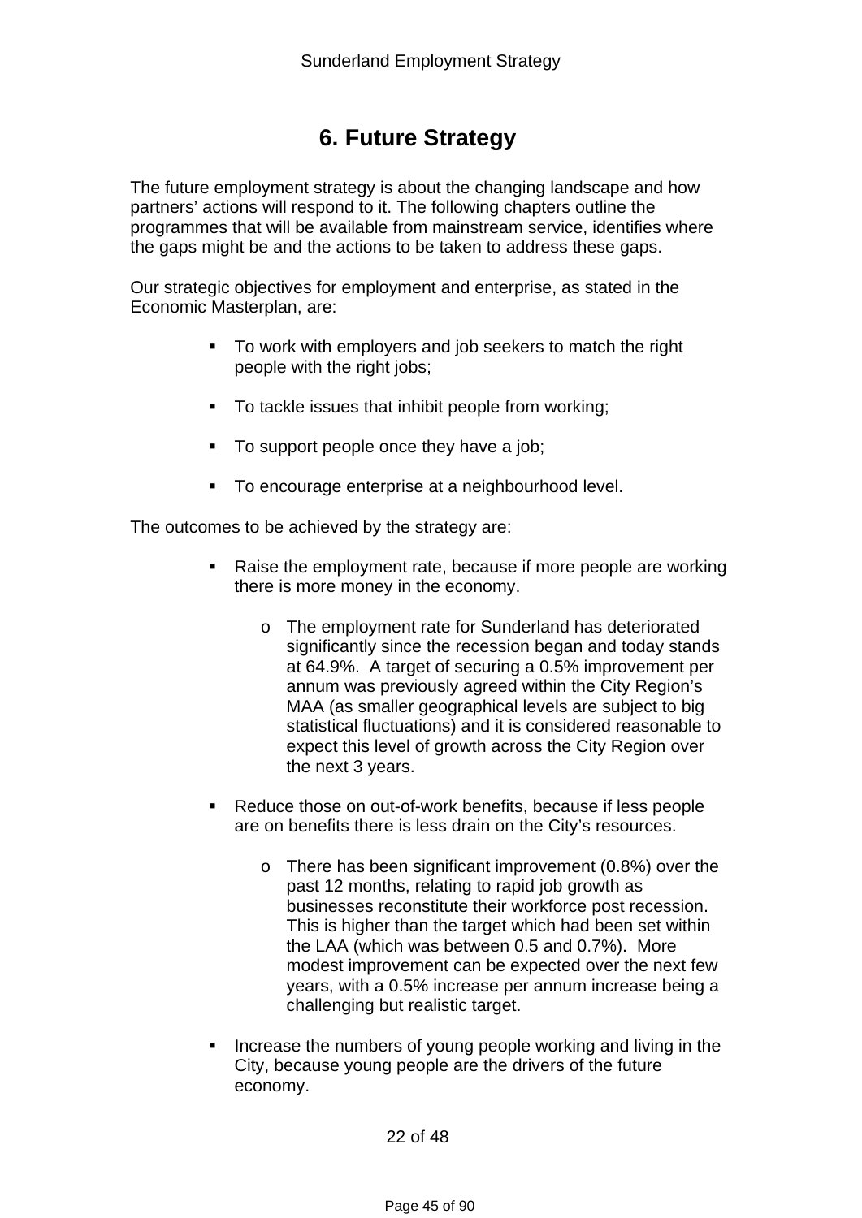# 6. Future Strategy

The future employment strategy is about the changing landscape and how partners' actions will respond to it. The following chapters outline the programmes that will be available from mainstream service, identifies where the gaps might be and the actions to be taken to address these gaps.

Our strategic objectives for employment and enterprise, as stated in the Economic Masterplan, are:

- To work with employers and job seekers to match the right people with the right jobs;
- To tackle issues that inhibit people from working;
- To support people once they have a job;
- To encourage enterprise at a neighbourhood level.

The outcomes to be achieved by the strategy are:

- Raise the employment rate, because if more people are working there is more money in the economy.
  - The employment rate for Sunderland has deteriorated significantly since the recession began and today stands at 64.9%. A target of securing a 0.5% improvement per annum was previously agreed within the City Region's MAA (as smaller geographical levels are subject to big statistical fluctuations) and it is considered reasonable to expect this level of growth across the City Region over the next 3 years.
- Reduce those on out-of-work benefits, because if less people are on benefits there is less drain on the City's resources.
  - There has been significant improvement (0.8%) over the past 12 months, relating to rapid job growth as businesses reconstitute their workforce post recession. This is higher than the target which had been set within the LAA (which was between 0.5 and 0.7%). More modest improvement can be expected over the next few years, with a 0.5% increase per annum increase being a challenging but realistic target.
- Increase the numbers of young people working and living in the City, because young people are the drivers of the future economy.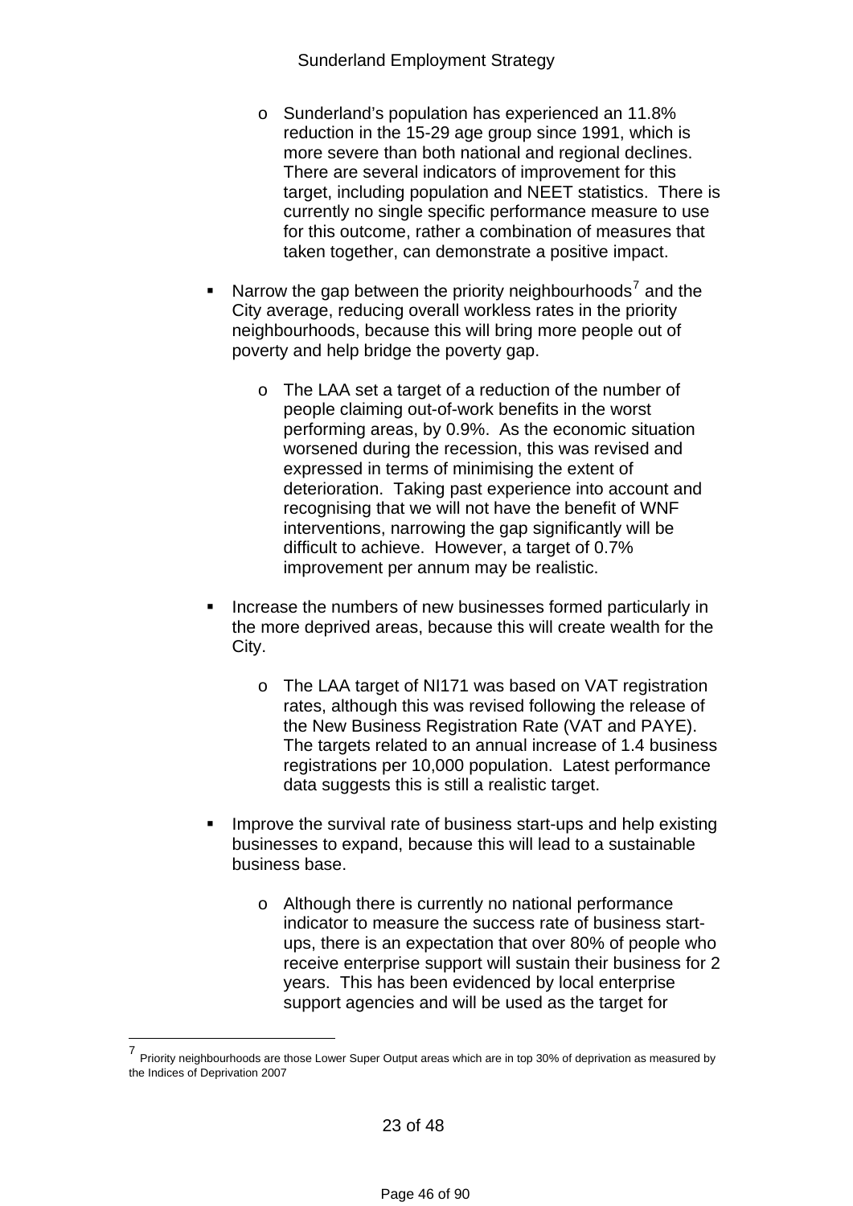- Sunderland's population has experienced an 11.8% reduction in the 15-29 age group since 1991, which is more severe than both national and regional declines. There are several indicators of improvement for this target, including population and NEET statistics. There is currently no single specific performance measure to use for this outcome, rather a combination of measures that taken together, can demonstrate a positive impact.

- Narrow the gap between the priority neighbourhoods[7] and the City average, reducing overall workless rates in the priority neighbourhoods, because this will bring more people out of poverty and help bridge the poverty gap.

  - The LAA set a target of a reduction of the number of people claiming out-of-work benefits in the worst performing areas, by 0.9%. As the economic situation worsened during the recession, this was revised and expressed in terms of minimising the extent of deterioration. Taking past experience into account and recognising that we will not have the benefit of WNF interventions, narrowing the gap significantly will be difficult to achieve. However, a target of 0.7% improvement per annum may be realistic.

- Increase the numbers of new businesses formed particularly in the more deprived areas, because this will create wealth for the City.

  - The LAA target of NI171 was based on VAT registration rates, although this was revised following the release of the New Business Registration Rate (VAT and PAYE). The targets related to an annual increase of 1.4 business registrations per 10,000 population. Latest performance data suggests this is still a realistic target.

- Improve the survival rate of business start-ups and help existing businesses to expand, because this will lead to a sustainable business base.

  - Although there is currently no national performance indicator to measure the success rate of business start-ups, there is an expectation that over 80% of people who receive enterprise support will sustain their business for 2 years. This has been evidenced by local enterprise support agencies and will be used as the target for

---

[7] Priority neighbourhoods are those Lower Super Output areas which are in top 30% of deprivation as measured by the Indices of Deprivation 2007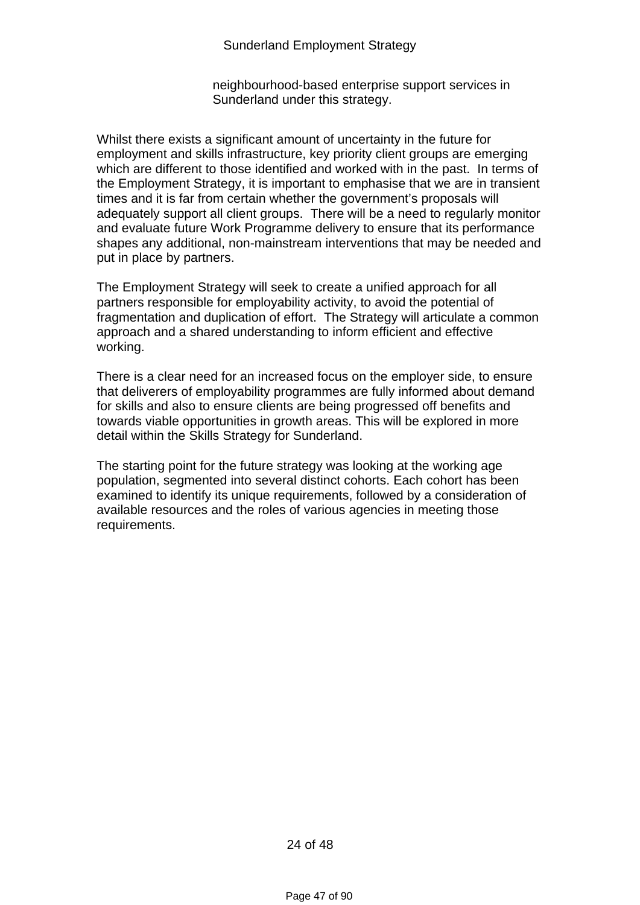neighbourhood-based enterprise support services in Sunderland under this strategy.

Whilst there exists a significant amount of uncertainty in the future for employment and skills infrastructure, key priority client groups are emerging which are different to those identified and worked with in the past. In terms of the Employment Strategy, it is important to emphasise that we are in transient times and it is far from certain whether the government's proposals will adequately support all client groups. There will be a need to regularly monitor and evaluate future Work Programme delivery to ensure that its performance shapes any additional, non-mainstream interventions that may be needed and put in place by partners.

The Employment Strategy will seek to create a unified approach for all partners responsible for employability activity, to avoid the potential of fragmentation and duplication of effort. The Strategy will articulate a common approach and a shared understanding to inform efficient and effective working.

There is a clear need for an increased focus on the employer side, to ensure that deliverers of employability programmes are fully informed about demand for skills and also to ensure clients are being progressed off benefits and towards viable opportunities in growth areas. This will be explored in more detail within the Skills Strategy for Sunderland.

The starting point for the future strategy was looking at the working age population, segmented into several distinct cohorts. Each cohort has been examined to identify its unique requirements, followed by a consideration of available resources and the roles of various agencies in meeting those requirements.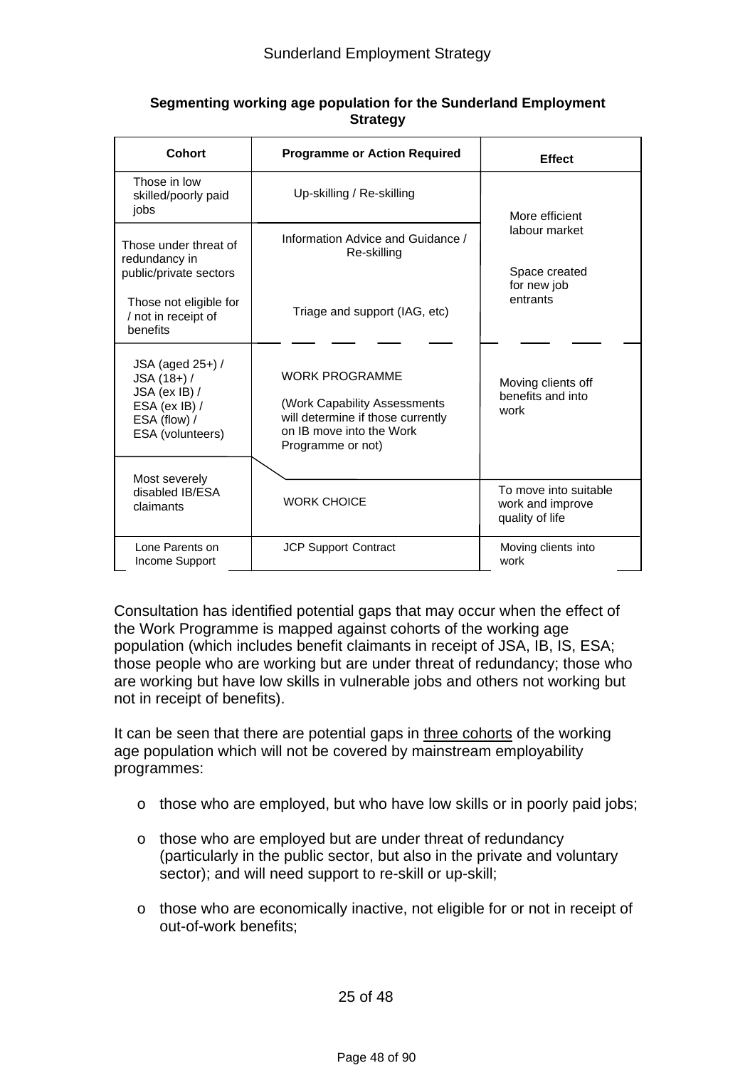**Segmenting working age population for the Sunderland Employment Strategy**

| Cohort | Programme or Action Required | Effect |
|---|---|---|
| Those in low skilled/poorly paid jobs | Up-skilling / Re-skilling | More efficient labour market<br><br>Space created for new job entrants |
| Those under threat of redundancy in public/private sectors | Information Advice and Guidance / Re-skilling | |
| Those not eligible for / not in receipt of benefits | Triage and support (IAG, etc) | |
| JSA (aged 25+) / JSA (18+) / JSA (ex IB) / ESA (ex IB) / ESA (flow) / ESA (volunteers) | WORK PROGRAMME<br><br>(Work Capability Assessments will determine if those currently on IB move into the Work Programme or not) | Moving clients off benefits and into work |
| Most severely disabled IB/ESA claimants | WORK CHOICE | To move into suitable work and improve quality of life |
| Lone Parents on Income Support | JCP Support Contract | Moving clients into work |

Consultation has identified potential gaps that may occur when the effect of the Work Programme is mapped against cohorts of the working age population (which includes benefit claimants in receipt of JSA, IB, IS, ESA; those people who are working but are under threat of redundancy; those who are working but have low skills in vulnerable jobs and others not working but not in receipt of benefits).

It can be seen that there are potential gaps in three cohorts of the working age population which will not be covered by mainstream employability programmes:

- those who are employed, but who have low skills or in poorly paid jobs;
- those who are employed but are under threat of redundancy (particularly in the public sector, but also in the private and voluntary sector); and will need support to re-skill or up-skill;
- those who are economically inactive, not eligible for or not in receipt of out-of-work benefits;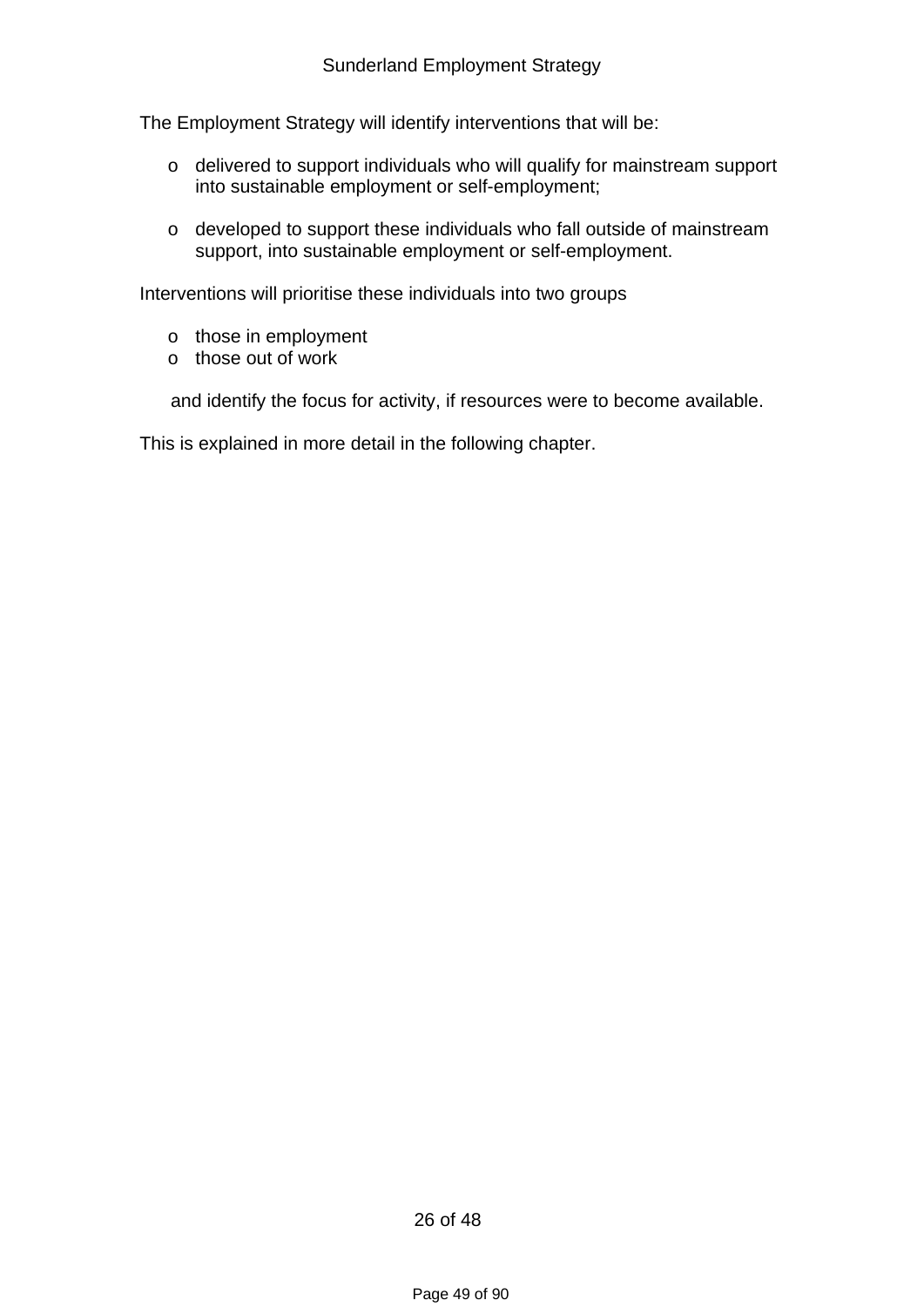The Employment Strategy will identify interventions that will be:

- delivered to support individuals who will qualify for mainstream support into sustainable employment or self-employment;

- developed to support these individuals who fall outside of mainstream support, into sustainable employment or self-employment.

Interventions will prioritise these individuals into two groups

- those in employment
- those out of work

and identify the focus for activity, if resources were to become available.

This is explained in more detail in the following chapter.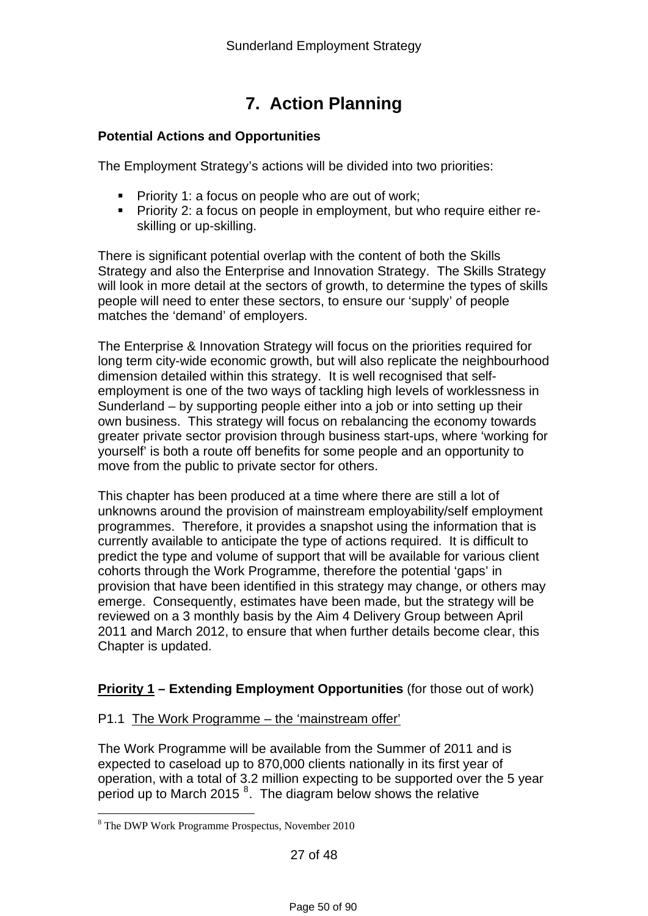# 7. Action Planning

**Potential Actions and Opportunities**

The Employment Strategy's actions will be divided into two priorities:

- Priority 1: a focus on people who are out of work;
- Priority 2: a focus on people in employment, but who require either re-skilling or up-skilling.

There is significant potential overlap with the content of both the Skills Strategy and also the Enterprise and Innovation Strategy. The Skills Strategy will look in more detail at the sectors of growth, to determine the types of skills people will need to enter these sectors, to ensure our 'supply' of people matches the 'demand' of employers.

The Enterprise & Innovation Strategy will focus on the priorities required for long term city-wide economic growth, but will also replicate the neighbourhood dimension detailed within this strategy. It is well recognised that self-employment is one of the two ways of tackling high levels of worklessness in Sunderland – by supporting people either into a job or into setting up their own business. This strategy will focus on rebalancing the economy towards greater private sector provision through business start-ups, where 'working for yourself' is both a route off benefits for some people and an opportunity to move from the public to private sector for others.

This chapter has been produced at a time where there are still a lot of unknowns around the provision of mainstream employability/self employment programmes. Therefore, it provides a snapshot using the information that is currently available to anticipate the type of actions required. It is difficult to predict the type and volume of support that will be available for various client cohorts through the Work Programme, therefore the potential 'gaps' in provision that have been identified in this strategy may change, or others may emerge. Consequently, estimates have been made, but the strategy will be reviewed on a 3 monthly basis by the Aim 4 Delivery Group between April 2011 and March 2012, to ensure that when further details become clear, this Chapter is updated.

**Priority 1 – Extending Employment Opportunities** (for those out of work)

P1.1 The Work Programme – the 'mainstream offer'

The Work Programme will be available from the Summer of 2011 and is expected to caseload up to 870,000 clients nationally in its first year of operation, with a total of 3.2 million expecting to be supported over the 5 year period up to March 2015 [8]. The diagram below shows the relative

[8] The DWP Work Programme Prospectus, November 2010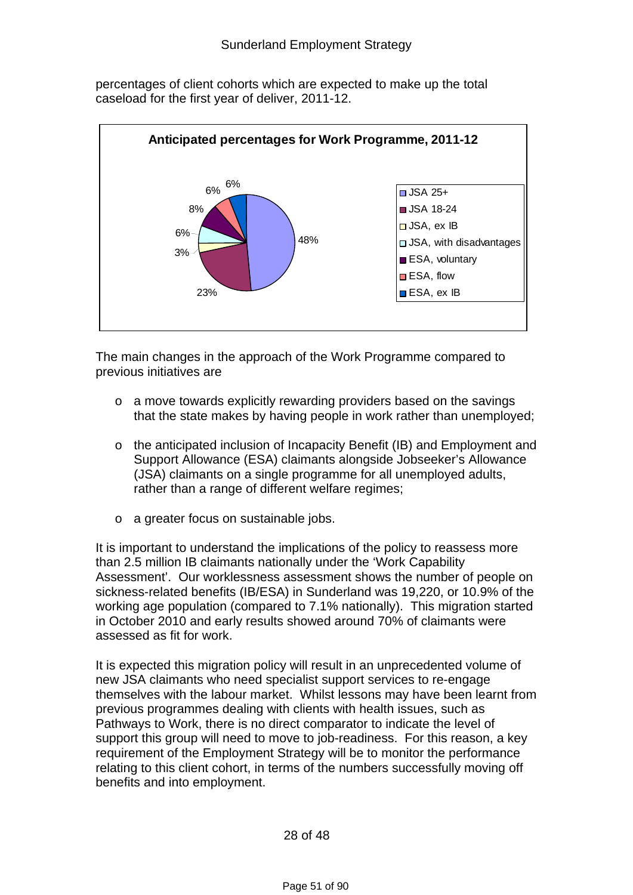percentages of client cohorts which are expected to make up the total caseload for the first year of deliver, 2011-12.

**Anticipated percentages for Work Programme, 2011-12**

| Client cohort | Percentage |
|---|---|
| JSA 25+ | 48% |
| JSA 18-24 | 23% |
| JSA, ex IB | 3% |
| JSA, with disadvantages | 6% |
| ESA, voluntary | 8% |
| ESA, flow | 6% |
| ESA, ex IB | 6% |

The main changes in the approach of the Work Programme compared to previous initiatives are

- a move towards explicitly rewarding providers based on the savings that the state makes by having people in work rather than unemployed;
- the anticipated inclusion of Incapacity Benefit (IB) and Employment and Support Allowance (ESA) claimants alongside Jobseeker's Allowance (JSA) claimants on a single programme for all unemployed adults, rather than a range of different welfare regimes;
- a greater focus on sustainable jobs.

It is important to understand the implications of the policy to reassess more than 2.5 million IB claimants nationally under the 'Work Capability Assessment'. Our worklessness assessment shows the number of people on sickness-related benefits (IB/ESA) in Sunderland was 19,220, or 10.9% of the working age population (compared to 7.1% nationally). This migration started in October 2010 and early results showed around 70% of claimants were assessed as fit for work.

It is expected this migration policy will result in an unprecedented volume of new JSA claimants who need specialist support services to re-engage themselves with the labour market. Whilst lessons may have been learnt from previous programmes dealing with clients with health issues, such as Pathways to Work, there is no direct comparator to indicate the level of support this group will need to move to job-readiness. For this reason, a key requirement of the Employment Strategy will be to monitor the performance relating to this client cohort, in terms of the numbers successfully moving off benefits and into employment.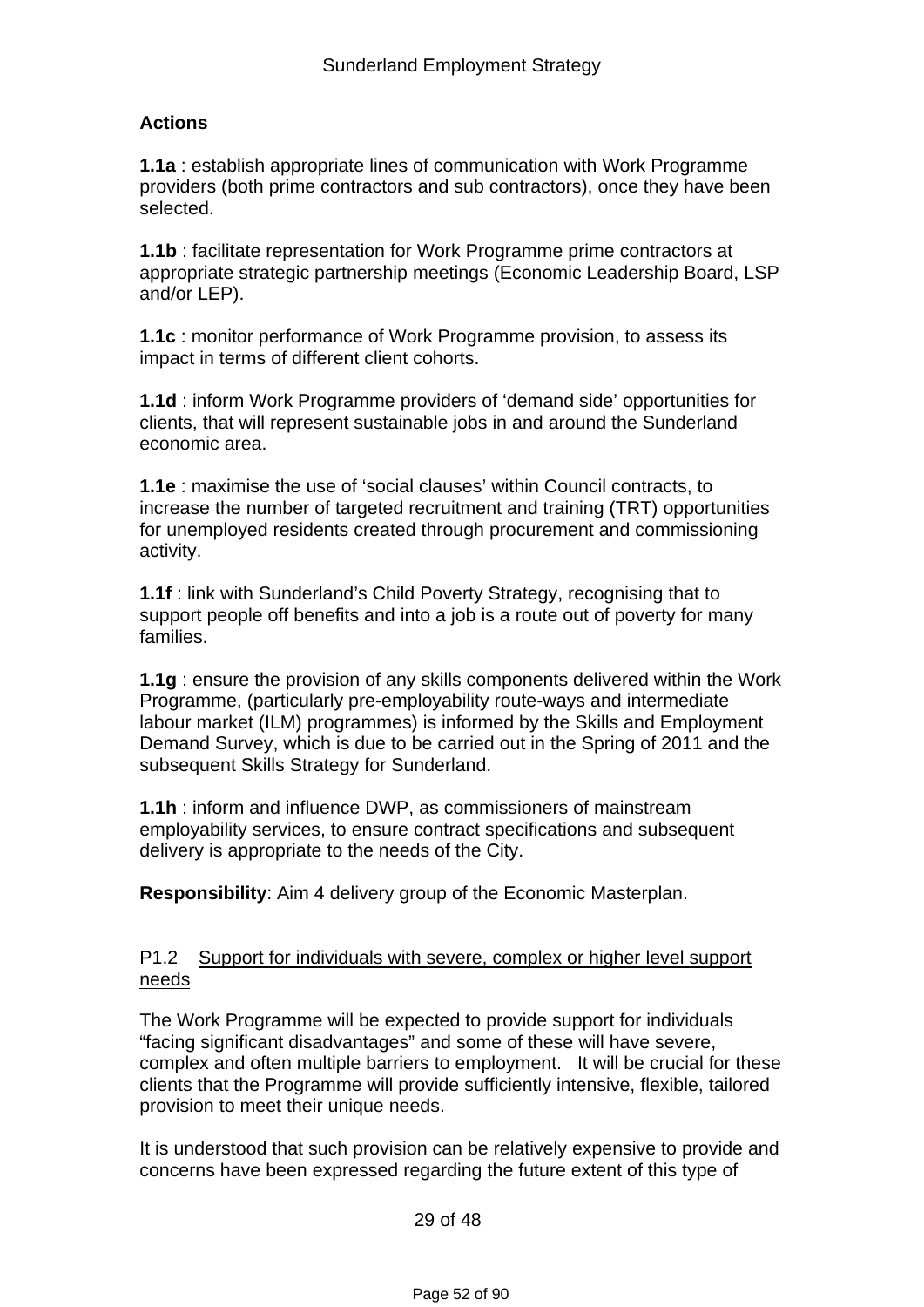**Actions**

**1.1a** : establish appropriate lines of communication with Work Programme providers (both prime contractors and sub contractors), once they have been selected.

**1.1b** : facilitate representation for Work Programme prime contractors at appropriate strategic partnership meetings (Economic Leadership Board, LSP and/or LEP).

**1.1c** : monitor performance of Work Programme provision, to assess its impact in terms of different client cohorts.

**1.1d** : inform Work Programme providers of 'demand side' opportunities for clients, that will represent sustainable jobs in and around the Sunderland economic area.

**1.1e** : maximise the use of 'social clauses' within Council contracts, to increase the number of targeted recruitment and training (TRT) opportunities for unemployed residents created through procurement and commissioning activity.

**1.1f** : link with Sunderland's Child Poverty Strategy, recognising that to support people off benefits and into a job is a route out of poverty for many families.

**1.1g** : ensure the provision of any skills components delivered within the Work Programme, (particularly pre-employability route-ways and intermediate labour market (ILM) programmes) is informed by the Skills and Employment Demand Survey, which is due to be carried out in the Spring of 2011 and the subsequent Skills Strategy for Sunderland.

**1.1h** : inform and influence DWP, as commissioners of mainstream employability services, to ensure contract specifications and subsequent delivery is appropriate to the needs of the City.

**Responsibility**: Aim 4 delivery group of the Economic Masterplan.

P1.2 Support for individuals with severe, complex or higher level support needs

The Work Programme will be expected to provide support for individuals "facing significant disadvantages" and some of these will have severe, complex and often multiple barriers to employment. It will be crucial for these clients that the Programme will provide sufficiently intensive, flexible, tailored provision to meet their unique needs.

It is understood that such provision can be relatively expensive to provide and concerns have been expressed regarding the future extent of this type of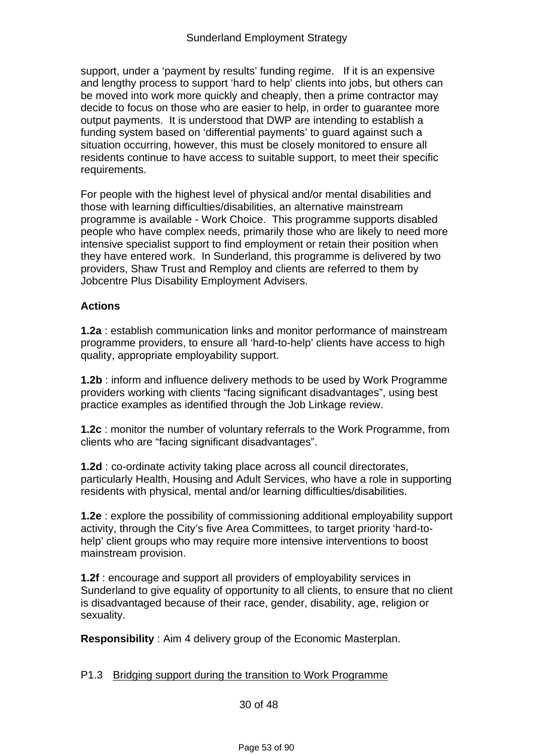support, under a 'payment by results' funding regime. If it is an expensive and lengthy process to support 'hard to help' clients into jobs, but others can be moved into work more quickly and cheaply, then a prime contractor may decide to focus on those who are easier to help, in order to guarantee more output payments. It is understood that DWP are intending to establish a funding system based on 'differential payments' to guard against such a situation occurring, however, this must be closely monitored to ensure all residents continue to have access to suitable support, to meet their specific requirements.

For people with the highest level of physical and/or mental disabilities and those with learning difficulties/disabilities, an alternative mainstream programme is available - Work Choice. This programme supports disabled people who have complex needs, primarily those who are likely to need more intensive specialist support to find employment or retain their position when they have entered work. In Sunderland, this programme is delivered by two providers, Shaw Trust and Remploy and clients are referred to them by Jobcentre Plus Disability Employment Advisers.

**Actions**

**1.2a** : establish communication links and monitor performance of mainstream programme providers, to ensure all 'hard-to-help' clients have access to high quality, appropriate employability support.

**1.2b** : inform and influence delivery methods to be used by Work Programme providers working with clients "facing significant disadvantages", using best practice examples as identified through the Job Linkage review.

**1.2c** : monitor the number of voluntary referrals to the Work Programme, from clients who are "facing significant disadvantages".

**1.2d** : co-ordinate activity taking place across all council directorates, particularly Health, Housing and Adult Services, who have a role in supporting residents with physical, mental and/or learning difficulties/disabilities.

**1.2e** : explore the possibility of commissioning additional employability support activity, through the City's five Area Committees, to target priority 'hard-to-help' client groups who may require more intensive interventions to boost mainstream provision.

**1.2f** : encourage and support all providers of employability services in Sunderland to give equality of opportunity to all clients, to ensure that no client is disadvantaged because of their race, gender, disability, age, religion or sexuality.

**Responsibility** : Aim 4 delivery group of the Economic Masterplan.

P1.3 Bridging support during the transition to Work Programme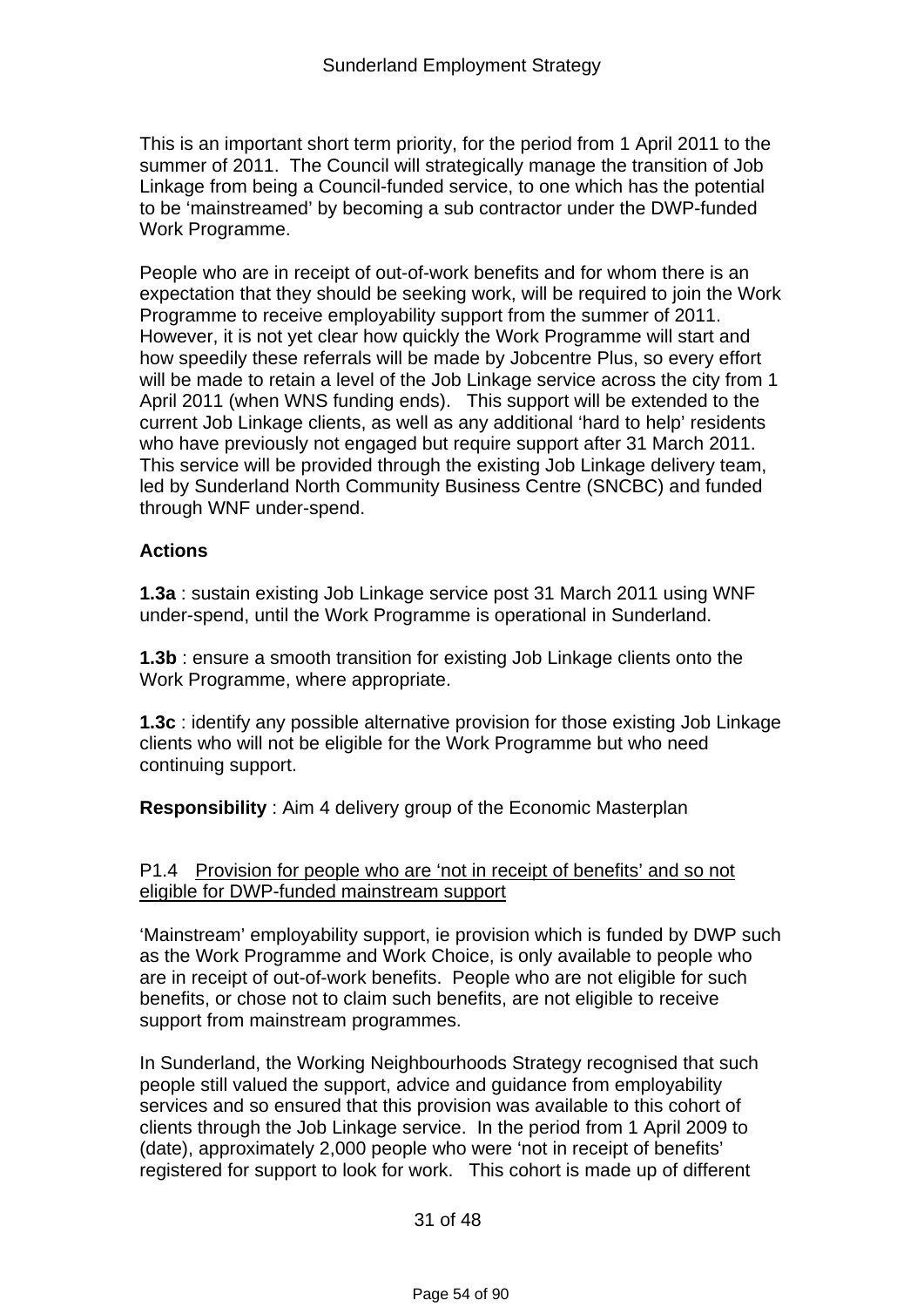This is an important short term priority, for the period from 1 April 2011 to the summer of 2011. The Council will strategically manage the transition of Job Linkage from being a Council-funded service, to one which has the potential to be 'mainstreamed' by becoming a sub contractor under the DWP-funded Work Programme.

People who are in receipt of out-of-work benefits and for whom there is an expectation that they should be seeking work, will be required to join the Work Programme to receive employability support from the summer of 2011. However, it is not yet clear how quickly the Work Programme will start and how speedily these referrals will be made by Jobcentre Plus, so every effort will be made to retain a level of the Job Linkage service across the city from 1 April 2011 (when WNS funding ends). This support will be extended to the current Job Linkage clients, as well as any additional 'hard to help' residents who have previously not engaged but require support after 31 March 2011. This service will be provided through the existing Job Linkage delivery team, led by Sunderland North Community Business Centre (SNCBC) and funded through WNF under-spend.

**Actions**

**1.3a** : sustain existing Job Linkage service post 31 March 2011 using WNF under-spend, until the Work Programme is operational in Sunderland.

**1.3b** : ensure a smooth transition for existing Job Linkage clients onto the Work Programme, where appropriate.

**1.3c** : identify any possible alternative provision for those existing Job Linkage clients who will not be eligible for the Work Programme but who need continuing support.

**Responsibility** : Aim 4 delivery group of the Economic Masterplan

P1.4 <u>Provision for people who are 'not in receipt of benefits' and so not eligible for DWP-funded mainstream support</u>

'Mainstream' employability support, ie provision which is funded by DWP such as the Work Programme and Work Choice, is only available to people who are in receipt of out-of-work benefits. People who are not eligible for such benefits, or chose not to claim such benefits, are not eligible to receive support from mainstream programmes.

In Sunderland, the Working Neighbourhoods Strategy recognised that such people still valued the support, advice and guidance from employability services and so ensured that this provision was available to this cohort of clients through the Job Linkage service. In the period from 1 April 2009 to (date), approximately 2,000 people who were 'not in receipt of benefits' registered for support to look for work. This cohort is made up of different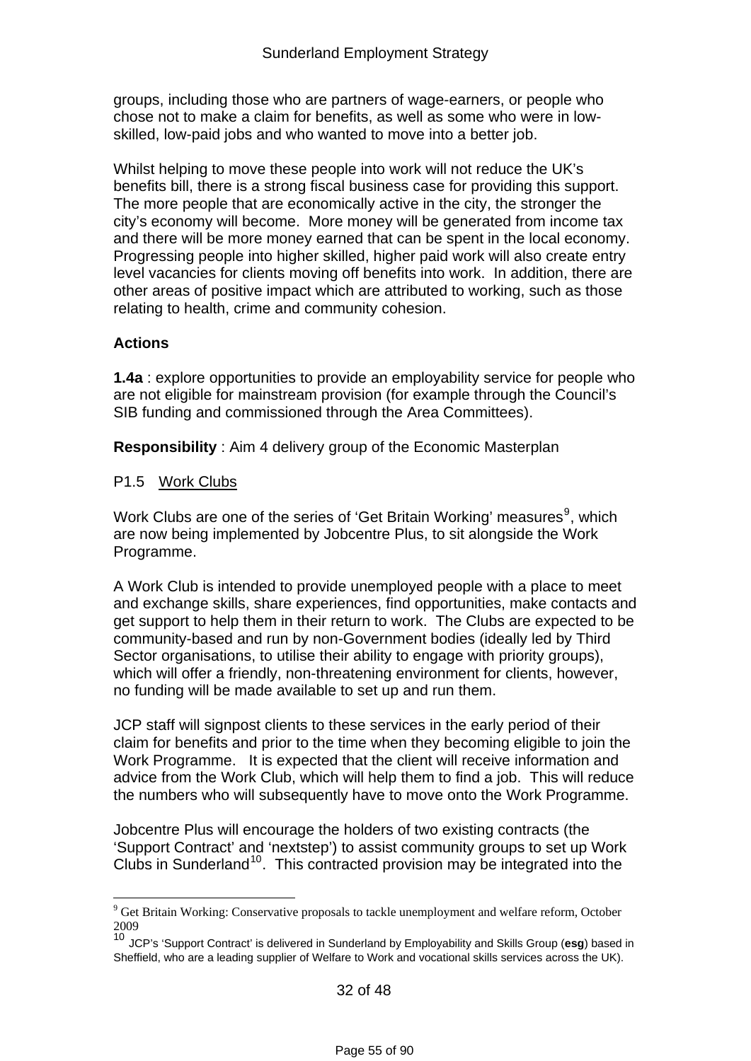groups, including those who are partners of wage-earners, or people who chose not to make a claim for benefits, as well as some who were in low-skilled, low-paid jobs and who wanted to move into a better job.

Whilst helping to move these people into work will not reduce the UK's benefits bill, there is a strong fiscal business case for providing this support. The more people that are economically active in the city, the stronger the city's economy will become. More money will be generated from income tax and there will be more money earned that can be spent in the local economy. Progressing people into higher skilled, higher paid work will also create entry level vacancies for clients moving off benefits into work. In addition, there are other areas of positive impact which are attributed to working, such as those relating to health, crime and community cohesion.

**Actions**

**1.4a** : explore opportunities to provide an employability service for people who are not eligible for mainstream provision (for example through the Council's SIB funding and commissioned through the Area Committees).

**Responsibility** : Aim 4 delivery group of the Economic Masterplan

P1.5 Work Clubs

Work Clubs are one of the series of 'Get Britain Working' measures[9], which are now being implemented by Jobcentre Plus, to sit alongside the Work Programme.

A Work Club is intended to provide unemployed people with a place to meet and exchange skills, share experiences, find opportunities, make contacts and get support to help them in their return to work. The Clubs are expected to be community-based and run by non-Government bodies (ideally led by Third Sector organisations, to utilise their ability to engage with priority groups), which will offer a friendly, non-threatening environment for clients, however, no funding will be made available to set up and run them.

JCP staff will signpost clients to these services in the early period of their claim for benefits and prior to the time when they becoming eligible to join the Work Programme. It is expected that the client will receive information and advice from the Work Club, which will help them to find a job. This will reduce the numbers who will subsequently have to move onto the Work Programme.

Jobcentre Plus will encourage the holders of two existing contracts (the 'Support Contract' and 'nextstep') to assist community groups to set up Work Clubs in Sunderland[10]. This contracted provision may be integrated into the

---

[9] Get Britain Working: Conservative proposals to tackle unemployment and welfare reform, October 2009

[10] JCP's 'Support Contract' is delivered in Sunderland by Employability and Skills Group (**esg**) based in Sheffield, who are a leading supplier of Welfare to Work and vocational skills services across the UK).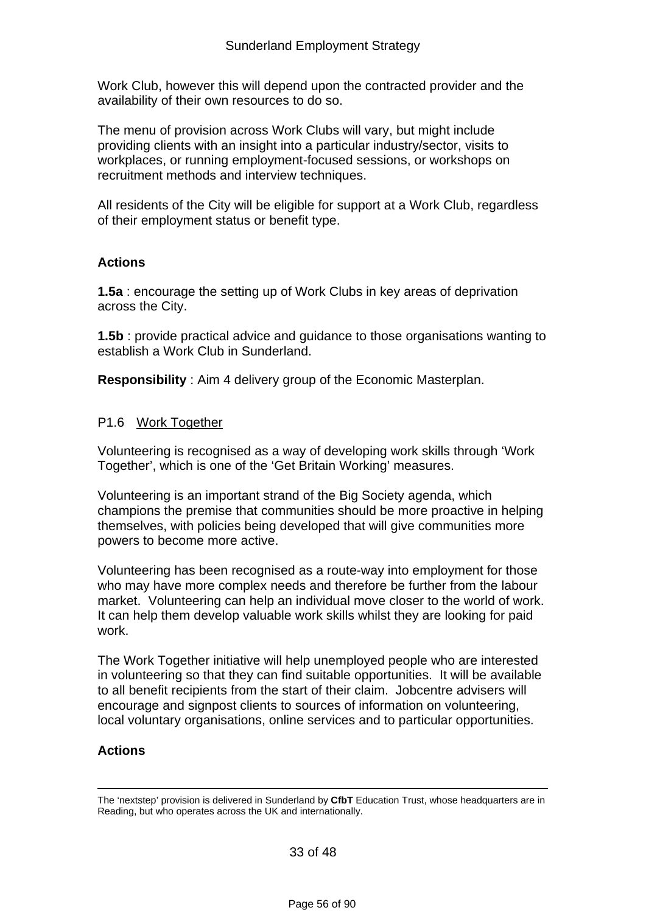Work Club, however this will depend upon the contracted provider and the availability of their own resources to do so.

The menu of provision across Work Clubs will vary, but might include providing clients with an insight into a particular industry/sector, visits to workplaces, or running employment-focused sessions, or workshops on recruitment methods and interview techniques.

All residents of the City will be eligible for support at a Work Club, regardless of their employment status or benefit type.

**Actions**

**1.5a** : encourage the setting up of Work Clubs in key areas of deprivation across the City.

**1.5b** : provide practical advice and guidance to those organisations wanting to establish a Work Club in Sunderland.

**Responsibility** : Aim 4 delivery group of the Economic Masterplan.

### P1.6 Work Together

Volunteering is recognised as a way of developing work skills through 'Work Together', which is one of the 'Get Britain Working' measures.

Volunteering is an important strand of the Big Society agenda, which champions the premise that communities should be more proactive in helping themselves, with policies being developed that will give communities more powers to become more active.

Volunteering has been recognised as a route-way into employment for those who may have more complex needs and therefore be further from the labour market. Volunteering can help an individual move closer to the world of work. It can help them develop valuable work skills whilst they are looking for paid work.

The Work Together initiative will help unemployed people who are interested in volunteering so that they can find suitable opportunities. It will be available to all benefit recipients from the start of their claim. Jobcentre advisers will encourage and signpost clients to sources of information on volunteering, local voluntary organisations, online services and to particular opportunities.

**Actions**

---

The 'nextstep' provision is delivered in Sunderland by **CfbT** Education Trust, whose headquarters are in Reading, but who operates across the UK and internationally.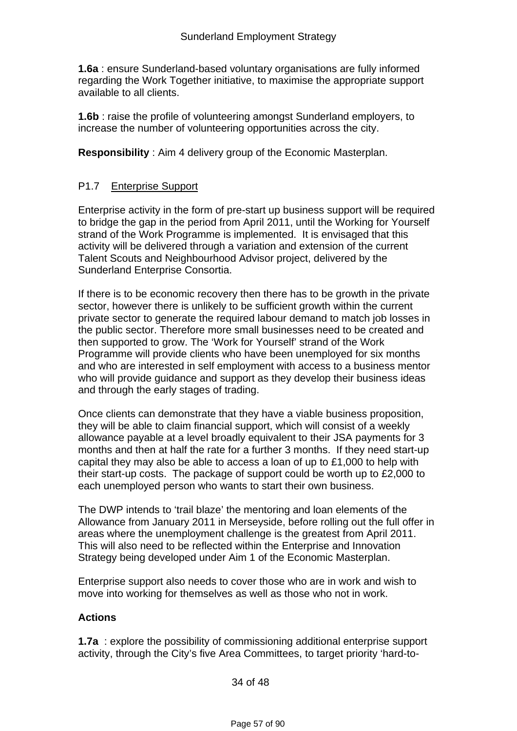**1.6a** : ensure Sunderland-based voluntary organisations are fully informed regarding the Work Together initiative, to maximise the appropriate support available to all clients.

**1.6b** : raise the profile of volunteering amongst Sunderland employers, to increase the number of volunteering opportunities across the city.

**Responsibility** : Aim 4 delivery group of the Economic Masterplan.

### P1.7 Enterprise Support

Enterprise activity in the form of pre-start up business support will be required to bridge the gap in the period from April 2011, until the Working for Yourself strand of the Work Programme is implemented. It is envisaged that this activity will be delivered through a variation and extension of the current Talent Scouts and Neighbourhood Advisor project, delivered by the Sunderland Enterprise Consortia.

If there is to be economic recovery then there has to be growth in the private sector, however there is unlikely to be sufficient growth within the current private sector to generate the required labour demand to match job losses in the public sector. Therefore more small businesses need to be created and then supported to grow. The 'Work for Yourself' strand of the Work Programme will provide clients who have been unemployed for six months and who are interested in self employment with access to a business mentor who will provide guidance and support as they develop their business ideas and through the early stages of trading.

Once clients can demonstrate that they have a viable business proposition, they will be able to claim financial support, which will consist of a weekly allowance payable at a level broadly equivalent to their JSA payments for 3 months and then at half the rate for a further 3 months. If they need start-up capital they may also be able to access a loan of up to £1,000 to help with their start-up costs. The package of support could be worth up to £2,000 to each unemployed person who wants to start their own business.

The DWP intends to 'trail blaze' the mentoring and loan elements of the Allowance from January 2011 in Merseyside, before rolling out the full offer in areas where the unemployment challenge is the greatest from April 2011. This will also need to be reflected within the Enterprise and Innovation Strategy being developed under Aim 1 of the Economic Masterplan.

Enterprise support also needs to cover those who are in work and wish to move into working for themselves as well as those who not in work.

**Actions**

**1.7a** : explore the possibility of commissioning additional enterprise support activity, through the City's five Area Committees, to target priority 'hard-to-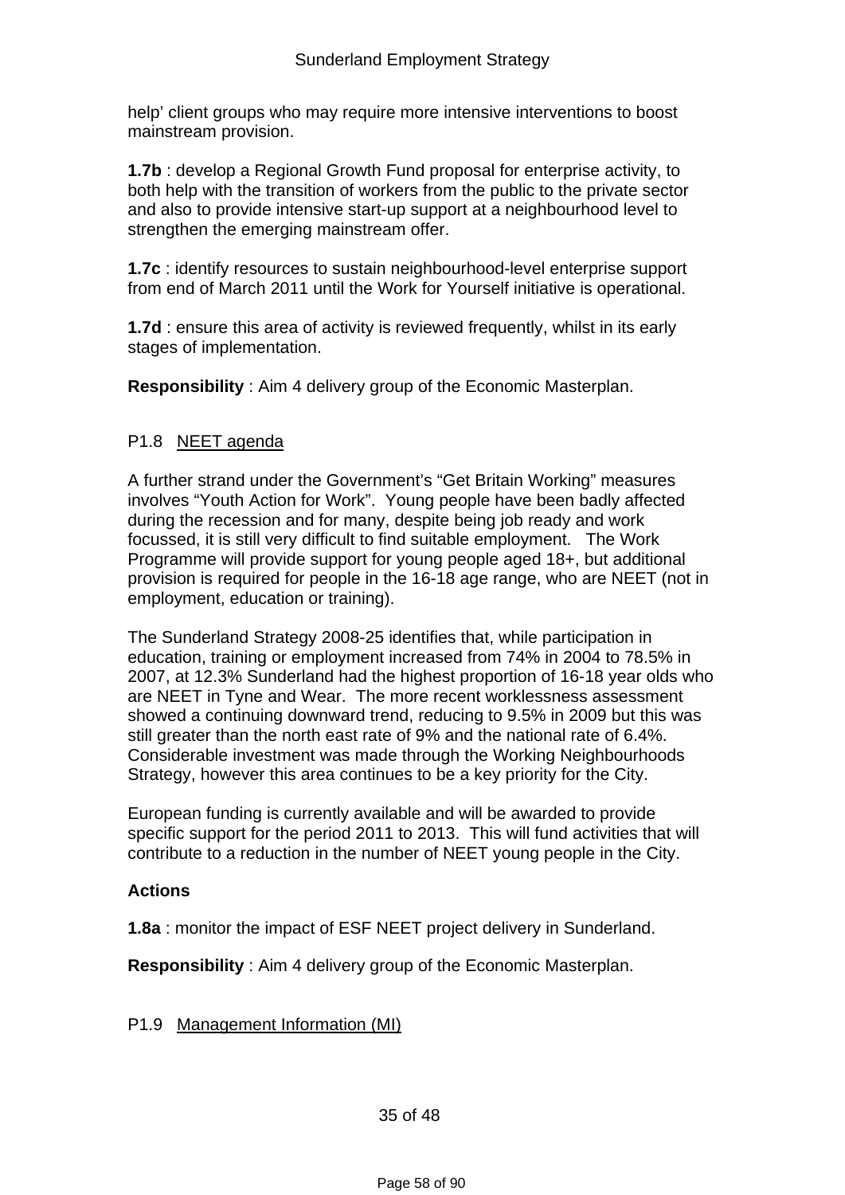help' client groups who may require more intensive interventions to boost mainstream provision.

**1.7b** : develop a Regional Growth Fund proposal for enterprise activity, to both help with the transition of workers from the public to the private sector and also to provide intensive start-up support at a neighbourhood level to strengthen the emerging mainstream offer.

**1.7c** : identify resources to sustain neighbourhood-level enterprise support from end of March 2011 until the Work for Yourself initiative is operational.

**1.7d** : ensure this area of activity is reviewed frequently, whilst in its early stages of implementation.

**Responsibility** : Aim 4 delivery group of the Economic Masterplan.

### P1.8 NEET agenda

A further strand under the Government's "Get Britain Working" measures involves "Youth Action for Work". Young people have been badly affected during the recession and for many, despite being job ready and work focussed, it is still very difficult to find suitable employment. The Work Programme will provide support for young people aged 18+, but additional provision is required for people in the 16-18 age range, who are NEET (not in employment, education or training).

The Sunderland Strategy 2008-25 identifies that, while participation in education, training or employment increased from 74% in 2004 to 78.5% in 2007, at 12.3% Sunderland had the highest proportion of 16-18 year olds who are NEET in Tyne and Wear. The more recent worklessness assessment showed a continuing downward trend, reducing to 9.5% in 2009 but this was still greater than the north east rate of 9% and the national rate of 6.4%. Considerable investment was made through the Working Neighbourhoods Strategy, however this area continues to be a key priority for the City.

European funding is currently available and will be awarded to provide specific support for the period 2011 to 2013. This will fund activities that will contribute to a reduction in the number of NEET young people in the City.

**Actions**

**1.8a** : monitor the impact of ESF NEET project delivery in Sunderland.

**Responsibility** : Aim 4 delivery group of the Economic Masterplan.

### P1.9 Management Information (MI)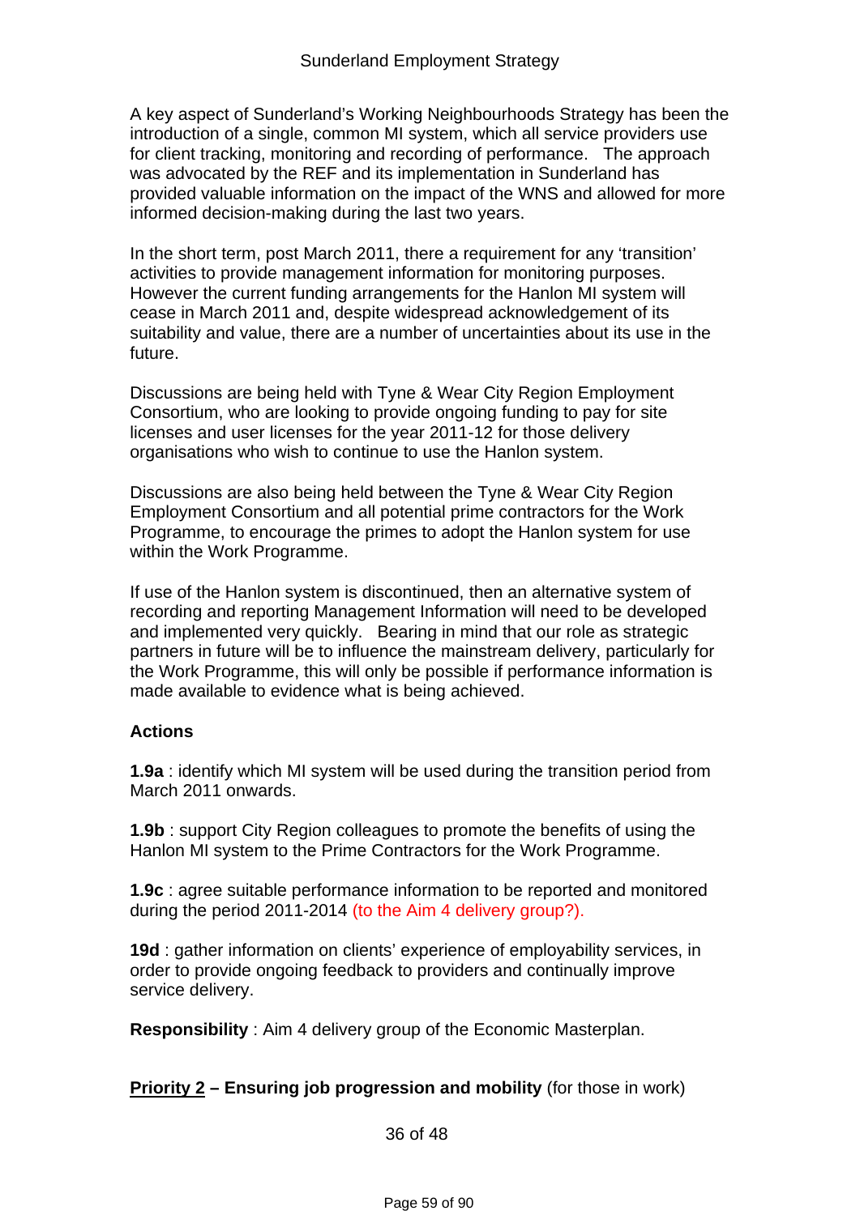A key aspect of Sunderland's Working Neighbourhoods Strategy has been the introduction of a single, common MI system, which all service providers use for client tracking, monitoring and recording of performance. The approach was advocated by the REF and its implementation in Sunderland has provided valuable information on the impact of the WNS and allowed for more informed decision-making during the last two years.

In the short term, post March 2011, there a requirement for any 'transition' activities to provide management information for monitoring purposes. However the current funding arrangements for the Hanlon MI system will cease in March 2011 and, despite widespread acknowledgement of its suitability and value, there are a number of uncertainties about its use in the future.

Discussions are being held with Tyne & Wear City Region Employment Consortium, who are looking to provide ongoing funding to pay for site licenses and user licenses for the year 2011-12 for those delivery organisations who wish to continue to use the Hanlon system.

Discussions are also being held between the Tyne & Wear City Region Employment Consortium and all potential prime contractors for the Work Programme, to encourage the primes to adopt the Hanlon system for use within the Work Programme.

If use of the Hanlon system is discontinued, then an alternative system of recording and reporting Management Information will need to be developed and implemented very quickly. Bearing in mind that our role as strategic partners in future will be to influence the mainstream delivery, particularly for the Work Programme, this will only be possible if performance information is made available to evidence what is being achieved.

**Actions**

**1.9a** : identify which MI system will be used during the transition period from March 2011 onwards.

**1.9b** : support City Region colleagues to promote the benefits of using the Hanlon MI system to the Prime Contractors for the Work Programme.

**1.9c** : agree suitable performance information to be reported and monitored during the period 2011-2014 (to the Aim 4 delivery group?).

**19d** : gather information on clients' experience of employability services, in order to provide ongoing feedback to providers and continually improve service delivery.

**Responsibility** : Aim 4 delivery group of the Economic Masterplan.

**<u>Priority 2</u> – Ensuring job progression and mobility** (for those in work)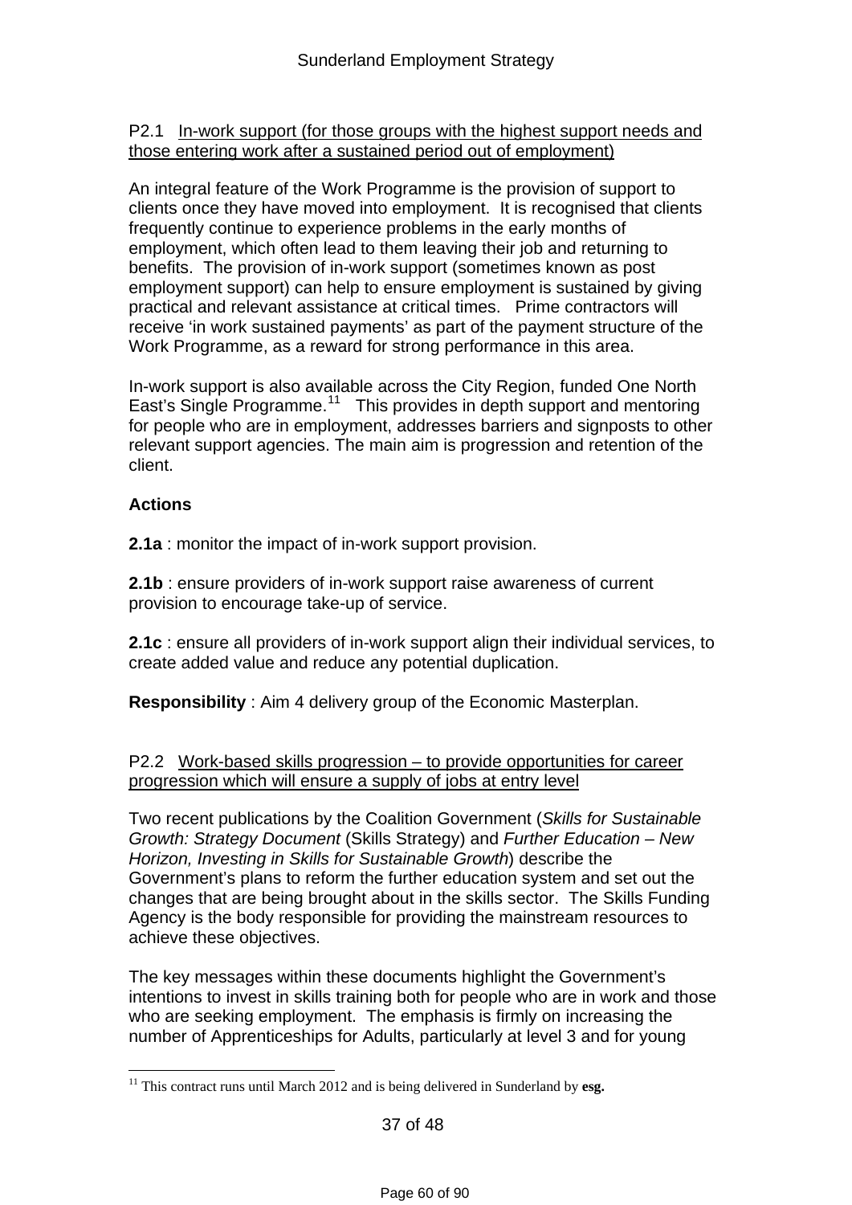P2.1 In-work support (for those groups with the highest support needs and those entering work after a sustained period out of employment)

An integral feature of the Work Programme is the provision of support to clients once they have moved into employment. It is recognised that clients frequently continue to experience problems in the early months of employment, which often lead to them leaving their job and returning to benefits. The provision of in-work support (sometimes known as post employment support) can help to ensure employment is sustained by giving practical and relevant assistance at critical times. Prime contractors will receive 'in work sustained payments' as part of the payment structure of the Work Programme, as a reward for strong performance in this area.

In-work support is also available across the City Region, funded One North East's Single Programme.[11] This provides in depth support and mentoring for people who are in employment, addresses barriers and signposts to other relevant support agencies. The main aim is progression and retention of the client.

**Actions**

**2.1a** : monitor the impact of in-work support provision.

**2.1b** : ensure providers of in-work support raise awareness of current provision to encourage take-up of service.

**2.1c** : ensure all providers of in-work support align their individual services, to create added value and reduce any potential duplication.

**Responsibility** : Aim 4 delivery group of the Economic Masterplan.

P2.2 Work-based skills progression – to provide opportunities for career progression which will ensure a supply of jobs at entry level

Two recent publications by the Coalition Government (*Skills for Sustainable Growth: Strategy Document* (Skills Strategy) and *Further Education – New Horizon, Investing in Skills for Sustainable Growth*) describe the Government's plans to reform the further education system and set out the changes that are being brought about in the skills sector. The Skills Funding Agency is the body responsible for providing the mainstream resources to achieve these objectives.

The key messages within these documents highlight the Government's intentions to invest in skills training both for people who are in work and those who are seeking employment. The emphasis is firmly on increasing the number of Apprenticeships for Adults, particularly at level 3 and for young

[11] This contract runs until March 2012 and is being delivered in Sunderland by **esg.**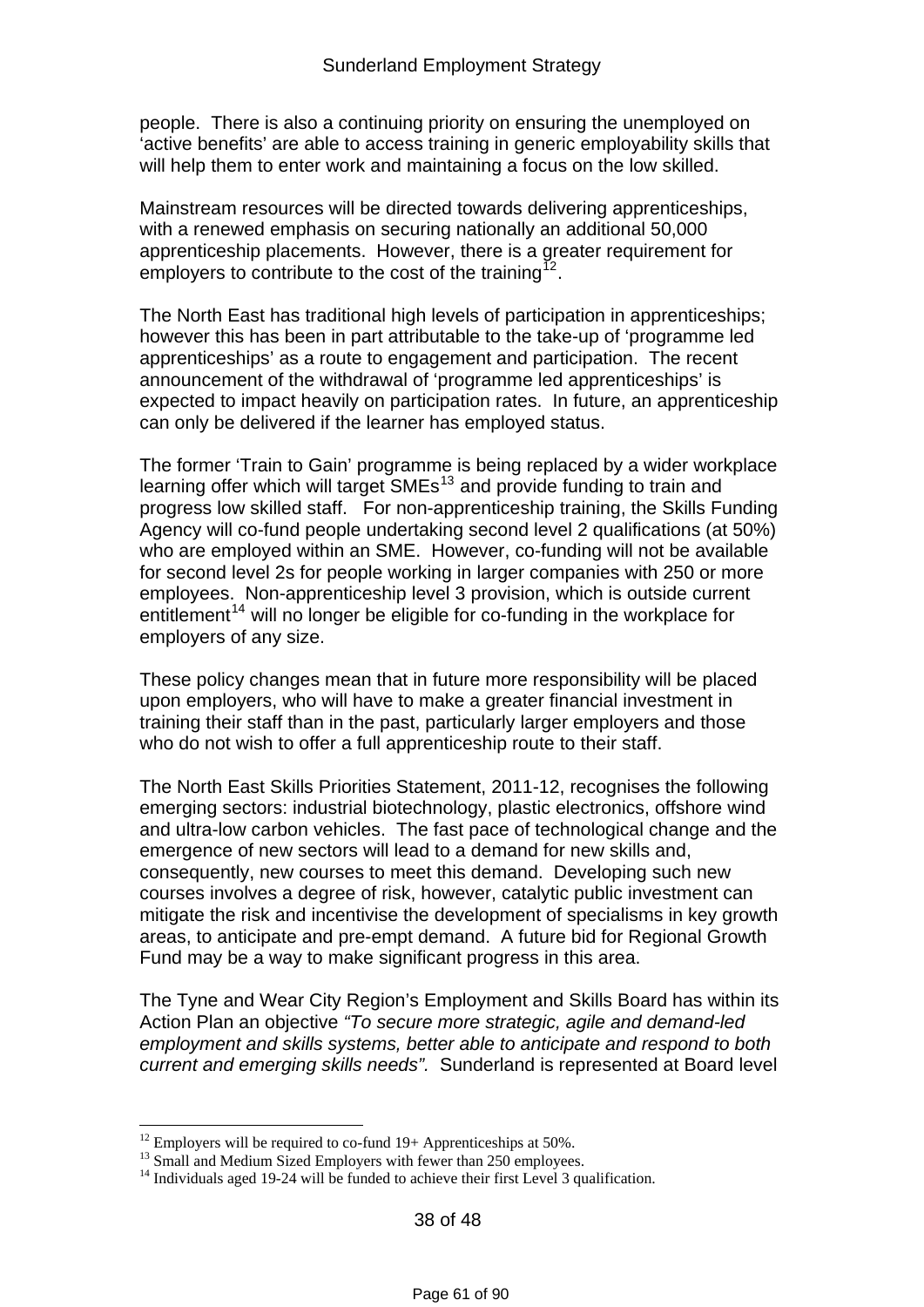people. There is also a continuing priority on ensuring the unemployed on 'active benefits' are able to access training in generic employability skills that will help them to enter work and maintaining a focus on the low skilled.

Mainstream resources will be directed towards delivering apprenticeships, with a renewed emphasis on securing nationally an additional 50,000 apprenticeship placements. However, there is a greater requirement for employers to contribute to the cost of the training[12].

The North East has traditional high levels of participation in apprenticeships; however this has been in part attributable to the take-up of 'programme led apprenticeships' as a route to engagement and participation. The recent announcement of the withdrawal of 'programme led apprenticeships' is expected to impact heavily on participation rates. In future, an apprenticeship can only be delivered if the learner has employed status.

The former 'Train to Gain' programme is being replaced by a wider workplace learning offer which will target SMEs[13] and provide funding to train and progress low skilled staff. For non-apprenticeship training, the Skills Funding Agency will co-fund people undertaking second level 2 qualifications (at 50%) who are employed within an SME. However, co-funding will not be available for second level 2s for people working in larger companies with 250 or more employees. Non-apprenticeship level 3 provision, which is outside current entitlement[14] will no longer be eligible for co-funding in the workplace for employers of any size.

These policy changes mean that in future more responsibility will be placed upon employers, who will have to make a greater financial investment in training their staff than in the past, particularly larger employers and those who do not wish to offer a full apprenticeship route to their staff.

The North East Skills Priorities Statement, 2011-12, recognises the following emerging sectors: industrial biotechnology, plastic electronics, offshore wind and ultra-low carbon vehicles. The fast pace of technological change and the emergence of new sectors will lead to a demand for new skills and, consequently, new courses to meet this demand. Developing such new courses involves a degree of risk, however, catalytic public investment can mitigate the risk and incentivise the development of specialisms in key growth areas, to anticipate and pre-empt demand. A future bid for Regional Growth Fund may be a way to make significant progress in this area.

The Tyne and Wear City Region's Employment and Skills Board has within its Action Plan an objective *"To secure more strategic, agile and demand-led employment and skills systems, better able to anticipate and respond to both current and emerging skills needs".* Sunderland is represented at Board level

---

[12] Employers will be required to co-fund 19+ Apprenticeships at 50%.

[13] Small and Medium Sized Employers with fewer than 250 employees.

[14] Individuals aged 19-24 will be funded to achieve their first Level 3 qualification.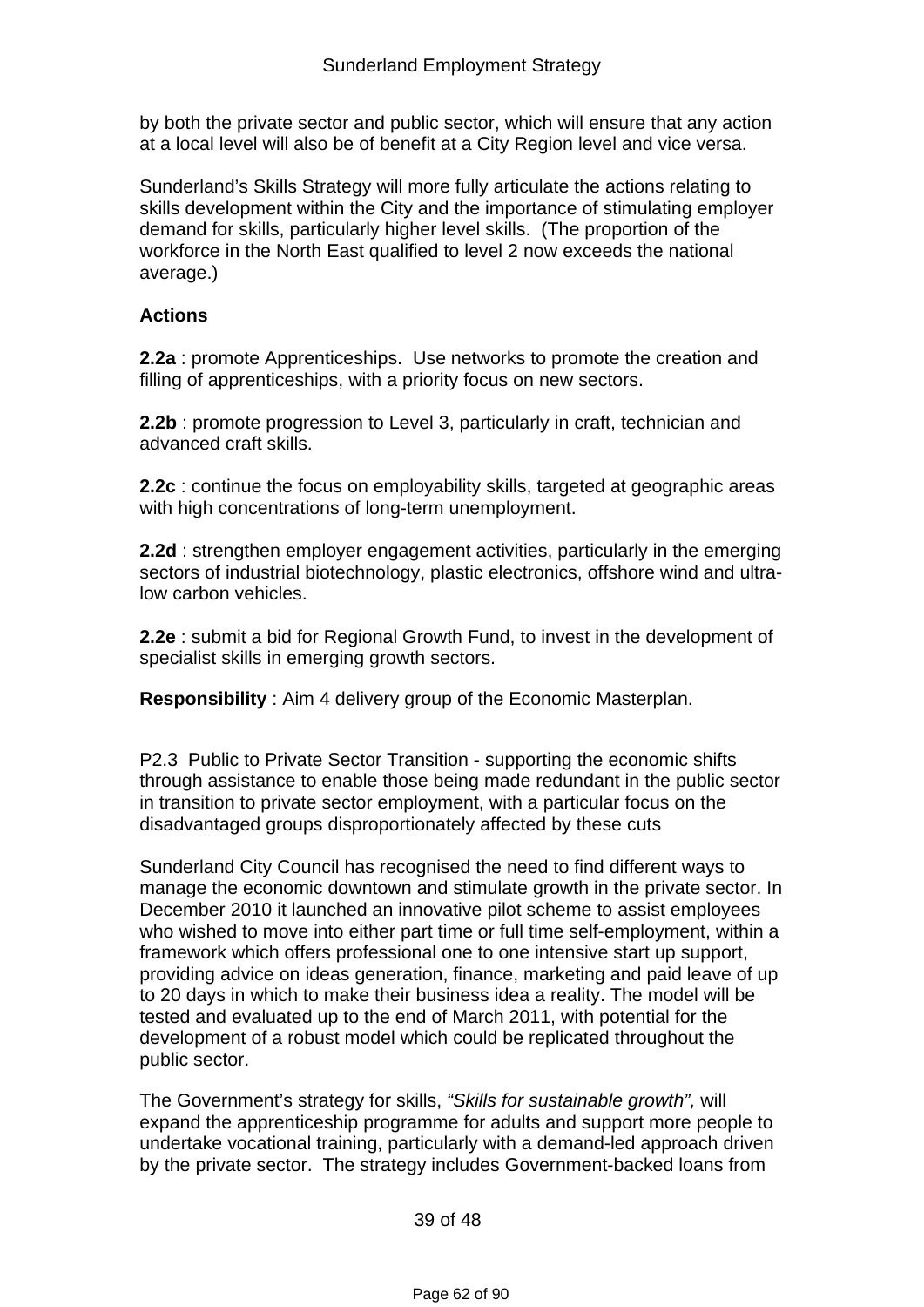by both the private sector and public sector, which will ensure that any action at a local level will also be of benefit at a City Region level and vice versa.

Sunderland's Skills Strategy will more fully articulate the actions relating to skills development within the City and the importance of stimulating employer demand for skills, particularly higher level skills. (The proportion of the workforce in the North East qualified to level 2 now exceeds the national average.)

**Actions**

**2.2a** : promote Apprenticeships. Use networks to promote the creation and filling of apprenticeships, with a priority focus on new sectors.

**2.2b** : promote progression to Level 3, particularly in craft, technician and advanced craft skills.

**2.2c** : continue the focus on employability skills, targeted at geographic areas with high concentrations of long-term unemployment.

**2.2d** : strengthen employer engagement activities, particularly in the emerging sectors of industrial biotechnology, plastic electronics, offshore wind and ultra-low carbon vehicles.

**2.2e** : submit a bid for Regional Growth Fund, to invest in the development of specialist skills in emerging growth sectors.

**Responsibility** : Aim 4 delivery group of the Economic Masterplan.

P2.3 Public to Private Sector Transition - supporting the economic shifts through assistance to enable those being made redundant in the public sector in transition to private sector employment, with a particular focus on the disadvantaged groups disproportionately affected by these cuts

Sunderland City Council has recognised the need to find different ways to manage the economic downtown and stimulate growth in the private sector. In December 2010 it launched an innovative pilot scheme to assist employees who wished to move into either part time or full time self-employment, within a framework which offers professional one to one intensive start up support, providing advice on ideas generation, finance, marketing and paid leave of up to 20 days in which to make their business idea a reality. The model will be tested and evaluated up to the end of March 2011, with potential for the development of a robust model which could be replicated throughout the public sector.

The Government's strategy for skills, *"Skills for sustainable growth",* will expand the apprenticeship programme for adults and support more people to undertake vocational training, particularly with a demand-led approach driven by the private sector. The strategy includes Government-backed loans from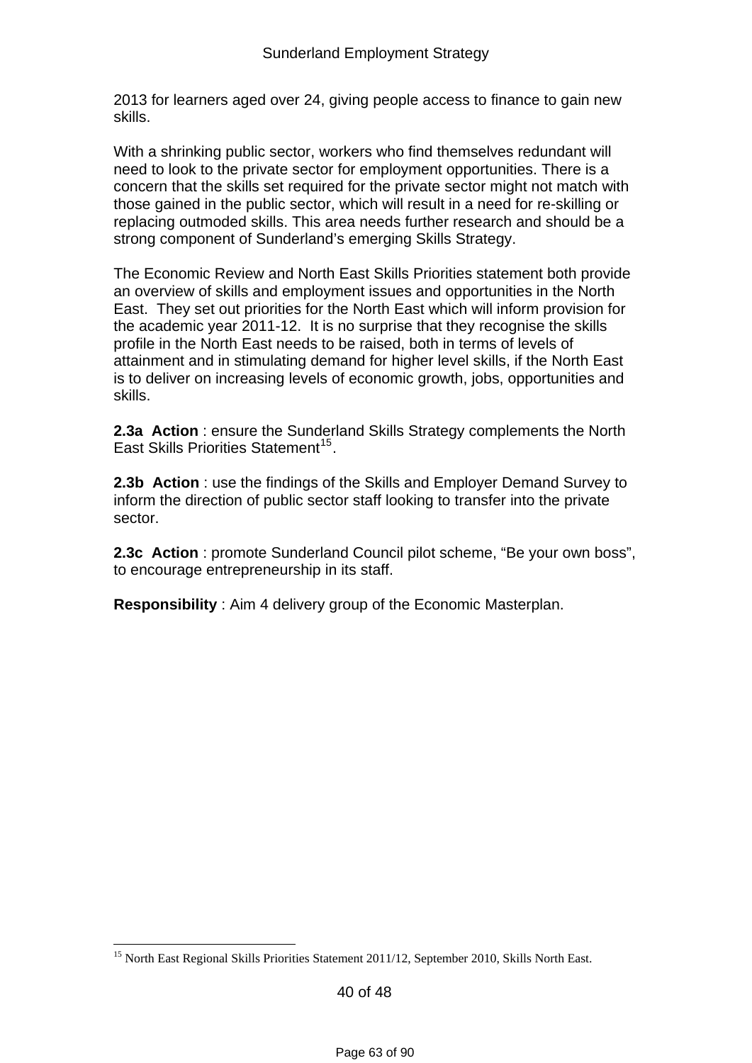2013 for learners aged over 24, giving people access to finance to gain new skills.

With a shrinking public sector, workers who find themselves redundant will need to look to the private sector for employment opportunities. There is a concern that the skills set required for the private sector might not match with those gained in the public sector, which will result in a need for re-skilling or replacing outmoded skills. This area needs further research and should be a strong component of Sunderland's emerging Skills Strategy.

The Economic Review and North East Skills Priorities statement both provide an overview of skills and employment issues and opportunities in the North East. They set out priorities for the North East which will inform provision for the academic year 2011-12. It is no surprise that they recognise the skills profile in the North East needs to be raised, both in terms of levels of attainment and in stimulating demand for higher level skills, if the North East is to deliver on increasing levels of economic growth, jobs, opportunities and skills.

**2.3a Action** : ensure the Sunderland Skills Strategy complements the North East Skills Priorities Statement[15].

**2.3b Action** : use the findings of the Skills and Employer Demand Survey to inform the direction of public sector staff looking to transfer into the private sector.

**2.3c Action** : promote Sunderland Council pilot scheme, "Be your own boss", to encourage entrepreneurship in its staff.

**Responsibility** : Aim 4 delivery group of the Economic Masterplan.

---

[15] North East Regional Skills Priorities Statement 2011/12, September 2010, Skills North East.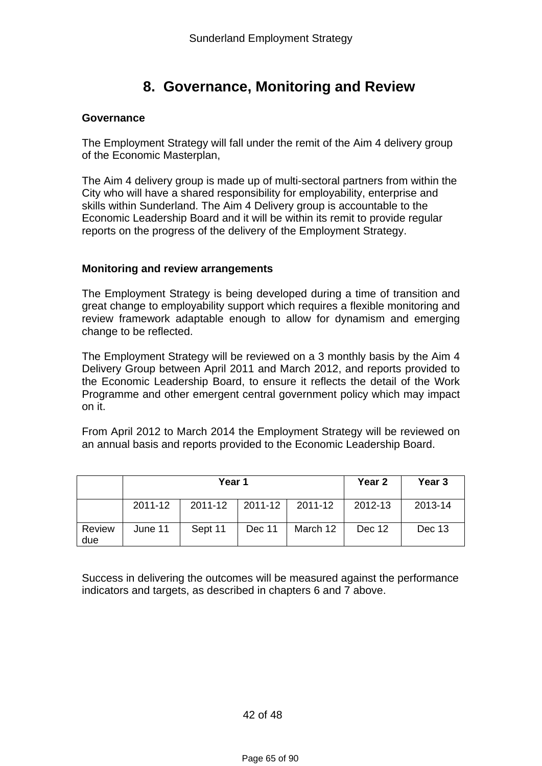# 8. Governance, Monitoring and Review

**Governance**

The Employment Strategy will fall under the remit of the Aim 4 delivery group of the Economic Masterplan,

The Aim 4 delivery group is made up of multi-sectoral partners from within the City who will have a shared responsibility for employability, enterprise and skills within Sunderland. The Aim 4 Delivery group is accountable to the Economic Leadership Board and it will be within its remit to provide regular reports on the progress of the delivery of the Employment Strategy.

**Monitoring and review arrangements**

The Employment Strategy is being developed during a time of transition and great change to employability support which requires a flexible monitoring and review framework adaptable enough to allow for dynamism and emerging change to be reflected.

The Employment Strategy will be reviewed on a 3 monthly basis by the Aim 4 Delivery Group between April 2011 and March 2012, and reports provided to the Economic Leadership Board, to ensure it reflects the detail of the Work Programme and other emergent central government policy which may impact on it.

From April 2012 to March 2014 the Employment Strategy will be reviewed on an annual basis and reports provided to the Economic Leadership Board.

| | **Year 1** | | | | **Year 2** | **Year 3** |
|---|---|---|---|---|---|---|
| | 2011-12 | 2011-12 | 2011-12 | 2011-12 | 2012-13 | 2013-14 |
| Review due | June 11 | Sept 11 | Dec 11 | March 12 | Dec 12 | Dec 13 |

Success in delivering the outcomes will be measured against the performance indicators and targets, as described in chapters 6 and 7 above.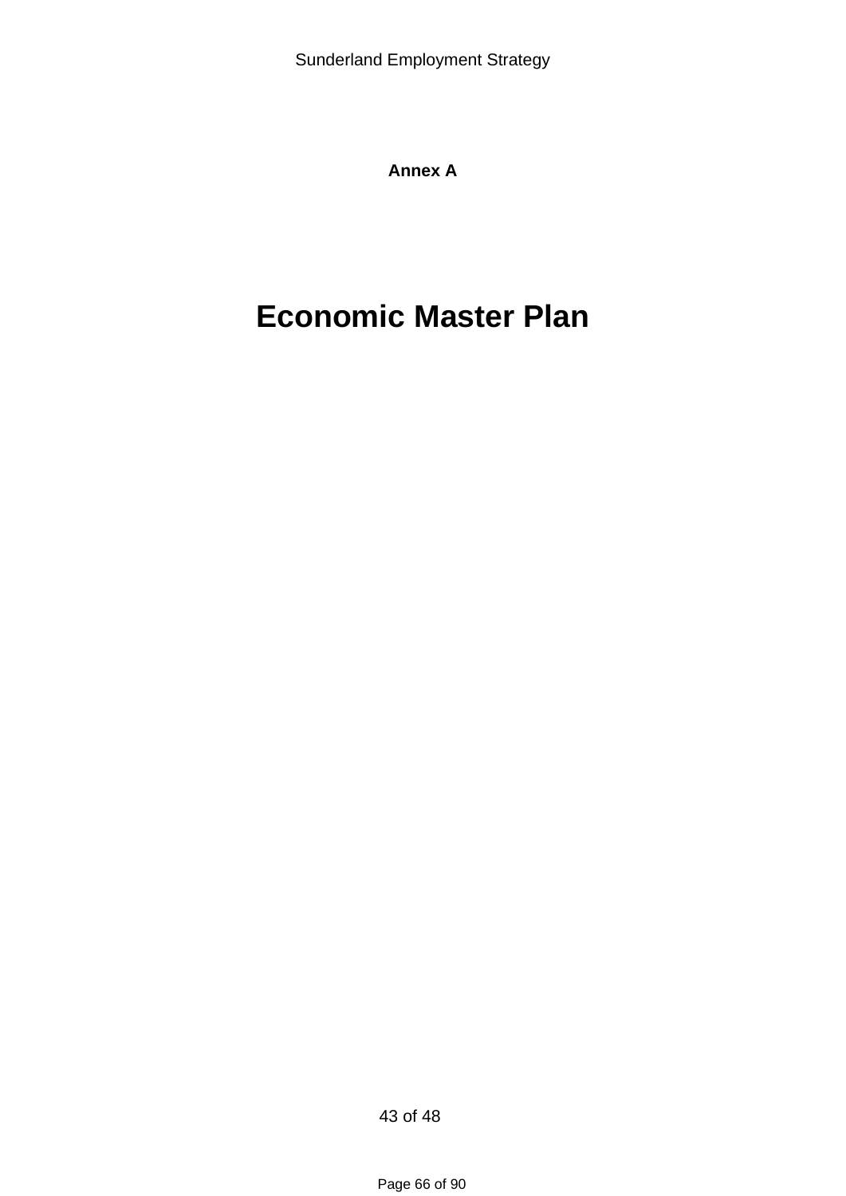**Annex A**

# Economic Master Plan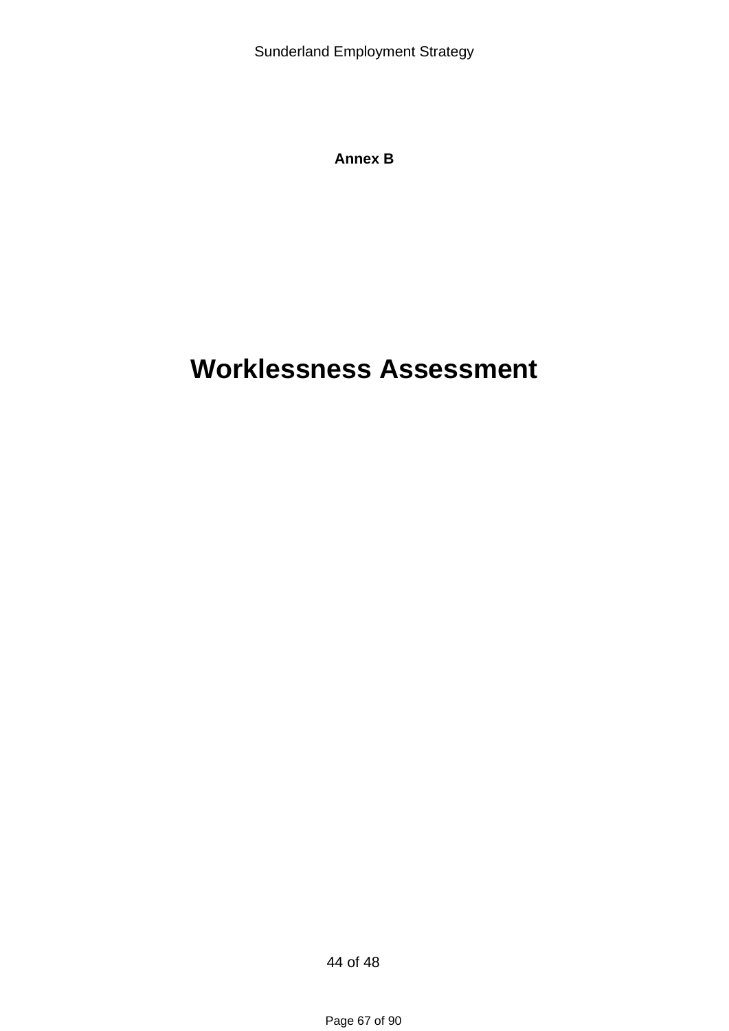**Annex B**

# Worklessness Assessment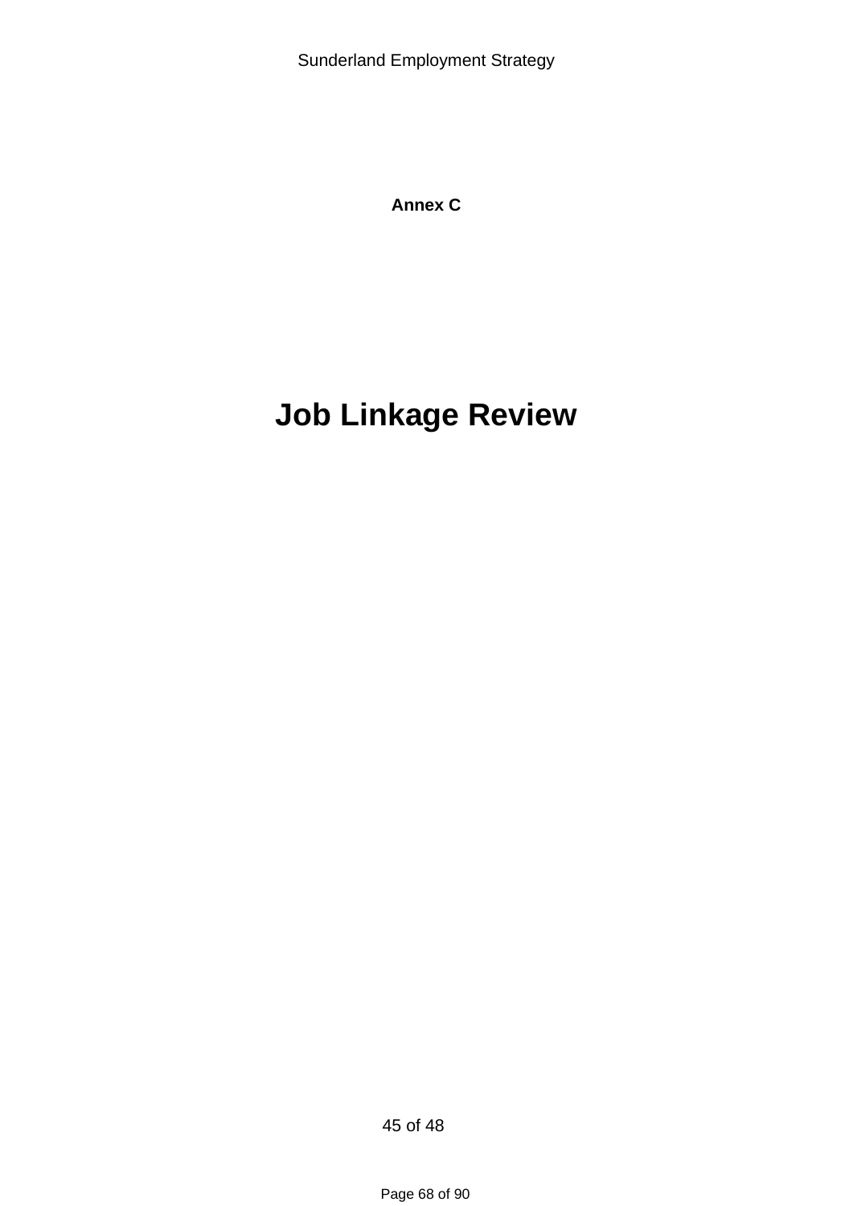**Annex C**

# Job Linkage Review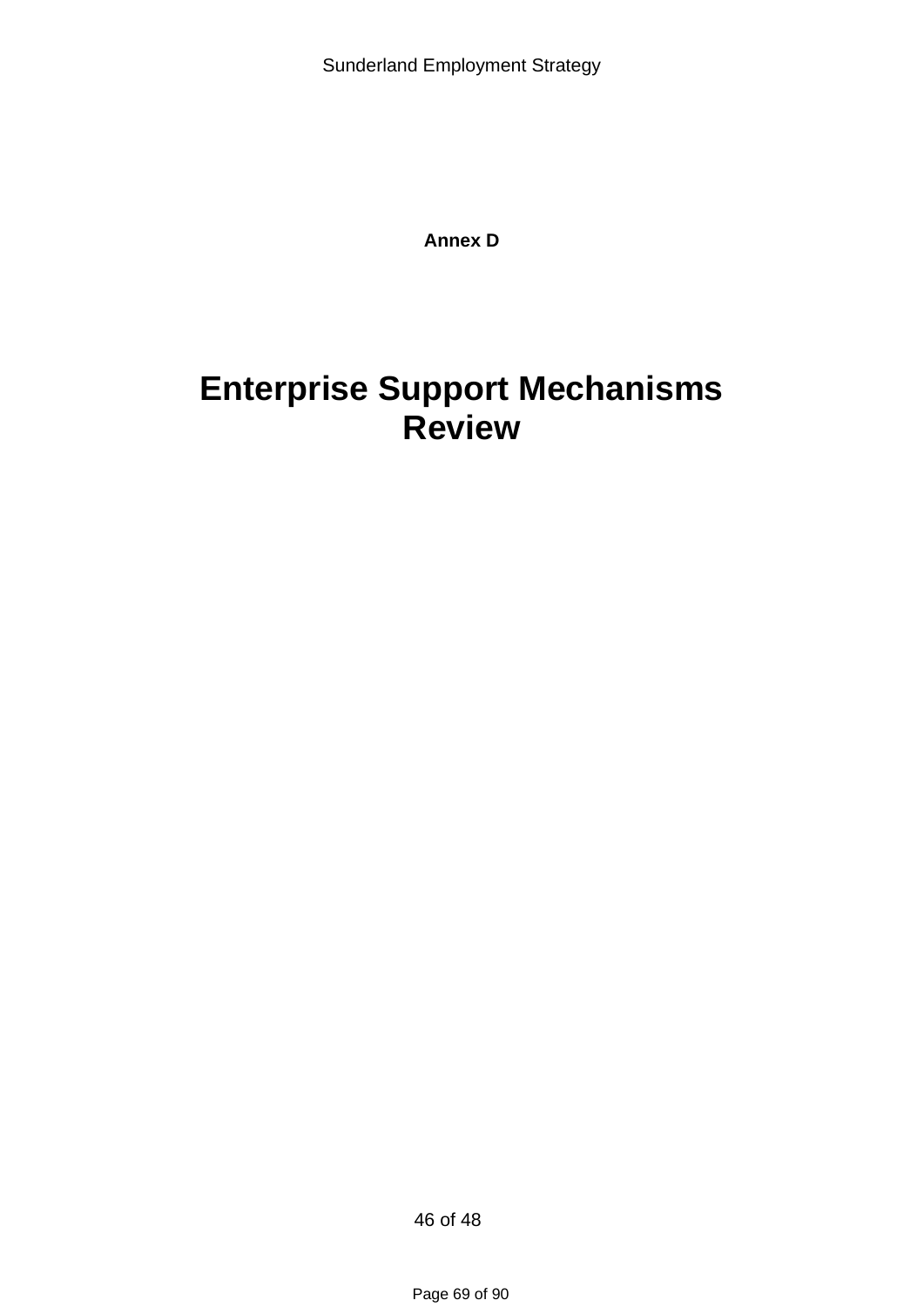**Annex D**

# Enterprise Support Mechanisms Review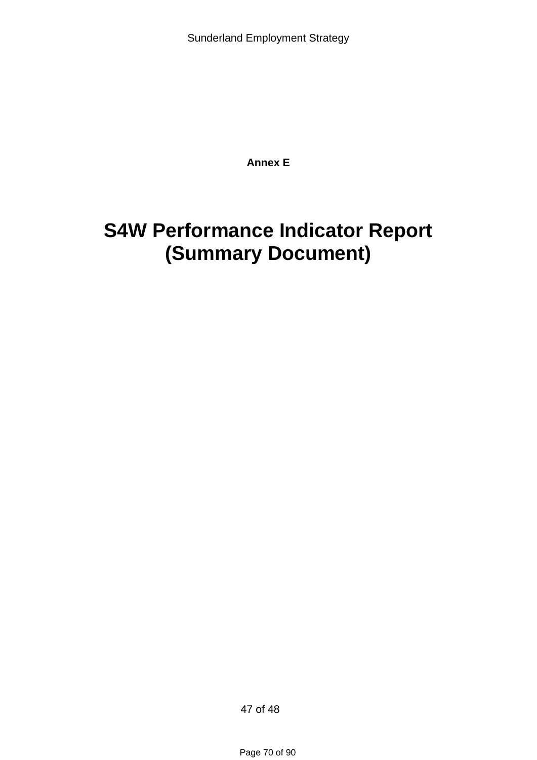**Annex E**

# S4W Performance Indicator Report (Summary Document)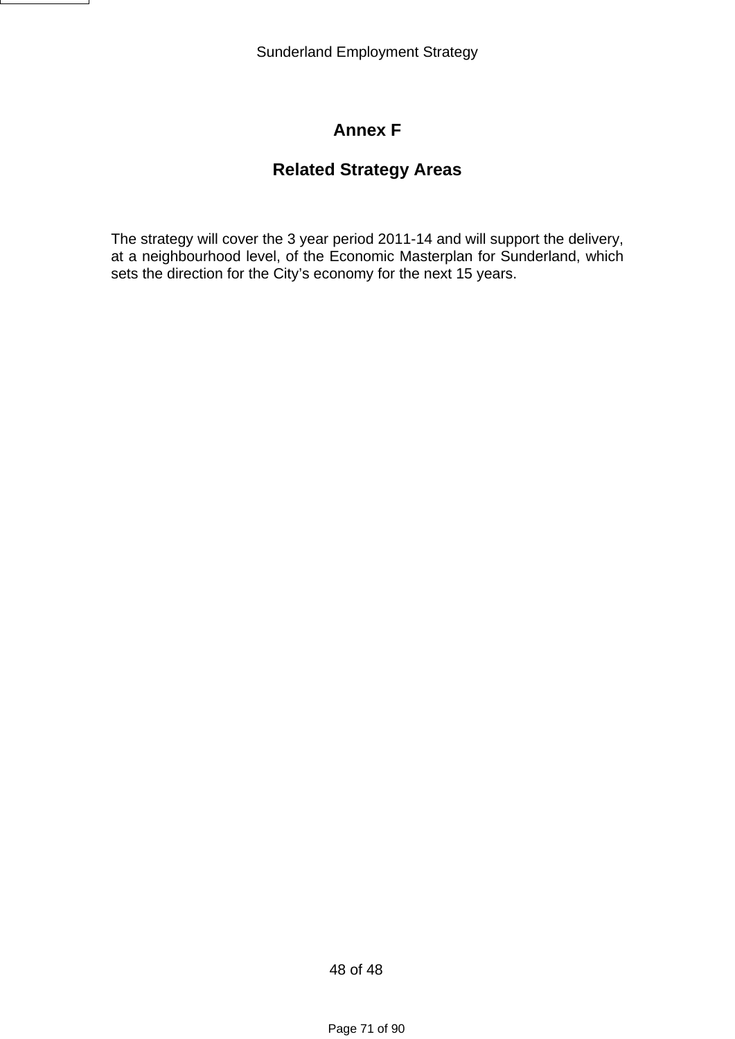# Annex F

## Related Strategy Areas

The strategy will cover the 3 year period 2011-14 and will support the delivery, at a neighbourhood level, of the Economic Masterplan for Sunderland, which sets the direction for the City's economy for the next 15 years.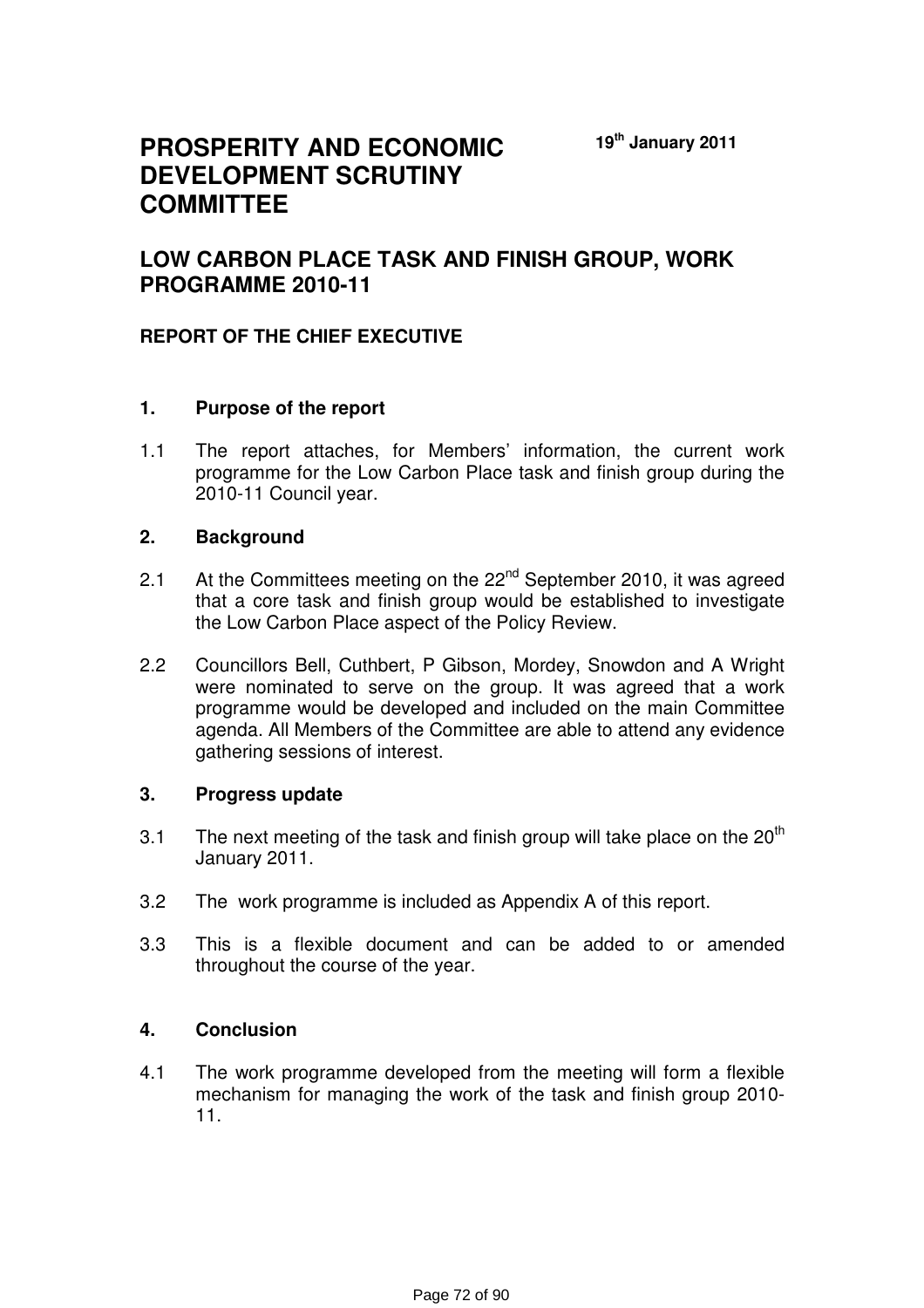# PROSPERITY AND ECONOMIC DEVELOPMENT SCRUTINY COMMITTEE

**19th January 2011**

## LOW CARBON PLACE TASK AND FINISH GROUP, WORK PROGRAMME 2010-11

### REPORT OF THE CHIEF EXECUTIVE

**1. Purpose of the report**

1.1 The report attaches, for Members' information, the current work programme for the Low Carbon Place task and finish group during the 2010-11 Council year.

**2. Background**

2.1 At the Committees meeting on the 22nd September 2010, it was agreed that a core task and finish group would be established to investigate the Low Carbon Place aspect of the Policy Review.

2.2 Councillors Bell, Cuthbert, P Gibson, Mordey, Snowdon and A Wright were nominated to serve on the group. It was agreed that a work programme would be developed and included on the main Committee agenda. All Members of the Committee are able to attend any evidence gathering sessions of interest.

**3. Progress update**

3.1 The next meeting of the task and finish group will take place on the 20th January 2011.

3.2 The work programme is included as Appendix A of this report.

3.3 This is a flexible document and can be added to or amended throughout the course of the year.

**4. Conclusion**

4.1 The work programme developed from the meeting will form a flexible mechanism for managing the work of the task and finish group 2010-11.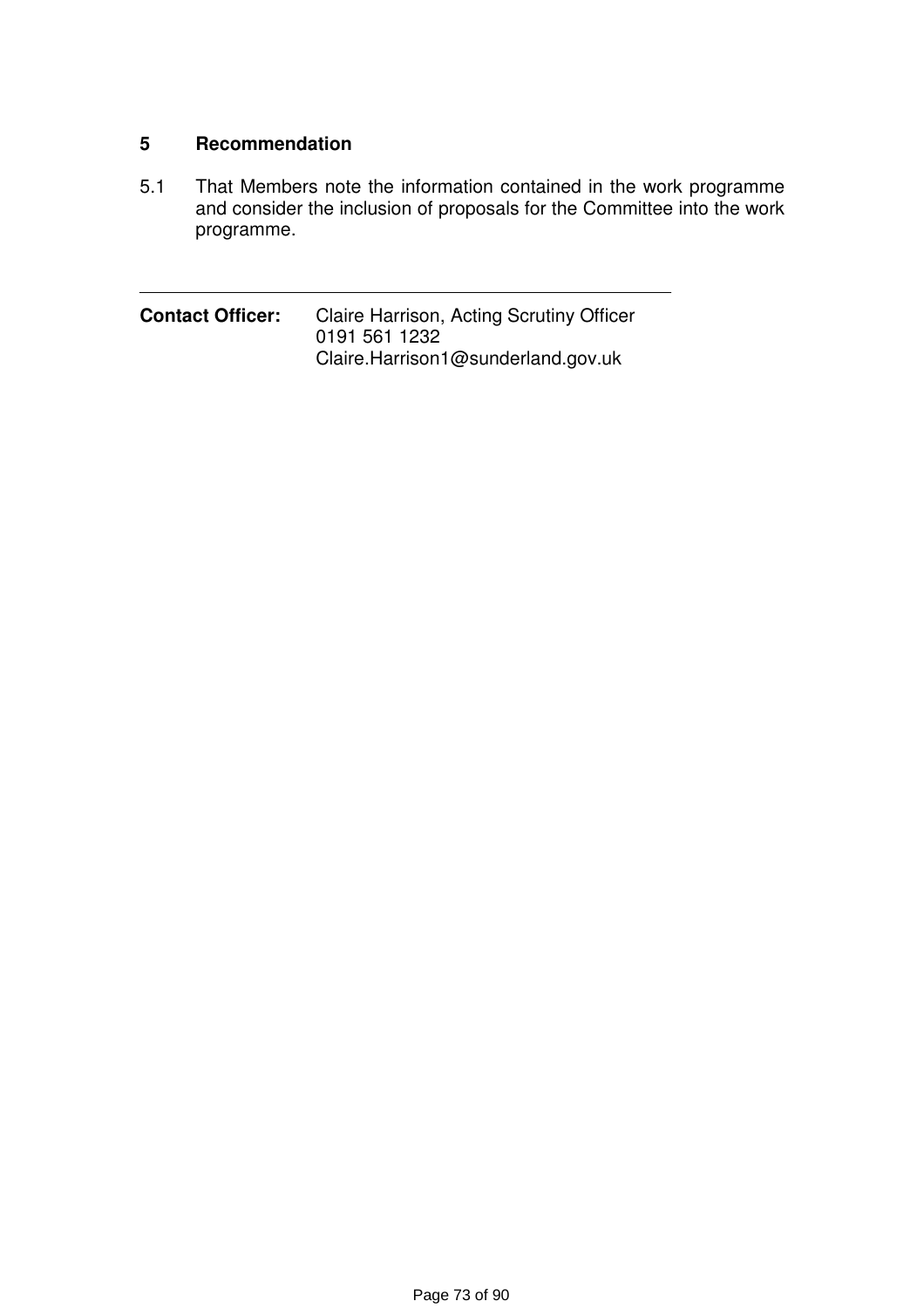## 5 Recommendation

5.1 That Members note the information contained in the work programme and consider the inclusion of proposals for the Committee into the work programme.

---

**Contact Officer:** Claire Harrison, Acting Scrutiny Officer
0191 561 1232
Claire.Harrison1@sunderland.gov.uk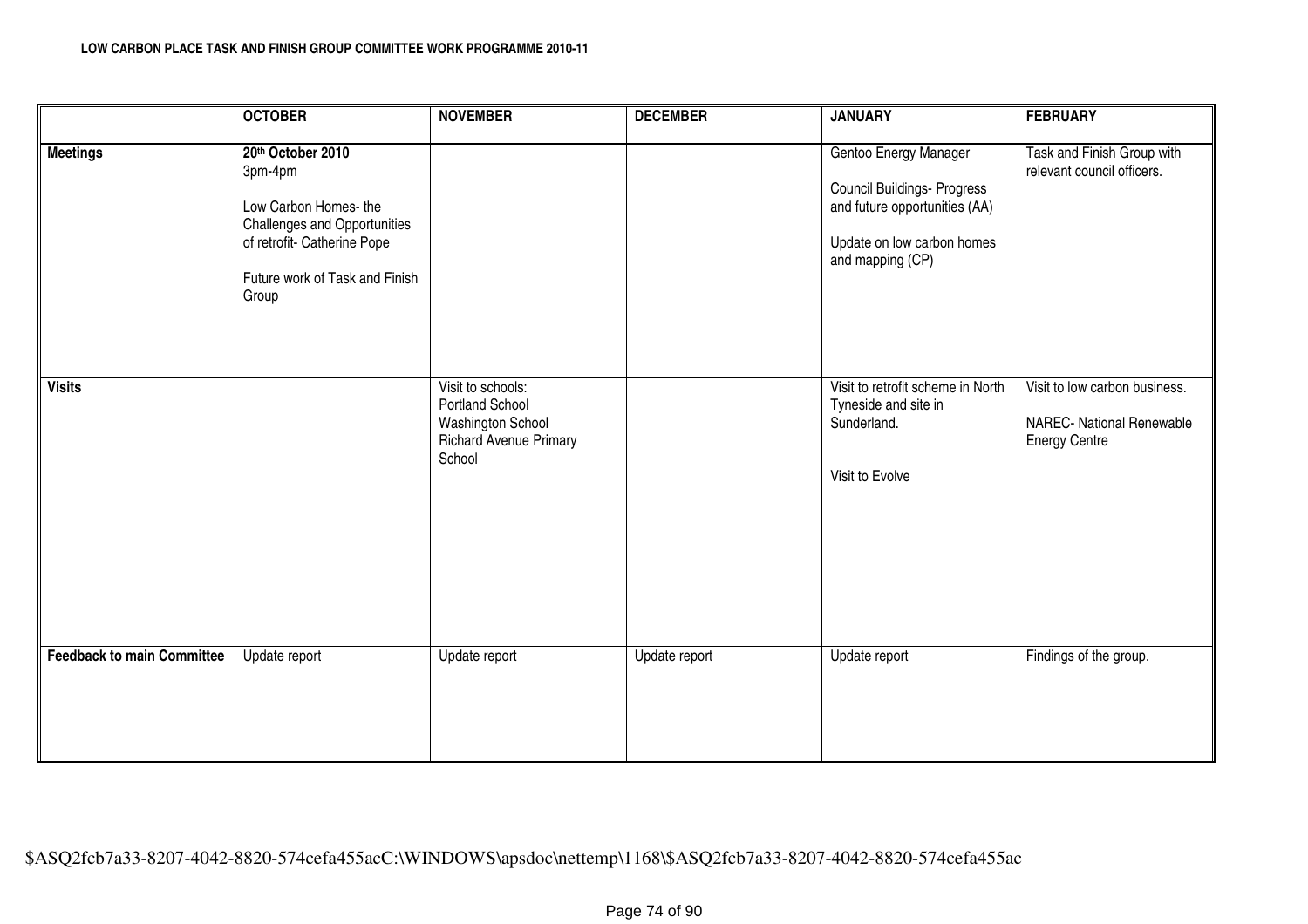**LOW CARBON PLACE TASK AND FINISH GROUP COMMITTEE WORK PROGRAMME 2010-11**

| | **OCTOBER** | **NOVEMBER** | **DECEMBER** | **JANUARY** | **FEBRUARY** |
|---|---|---|---|---|---|
| **Meetings** | **20th October 2010**<br>3pm-4pm<br><br>Low Carbon Homes- the Challenges and Opportunities of retrofit- Catherine Pope<br><br>Future work of Task and Finish Group | | | Gentoo Energy Manager<br><br>Council Buildings- Progress and future opportunities (AA)<br><br>Update on low carbon homes and mapping (CP) | Task and Finish Group with relevant council officers. |
| **Visits** | | Visit to schools:<br>Portland School<br>Washington School<br>Richard Avenue Primary School | | Visit to retrofit scheme in North Tyneside and site in Sunderland.<br><br>Visit to Evolve | Visit to low carbon business.<br><br>NAREC- National Renewable Energy Centre |
| **Feedback to main Committee** | Update report | Update report | Update report | Update report | Findings of the group. |

$ASQ2fcb7a33-8207-4042-8820-574cefa455acC:\WINDOWS\apsdoc\nettemp\1168\$ASQ2fcb7a33-8207-4042-8820-574cefa455ac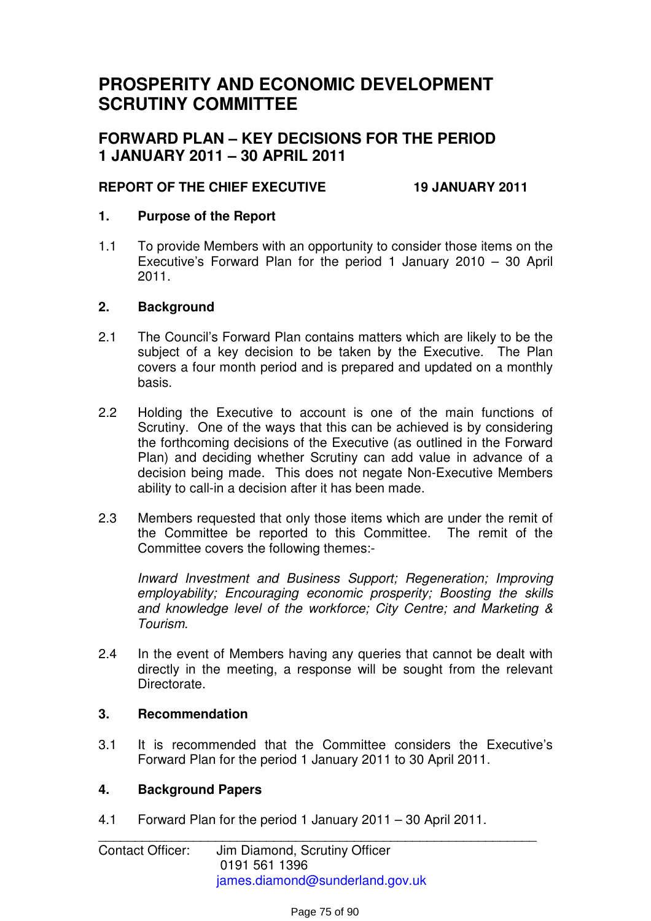# PROSPERITY AND ECONOMIC DEVELOPMENT SCRUTINY COMMITTEE

## FORWARD PLAN – KEY DECISIONS FOR THE PERIOD 1 JANUARY 2011 – 30 APRIL 2011

**REPORT OF THE CHIEF EXECUTIVE** **19 JANUARY 2011**

### 1. Purpose of the Report

1.1 To provide Members with an opportunity to consider those items on the Executive's Forward Plan for the period 1 January 2010 – 30 April 2011.

### 2. Background

2.1 The Council's Forward Plan contains matters which are likely to be the subject of a key decision to be taken by the Executive. The Plan covers a four month period and is prepared and updated on a monthly basis.

2.2 Holding the Executive to account is one of the main functions of Scrutiny. One of the ways that this can be achieved is by considering the forthcoming decisions of the Executive (as outlined in the Forward Plan) and deciding whether Scrutiny can add value in advance of a decision being made. This does not negate Non-Executive Members ability to call-in a decision after it has been made.

2.3 Members requested that only those items which are under the remit of the Committee be reported to this Committee. The remit of the Committee covers the following themes:-

*Inward Investment and Business Support; Regeneration; Improving employability; Encouraging economic prosperity; Boosting the skills and knowledge level of the workforce; City Centre; and Marketing & Tourism.*

2.4 In the event of Members having any queries that cannot be dealt with directly in the meeting, a response will be sought from the relevant Directorate.

### 3. Recommendation

3.1 It is recommended that the Committee considers the Executive's Forward Plan for the period 1 January 2011 to 30 April 2011.

### 4. Background Papers

4.1 Forward Plan for the period 1 January 2011 – 30 April 2011.

---

Contact Officer: Jim Diamond, Scrutiny Officer
0191 561 1396
james.diamond@sunderland.gov.uk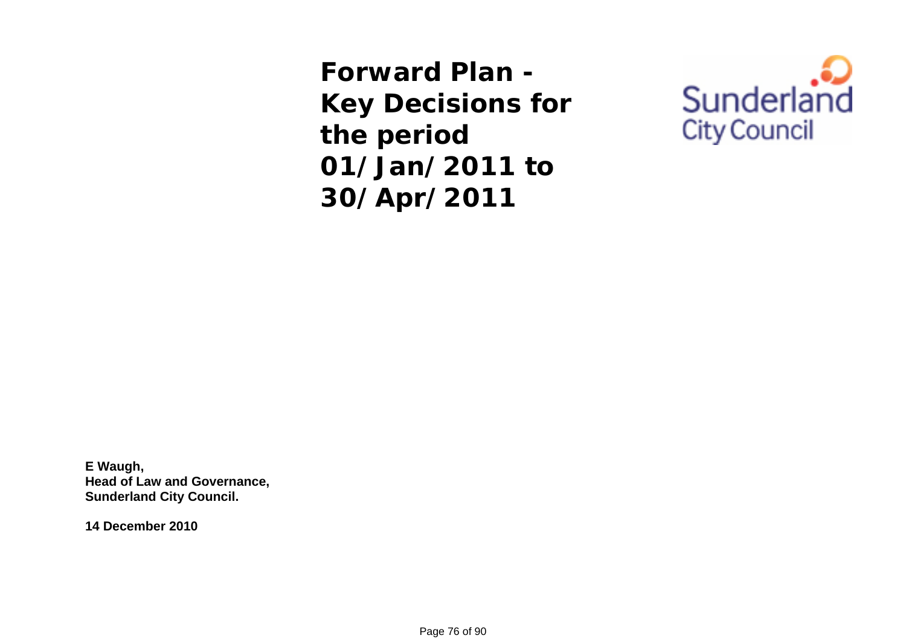# Forward Plan - Key Decisions for the period 01/Jan/2011 to 30/Apr/2011

Sunderland City Council

**E Waugh,**
**Head of Law and Governance,**
**Sunderland City Council.**

**14 December 2010**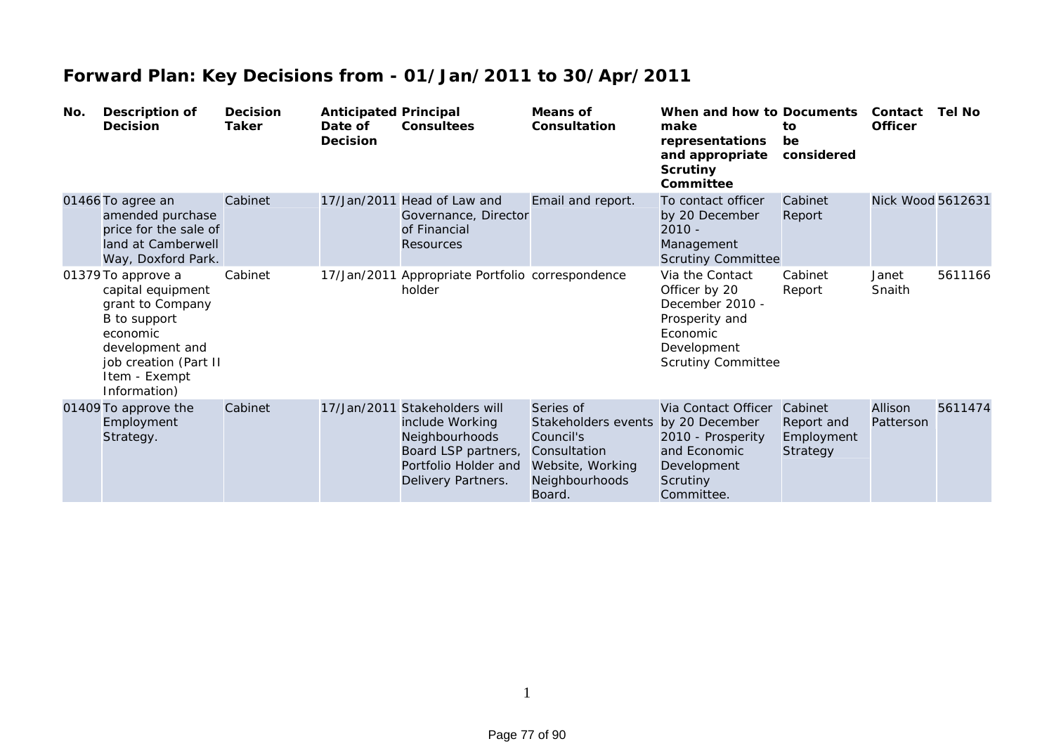# Forward Plan: Key Decisions from - 01/Jan/2011 to 30/Apr/2011

| No. | Description of Decision | Decision Taker | Anticipated Date of Decision | Principal Consultees | Means of Consultation | When and how to make representations and appropriate Scrutiny Committee | Documents to be considered | Contact Officer | Tel No |
|---|---|---|---|---|---|---|---|---|---|
| 01466 | To agree an amended purchase price for the sale of land at Camberwell Way, Doxford Park. | Cabinet | 17/Jan/2011 | Head of Law and Governance, Director of Financial Resources | Email and report. | To contact officer by 20 December 2010 - Management Scrutiny Committee | Cabinet Report | Nick Wood | 5612631 |
| 01379 | To approve a capital equipment grant to Company B to support economic development and job creation (Part II Item - Exempt Information) | Cabinet | 17/Jan/2011 | Appropriate Portfolio holder | correspondence | Via the Contact Officer by 20 December 2010 - Prosperity and Economic Development Scrutiny Committee | Cabinet Report | Janet Snaith | 5611166 |
| 01409 | To approve the Employment Strategy. | Cabinet | 17/Jan/2011 | Stakeholders will include Working Neighbourhoods Board LSP partners, Portfolio Holder and Delivery Partners. | Series of Stakeholders events Council's Consultation Website, Working Neighbourhoods Board. | Via Contact Officer by 20 December 2010 - Prosperity and Economic Development Scrutiny Committee. | Cabinet Report and Employment Strategy | Allison Patterson | 5611474 |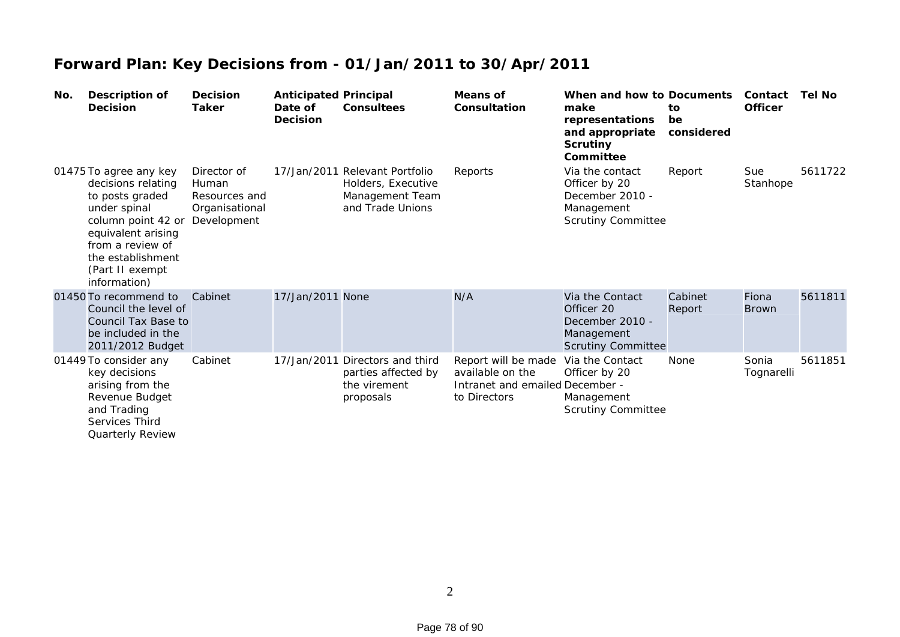# Forward Plan: Key Decisions from - 01/Jan/2011 to 30/Apr/2011

| No. | Description of Decision | Decision Taker | Anticipated Date of Decision | Principal Consultees | Means of Consultation | When and how to make representations and appropriate Scrutiny Committee | Documents to be considered | Contact Officer | Tel No |
|---|---|---|---|---|---|---|---|---|---|
| 01475 | To agree any key decisions relating to posts graded under spinal column point 42 or equivalent arising from a review of the establishment (Part II exempt information) | Director of Human Resources and Organisational Development | 17/Jan/2011 | Relevant Portfolio Holders, Executive Management Team and Trade Unions | Reports | Via the contact Officer by 20 December 2010 - Management Scrutiny Committee | Report | Sue Stanhope | 5611722 |
| 01450 | To recommend to Council the level of Council Tax Base to be included in the 2011/2012 Budget | Cabinet | 17/Jan/2011 | None | N/A | Via the Contact Officer 20 December 2010 - Management Scrutiny Committee | Cabinet Report | Fiona Brown | 5611811 |
| 01449 | To consider any key decisions arising from the Revenue Budget and Trading Services Third Quarterly Review | Cabinet | 17/Jan/2011 | Directors and third parties affected by the virement proposals | Report will be made available on the Intranet and emailed to Directors | Via the Contact Officer by 20 December - Management Scrutiny Committee | None | Sonia Tognarelli | 5611851 |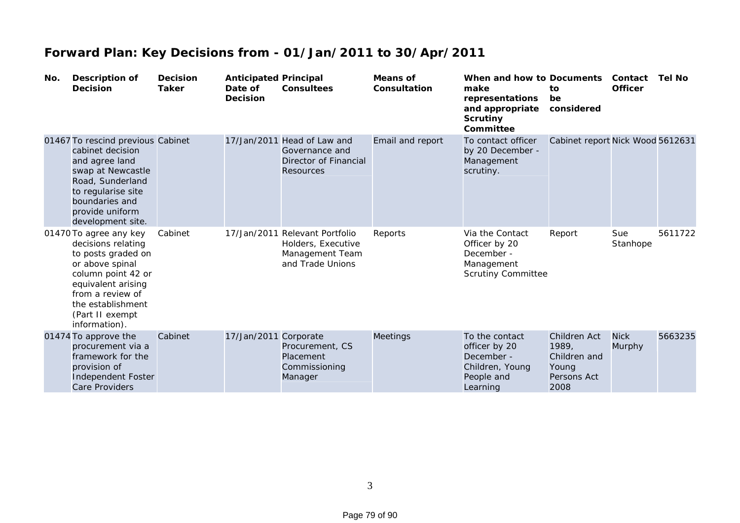# Forward Plan: Key Decisions from - 01/Jan/2011 to 30/Apr/2011

| No. | Description of Decision | Decision Taker | Anticipated Date of Decision | Principal Consultees | Means of Consultation | When and how to make representations and appropriate Scrutiny Committee | Documents to be considered | Contact Officer | Tel No |
|---|---|---|---|---|---|---|---|---|---|
| 01467 | To rescind previous cabinet decision and agree land swap at Newcastle Road, Sunderland to regularise site boundaries and provide uniform development site. | Cabinet | 17/Jan/2011 | Head of Law and Governance and Director of Financial Resources | Email and report | To contact officer by 20 December - Management scrutiny. | Cabinet report | Nick Wood | 5612631 |
| 01470 | To agree any key decisions relating to posts graded on or above spinal column point 42 or equivalent arising from a review of the establishment (Part II exempt information). | Cabinet | 17/Jan/2011 | Relevant Portfolio Holders, Executive Management Team and Trade Unions | Reports | Via the Contact Officer by 20 December - Management Scrutiny Committee | Report | Sue Stanhope | 5611722 |
| 01474 | To approve the procurement via a framework for the provision of Independent Foster Care Providers | Cabinet | 17/Jan/2011 | Corporate Procurement, CS Placement Commissioning Manager | Meetings | To the contact officer by 20 December - Children, Young People and Learning | Children Act 1989, Children and Young Persons Act 2008 | Nick Murphy | 5663235 |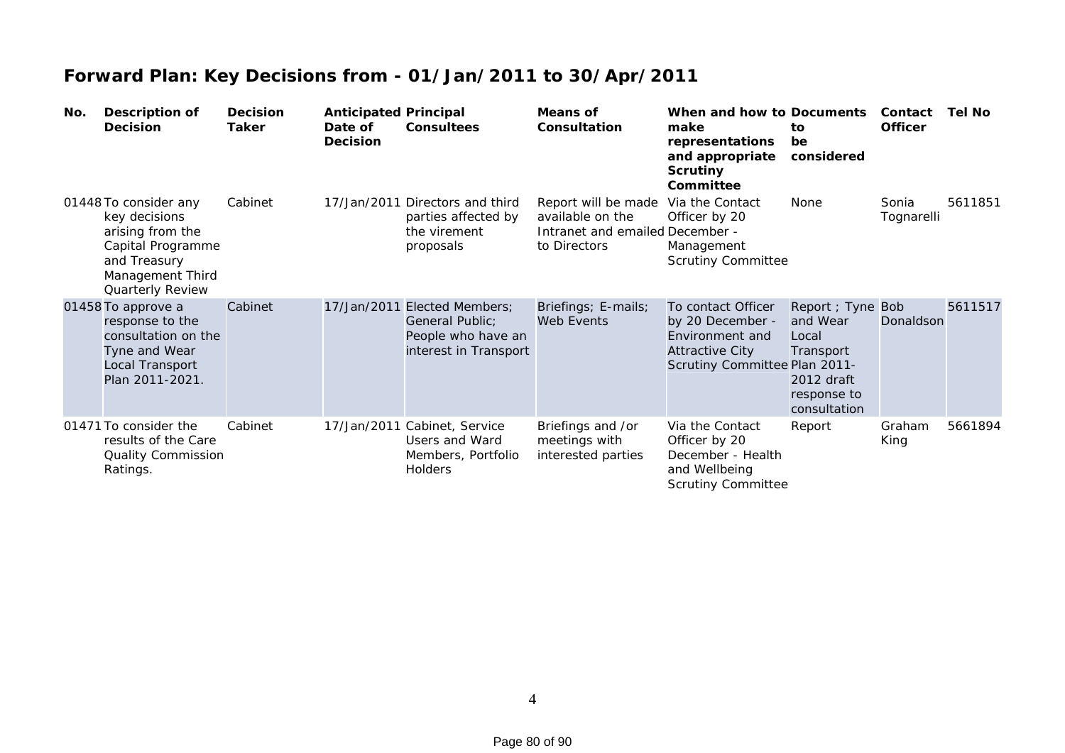# Forward Plan: Key Decisions from - 01/Jan/2011 to 30/Apr/2011

| No. | Description of Decision | Decision Taker | Anticipated Date of Decision | Principal Consultees | Means of Consultation | When and how to make representations and appropriate Scrutiny Committee | Documents to be considered | Contact Officer | Tel No |
|---|---|---|---|---|---|---|---|---|---|
| 01448 | To consider any key decisions arising from the Capital Programme and Treasury Management Third Quarterly Review | Cabinet | 17/Jan/2011 | Directors and third parties affected by the virement proposals | Report will be made available on the Intranet and emailed to Directors | Via the Contact Officer by 20 December - Management Scrutiny Committee | None | Sonia Tognarelli | 5611851 |
| 01458 | To approve a response to the consultation on the Tyne and Wear Local Transport Plan 2011-2021. | Cabinet | 17/Jan/2011 | Elected Members; General Public; People who have an interest in Transport | Briefings; E-mails; Web Events | To contact Officer by 20 December - Environment and Attractive City Scrutiny Committee | Report ; Tyne and Wear Local Transport Plan 2011-2012 draft response to consultation | Bob Donaldson | 5611517 |
| 01471 | To consider the results of the Care Quality Commission Ratings. | Cabinet | 17/Jan/2011 | Cabinet, Service Users and Ward Members, Portfolio Holders | Briefings and /or meetings with interested parties | Via the Contact Officer by 20 December - Health and Wellbeing Scrutiny Committee | Report | Graham King | 5661894 |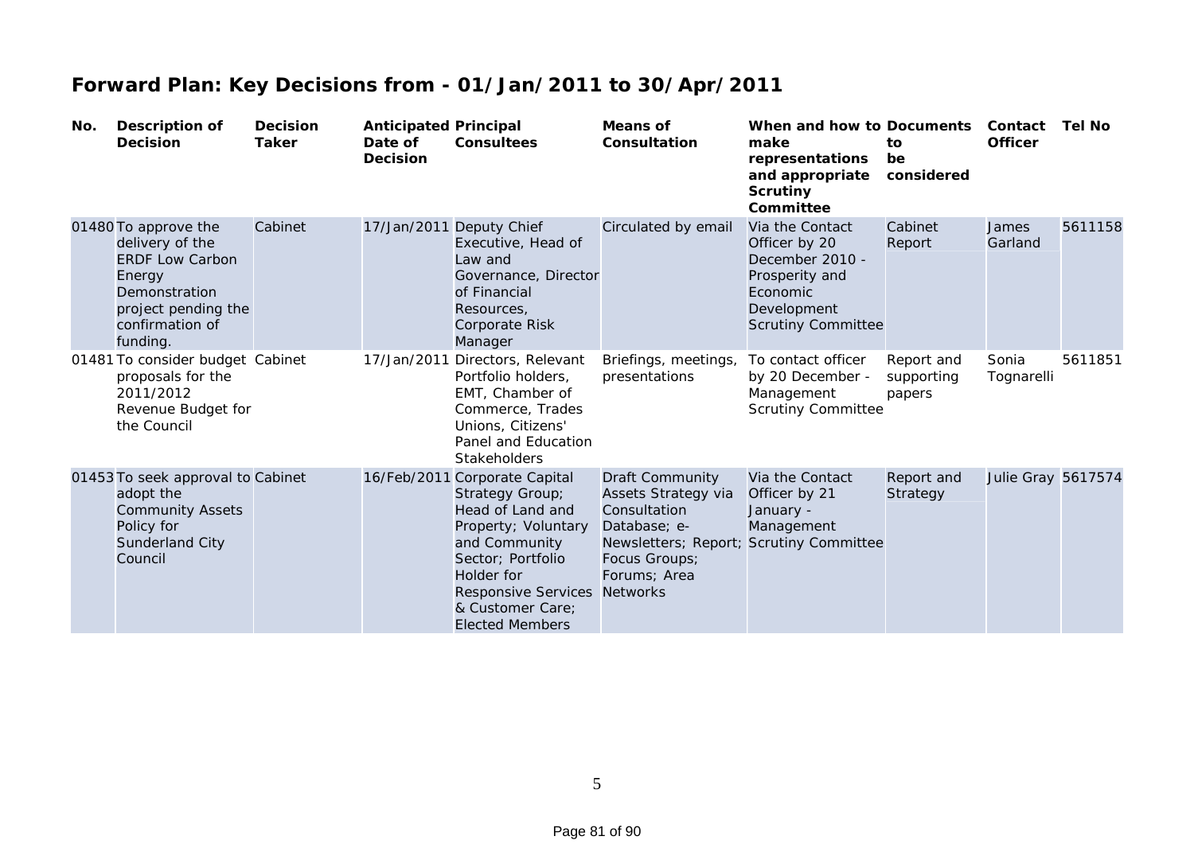# Forward Plan: Key Decisions from - 01/Jan/2011 to 30/Apr/2011

| No. | Description of Decision | Decision Taker | Anticipated Date of Decision | Principal Consultees | Means of Consultation | When and how to make representations and appropriate Scrutiny Committee | Documents to be considered | Contact Officer | Tel No |
|---|---|---|---|---|---|---|---|---|---|
| 01480 | To approve the delivery of the ERDF Low Carbon Energy Demonstration project pending the confirmation of funding. | Cabinet | 17/Jan/2011 | Deputy Chief Executive, Head of Law and Governance, Director of Financial Resources, Corporate Risk Manager | Circulated by email | Via the Contact Officer by 20 December 2010 - Prosperity and Economic Development Scrutiny Committee | Cabinet Report | James Garland | 5611158 |
| 01481 | To consider budget proposals for the 2011/2012 Revenue Budget for the Council | Cabinet | 17/Jan/2011 | Directors, Relevant Portfolio holders, EMT, Chamber of Commerce, Trades Unions, Citizens' Panel and Education Stakeholders | Briefings, meetings, presentations | To contact officer by 20 December - Management Scrutiny Committee | Report and supporting papers | Sonia Tognarelli | 5611851 |
| 01453 | To seek approval to adopt the Community Assets Policy for Sunderland City Council | Cabinet | 16/Feb/2011 | Corporate Capital Strategy Group; Head of Land and Property; Voluntary and Community Sector; Portfolio Holder for Responsive Services & Customer Care; Elected Members | Draft Community Assets Strategy via Consultation Database; e-Newsletters; Report; Focus Groups; Forums; Area Networks | Via the Contact Officer by 21 January - Management Scrutiny Committee | Report and Strategy | Julie Gray | 5617574 |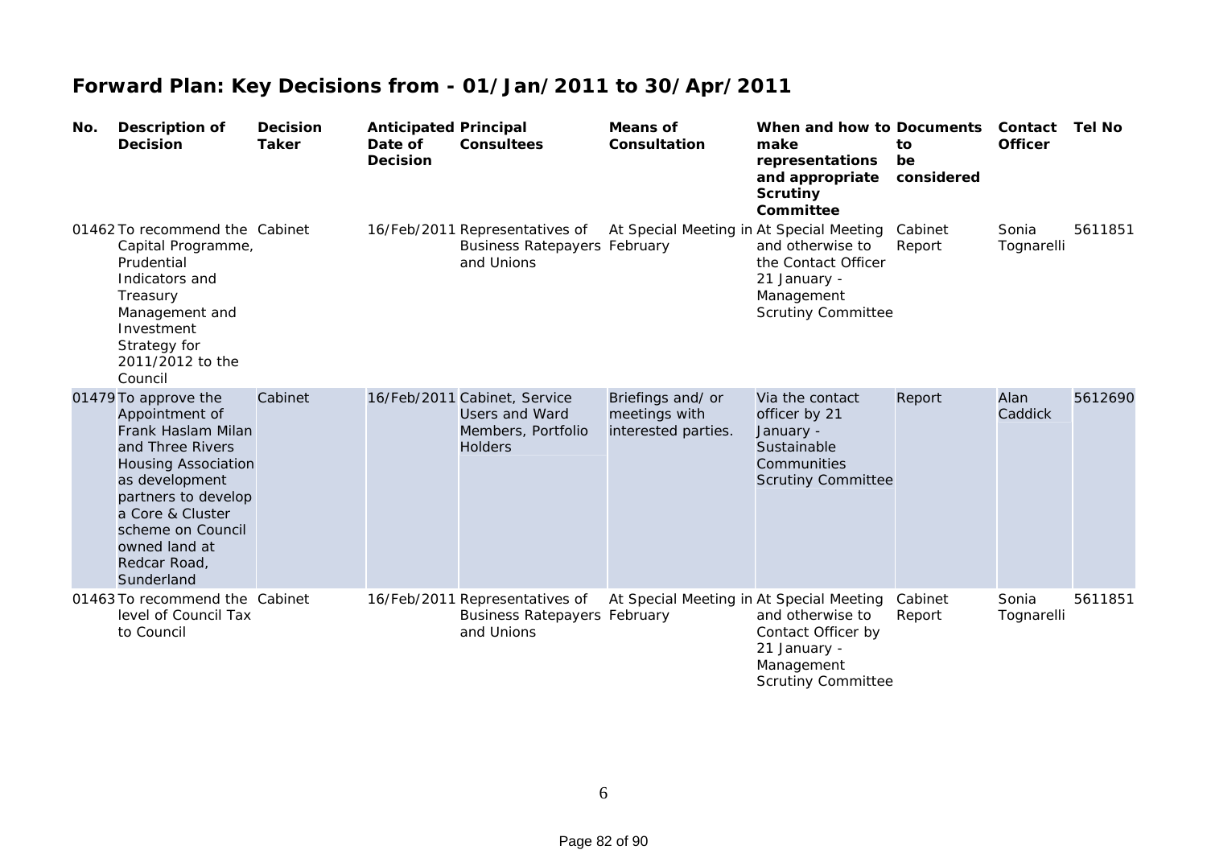# Forward Plan: Key Decisions from - 01/Jan/2011 to 30/Apr/2011

| No. | Description of Decision | Decision Taker | Anticipated Date of Decision | Principal Consultees | Means of Consultation | When and how to make representations and appropriate Scrutiny Committee | Documents to be considered | Contact Officer | Tel No |
|---|---|---|---|---|---|---|---|---|---|
| 01462 | To recommend the Capital Programme, Prudential Indicators and Treasury Management and Investment Strategy for 2011/2012 to the Council | Cabinet | 16/Feb/2011 | Representatives of Business Ratepayers and Unions | At Special Meeting in February | At Special Meeting and otherwise to the Contact Officer 21 January - Management Scrutiny Committee | Cabinet Report | Sonia Tognarelli | 5611851 |
| 01479 | To approve the Appointment of Frank Haslam Milan and Three Rivers Housing Association as development partners to develop a Core & Cluster scheme on Council owned land at Redcar Road, Sunderland | Cabinet | 16/Feb/2011 | Cabinet, Service Users and Ward Members, Portfolio Holders | Briefings and/ or meetings with interested parties. | Via the contact officer by 21 January - Sustainable Communities Scrutiny Committee | Report | Alan Caddick | 5612690 |
| 01463 | To recommend the level of Council Tax to Council | Cabinet | 16/Feb/2011 | Representatives of Business Ratepayers and Unions | At Special Meeting in February | At Special Meeting and otherwise to Contact Officer by 21 January - Management Scrutiny Committee | Cabinet Report | Sonia Tognarelli | 5611851 |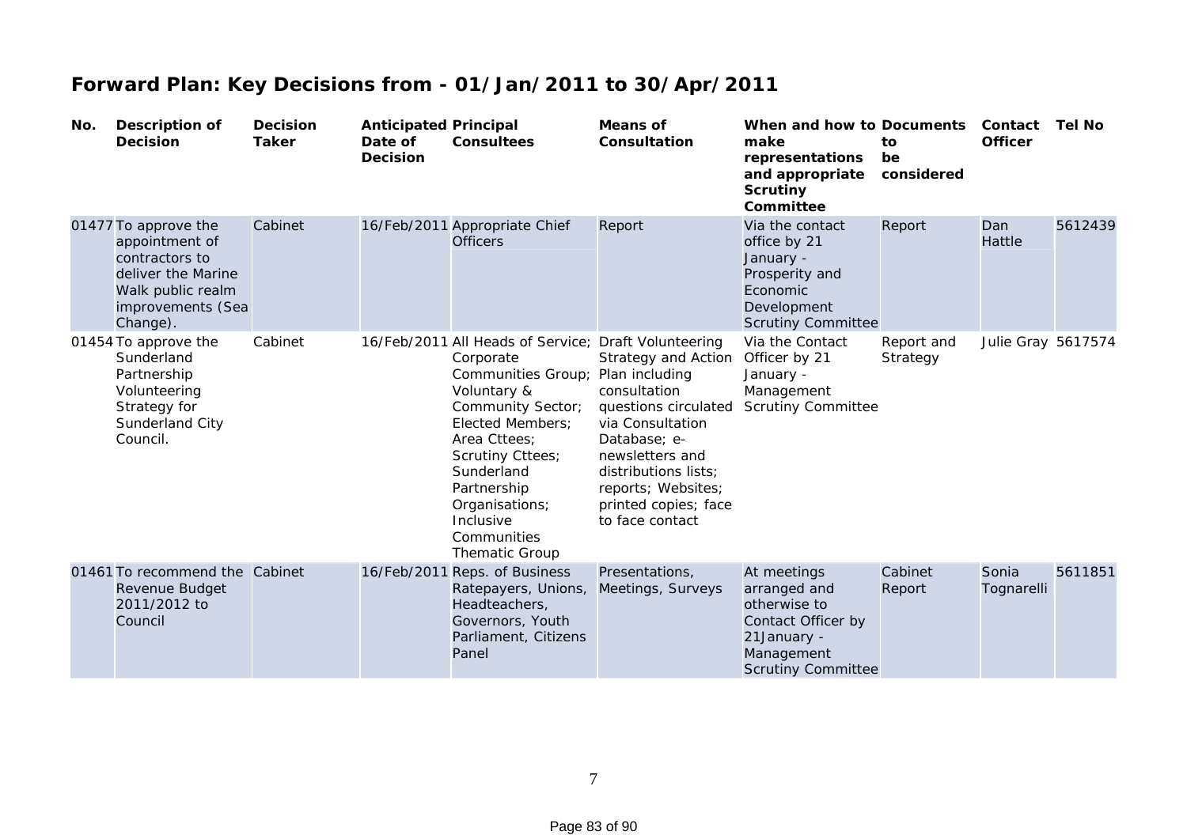# Forward Plan: Key Decisions from - 01/Jan/2011 to 30/Apr/2011

| No. | Description of Decision | Decision Taker | Anticipated Date of Decision | Principal Consultees | Means of Consultation | When and how to make representations and appropriate Scrutiny Committee | Documents to be considered | Contact Officer | Tel No |
|---|---|---|---|---|---|---|---|---|---|
| 01477 | To approve the appointment of contractors to deliver the Marine Walk public realm improvements (Sea Change). | Cabinet | 16/Feb/2011 | Appropriate Chief Officers | Report | Via the contact office by 21 January - Prosperity and Economic Development Scrutiny Committee | Report | Dan Hattle | 5612439 |
| 01454 | To approve the Sunderland Partnership Volunteering Strategy for Sunderland City Council. | Cabinet | 16/Feb/2011 | All Heads of Service; Corporate Communities Group; Voluntary & Community Sector; Elected Members; Area Cttees; Scrutiny Cttees; Sunderland Partnership Organisations; Inclusive Communities Thematic Group | Draft Volunteering Strategy and Action Plan including consultation questions circulated via Consultation Database; e-newsletters and distributions lists; reports; Websites; printed copies; face to face contact | Via the Contact Officer by 21 January - Management Scrutiny Committee | Report and Strategy | Julie Gray | 5617574 |
| 01461 | To recommend the Revenue Budget 2011/2012 to Council | Cabinet | 16/Feb/2011 | Reps. of Business Ratepayers, Unions, Headteachers, Governors, Youth Parliament, Citizens Panel | Presentations, Meetings, Surveys | At meetings arranged and otherwise to Contact Officer by 21January - Management Scrutiny Committee | Cabinet Report | Sonia Tognarelli | 5611851 |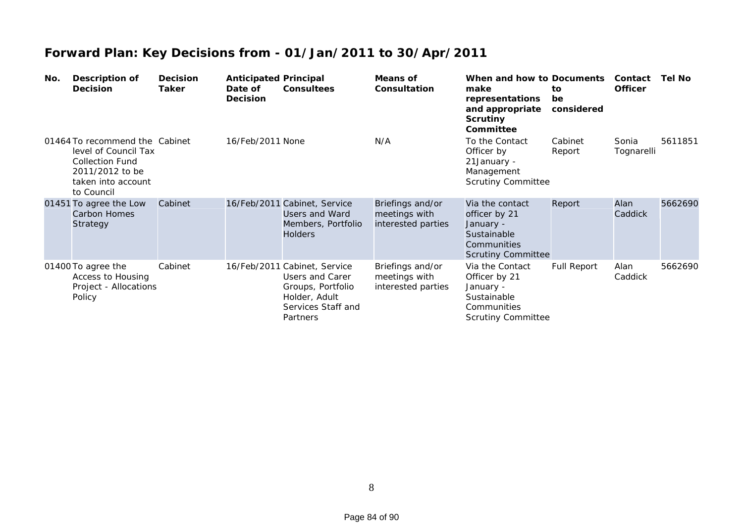# Forward Plan: Key Decisions from - 01/Jan/2011 to 30/Apr/2011

| No. | Description of Decision | Decision Taker | Anticipated Date of Decision | Principal Consultees | Means of Consultation | When and how to make representations and appropriate Scrutiny Committee | Documents to be considered | Contact Officer | Tel No |
|---|---|---|---|---|---|---|---|---|---|
| 01464 | To recommend the level of Council Tax Collection Fund 2011/2012 to be taken into account to Council | Cabinet | 16/Feb/2011 | None | N/A | To the Contact Officer by 21January - Management Scrutiny Committee | Cabinet Report | Sonia Tognarelli | 5611851 |
| 01451 | To agree the Low Carbon Homes Strategy | Cabinet | 16/Feb/2011 | Cabinet, Service Users and Ward Members, Portfolio Holders | Briefings and/or meetings with interested parties | Via the contact officer by 21 January - Sustainable Communities Scrutiny Committee | Report | Alan Caddick | 5662690 |
| 01400 | To agree the Access to Housing Project - Allocations Policy | Cabinet | 16/Feb/2011 | Cabinet, Service Users and Carer Groups, Portfolio Holder, Adult Services Staff and Partners | Briefings and/or meetings with interested parties | Via the Contact Officer by 21 January - Sustainable Communities Scrutiny Committee | Full Report | Alan Caddick | 5662690 |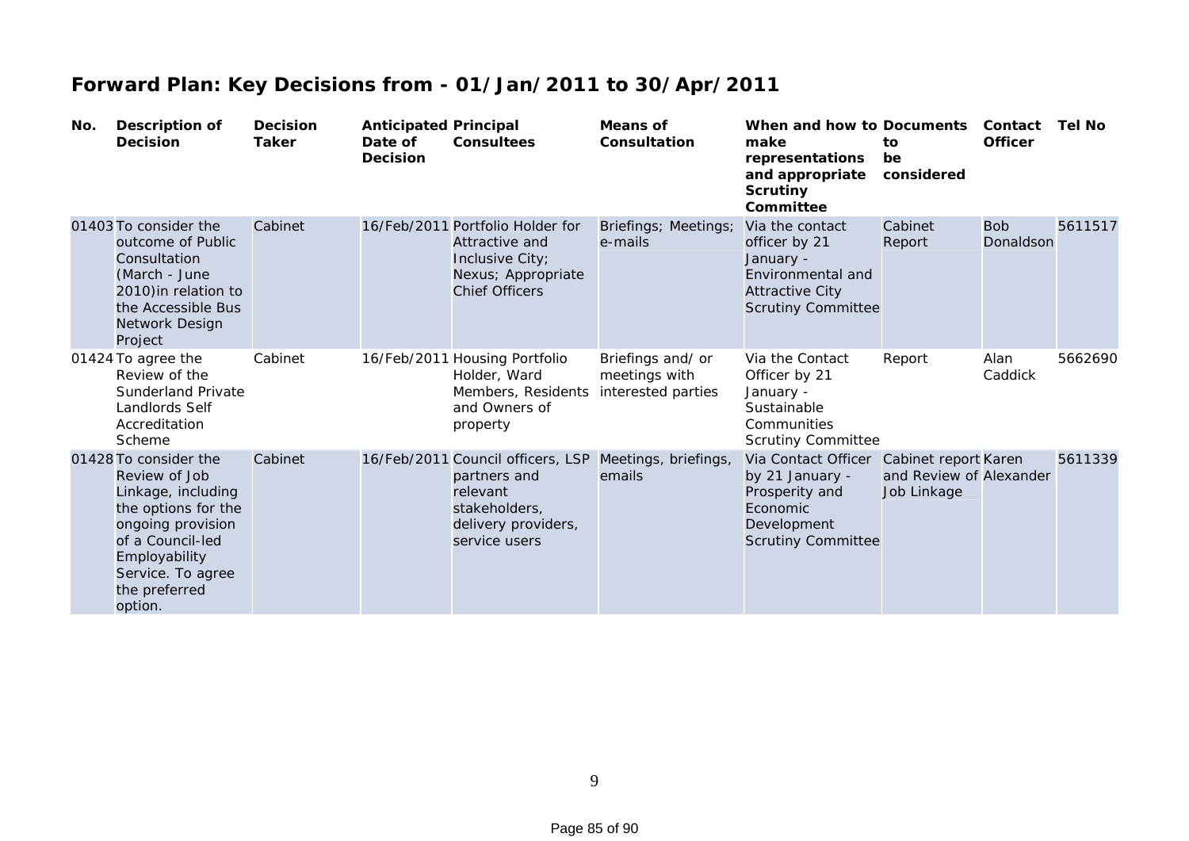# Forward Plan: Key Decisions from - 01/Jan/2011 to 30/Apr/2011

| No. | Description of Decision | Decision Taker | Anticipated Date of Decision | Principal Consultees | Means of Consultation | When and how to make representations and appropriate Scrutiny Committee | Documents to be considered | Contact Officer | Tel No |
|---|---|---|---|---|---|---|---|---|---|
| 01403 | To consider the outcome of Public Consultation (March - June 2010)in relation to the Accessible Bus Network Design Project | Cabinet | 16/Feb/2011 | Portfolio Holder for Attractive and Inclusive City; Nexus; Appropriate Chief Officers | Briefings; Meetings; e-mails | Via the contact officer by 21 January - Environmental and Attractive City Scrutiny Committee | Cabinet Report | Bob Donaldson | 5611517 |
| 01424 | To agree the Review of the Sunderland Private Landlords Self Accreditation Scheme | Cabinet | 16/Feb/2011 | Housing Portfolio Holder, Ward Members, Residents and Owners of property | Briefings and/ or meetings with interested parties | Via the Contact Officer by 21 January - Sustainable Communities Scrutiny Committee | Report | Alan Caddick | 5662690 |
| 01428 | To consider the Review of Job Linkage, including the options for the ongoing provision of a Council-led Employability Service. To agree the preferred option. | Cabinet | 16/Feb/2011 | Council officers, LSP partners and relevant stakeholders, delivery providers, service users | Meetings, briefings, emails | Via Contact Officer by 21 January - Prosperity and Economic Development Scrutiny Committee | Cabinet report and Review of Job Linkage | Karen Alexander | 5611339 |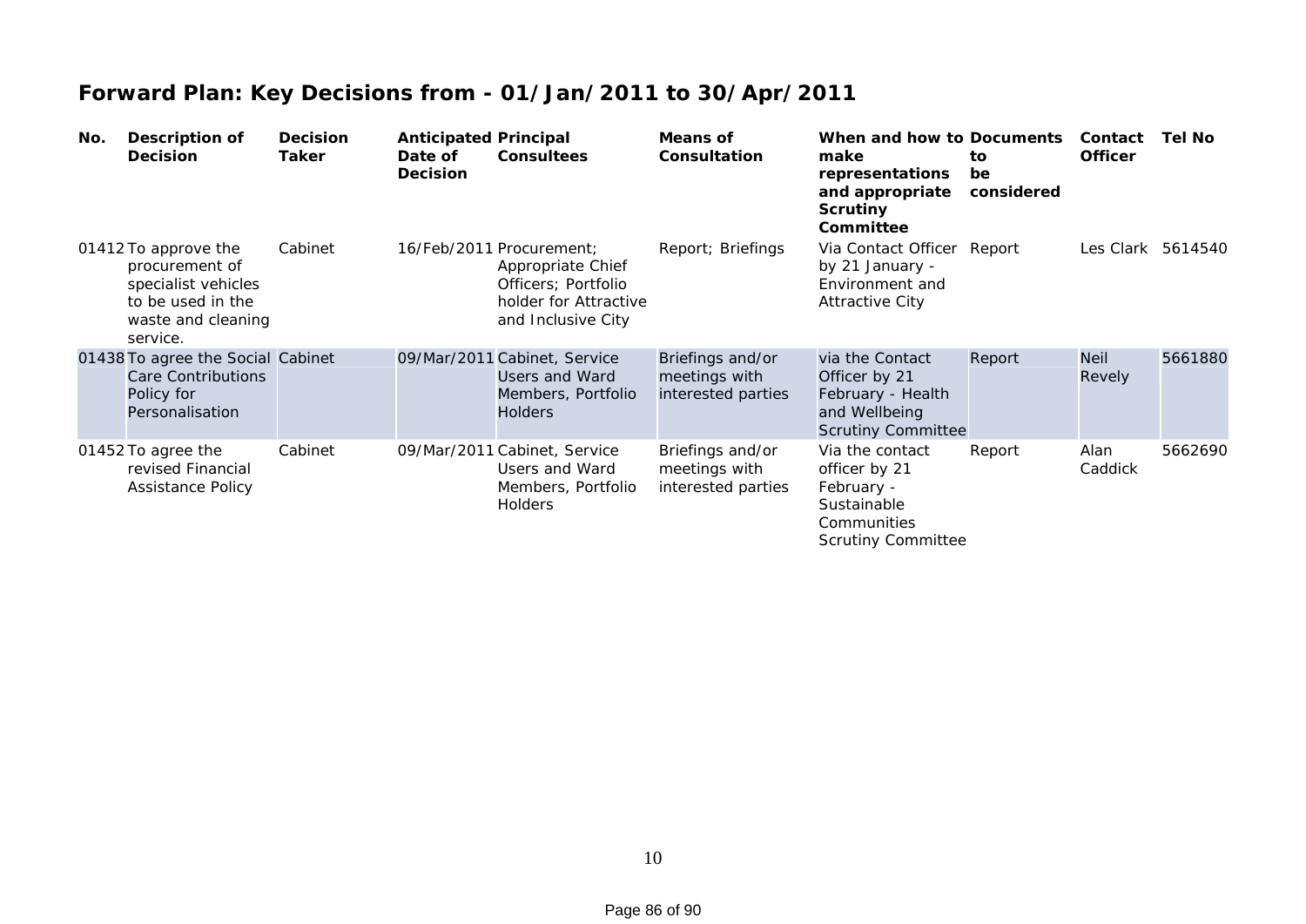# Forward Plan: Key Decisions from - 01/Jan/2011 to 30/Apr/2011

| No. | Description of Decision | Decision Taker | Anticipated Date of Decision | Principal Consultees | Means of Consultation | When and how to make representations and appropriate Scrutiny Committee | Documents to be considered | Contact Officer | Tel No |
|---|---|---|---|---|---|---|---|---|---|
| 01412 | To approve the procurement of specialist vehicles to be used in the waste and cleaning service. | Cabinet | 16/Feb/2011 | Procurement; Appropriate Chief Officers; Portfolio holder for Attractive and Inclusive City | Report; Briefings | Via Contact Officer by 21 January - Environment and Attractive City | Report | Les Clark | 5614540 |
| 01438 | To agree the Social Care Contributions Policy for Personalisation | Cabinet | 09/Mar/2011 | Cabinet, Service Users and Ward Members, Portfolio Holders | Briefings and/or meetings with interested parties | via the Contact Officer by 21 February - Health and Wellbeing Scrutiny Committee | Report | Neil Revely | 5661880 |
| 01452 | To agree the revised Financial Assistance Policy | Cabinet | 09/Mar/2011 | Cabinet, Service Users and Ward Members, Portfolio Holders | Briefings and/or meetings with interested parties | Via the contact officer by 21 February - Sustainable Communities Scrutiny Committee | Report | Alan Caddick | 5662690 |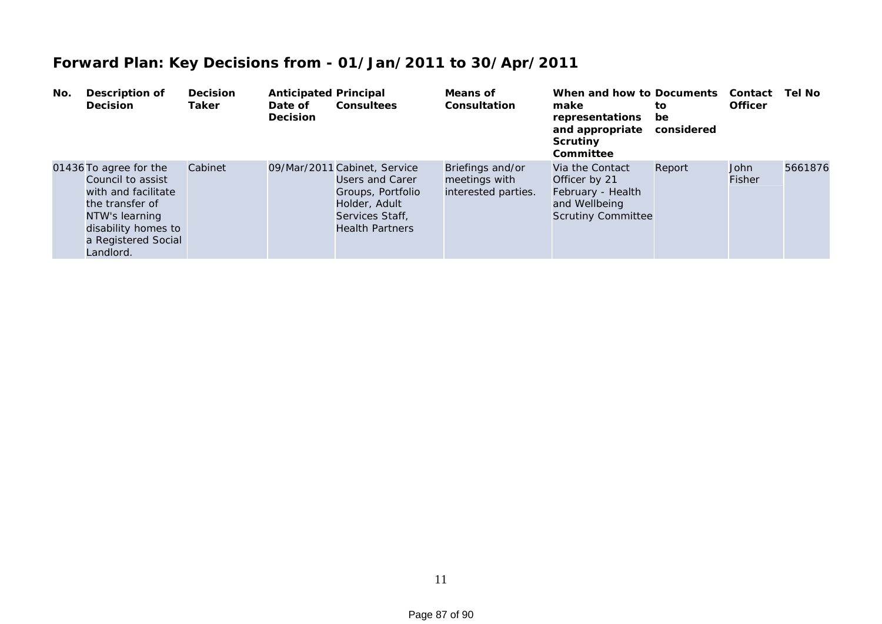# Forward Plan: Key Decisions from - 01/Jan/2011 to 30/Apr/2011

| No. | Description of Decision | Decision Taker | Anticipated Date of Decision | Principal Consultees | Means of Consultation | When and how to make representations and appropriate Scrutiny Committee | Documents to be considered | Contact Officer | Tel No |
|---|---|---|---|---|---|---|---|---|---|
| 01436 | To agree for the Council to assist with and facilitate the transfer of NTW's learning disability homes to a Registered Social Landlord. | Cabinet | 09/Mar/2011 | Cabinet, Service Users and Carer Groups, Portfolio Holder, Adult Services Staff, Health Partners | Briefings and/or meetings with interested parties. | Via the Contact Officer by 21 February - Health and Wellbeing Scrutiny Committee | Report | John Fisher | 5661876 |

11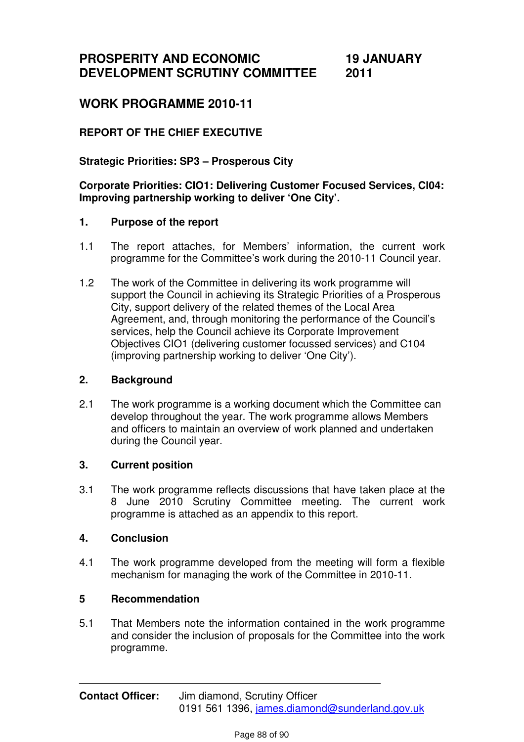# PROSPERITY AND ECONOMIC DEVELOPMENT SCRUTINY COMMITTEE

# 19 JANUARY 2011

## WORK PROGRAMME 2010-11

### REPORT OF THE CHIEF EXECUTIVE

**Strategic Priorities: SP3 – Prosperous City**

**Corporate Priorities: CIO1: Delivering Customer Focused Services, CI04: Improving partnership working to deliver 'One City'.**

### 1. Purpose of the report

1.1 The report attaches, for Members' information, the current work programme for the Committee's work during the 2010-11 Council year.

1.2 The work of the Committee in delivering its work programme will support the Council in achieving its Strategic Priorities of a Prosperous City, support delivery of the related themes of the Local Area Agreement, and, through monitoring the performance of the Council's services, help the Council achieve its Corporate Improvement Objectives CIO1 (delivering customer focussed services) and C104 (improving partnership working to deliver 'One City').

### 2. Background

2.1 The work programme is a working document which the Committee can develop throughout the year. The work programme allows Members and officers to maintain an overview of work planned and undertaken during the Council year.

### 3. Current position

3.1 The work programme reflects discussions that have taken place at the 8 June 2010 Scrutiny Committee meeting. The current work programme is attached as an appendix to this report.

### 4. Conclusion

4.1 The work programme developed from the meeting will form a flexible mechanism for managing the work of the Committee in 2010-11.

### 5 Recommendation

5.1 That Members note the information contained in the work programme and consider the inclusion of proposals for the Committee into the work programme.

---

**Contact Officer:** Jim diamond, Scrutiny Officer
0191 561 1396, james.diamond@sunderland.gov.uk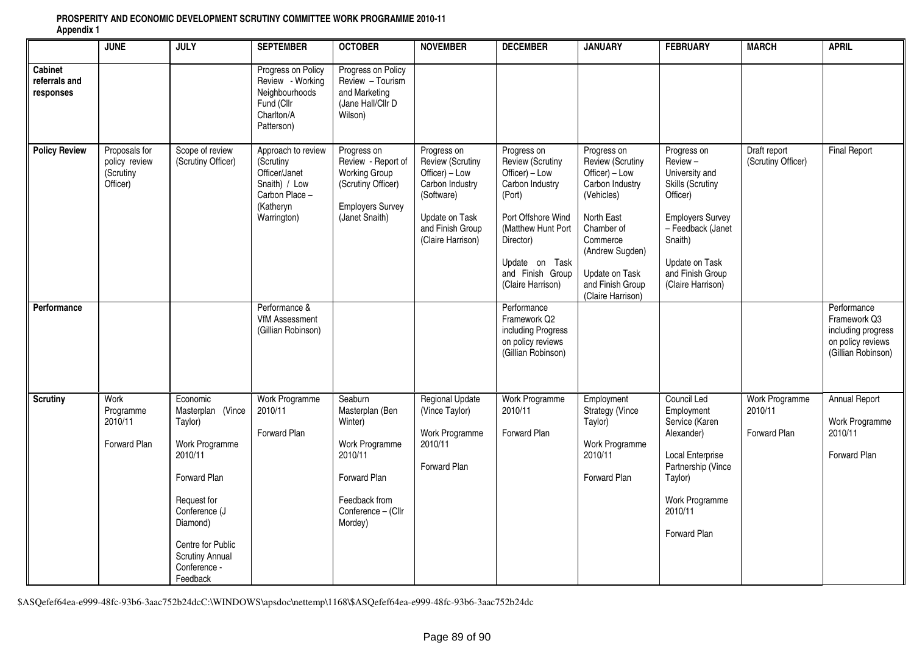**PROSPERITY AND ECONOMIC DEVELOPMENT SCRUTINY COMMITTEE WORK PROGRAMME 2010-11**
**Appendix 1**

| | JUNE | JULY | SEPTEMBER | OCTOBER | NOVEMBER | DECEMBER | JANUARY | FEBRUARY | MARCH | APRIL |
|---|---|---|---|---|---|---|---|---|---|---|
| **Cabinet referrals and responses** | | | Progress on Policy Review - Working Neighbourhoods Fund (Cllr Charlton/A Patterson) | Progress on Policy Review – Tourism and Marketing (Jane Hall/Cllr D Wilson) | | | | | | |
| **Policy Review** | Proposals for policy review (Scrutiny Officer) | Scope of review (Scrutiny Officer) | Approach to review (Scrutiny Officer/Janet Snaith) / Low Carbon Place – (Katheryn Warrington) | Progress on Review - Report of Working Group (Scrutiny Officer)<br><br>Employers Survey (Janet Snaith) | Progress on Review (Scrutiny Officer) – Low Carbon Industry (Software)<br><br>Update on Task and Finish Group (Claire Harrison) | Progress on Review (Scrutiny Officer) – Low Carbon Industry (Port)<br><br>Port Offshore Wind (Matthew Hunt Port Director)<br><br>Update on Task and Finish Group (Claire Harrison) | Progress on Review (Scrutiny Officer) – Low Carbon Industry (Vehicles)<br><br>North East Chamber of Commerce (Andrew Sugden)<br><br>Update on Task and Finish Group (Claire Harrison) | Progress on Review – University and Skills (Scrutiny Officer)<br><br>Employers Survey – Feedback (Janet Snaith)<br><br>Update on Task and Finish Group (Claire Harrison) | Draft report (Scrutiny Officer) | Final Report |
| **Performance** | | | Performance & VfM Assessment (Gillian Robinson) | | | Performance Framework Q2 including Progress on policy reviews (Gillian Robinson) | | | | Performance Framework Q3 including progress on policy reviews (Gillian Robinson) |
| **Scrutiny** | Work Programme 2010/11<br><br>Forward Plan | Economic Masterplan (Vince Taylor)<br><br>Work Programme 2010/11<br><br>Forward Plan<br><br>Request for Conference (J Diamond)<br><br>Centre for Public Scrutiny Annual Conference - Feedback | Work Programme 2010/11<br><br>Forward Plan | Seaburn Masterplan (Ben Winter)<br><br>Work Programme 2010/11<br><br>Forward Plan<br><br>Feedback from Conference – (Cllr Mordey) | Regional Update (Vince Taylor)<br><br>Work Programme 2010/11<br><br>Forward Plan | Work Programme 2010/11<br><br>Forward Plan | Employment Strategy (Vince Taylor)<br><br>Work Programme 2010/11<br><br>Forward Plan | Council Led Employment Service (Karen Alexander)<br><br>Local Enterprise Partnership (Vince Taylor)<br><br>Work Programme 2010/11<br><br>Forward Plan | Work Programme 2010/11<br><br>Forward Plan | Annual Report<br><br>Work Programme 2010/11<br><br>Forward Plan |

$ASQefef64ea-e999-48fc-93b6-3aac752b24dcC:\WINDOWS\apsdoc\nettemp\1168\$ASQefef64ea-e999-48fc-93b6-3aac752b24dc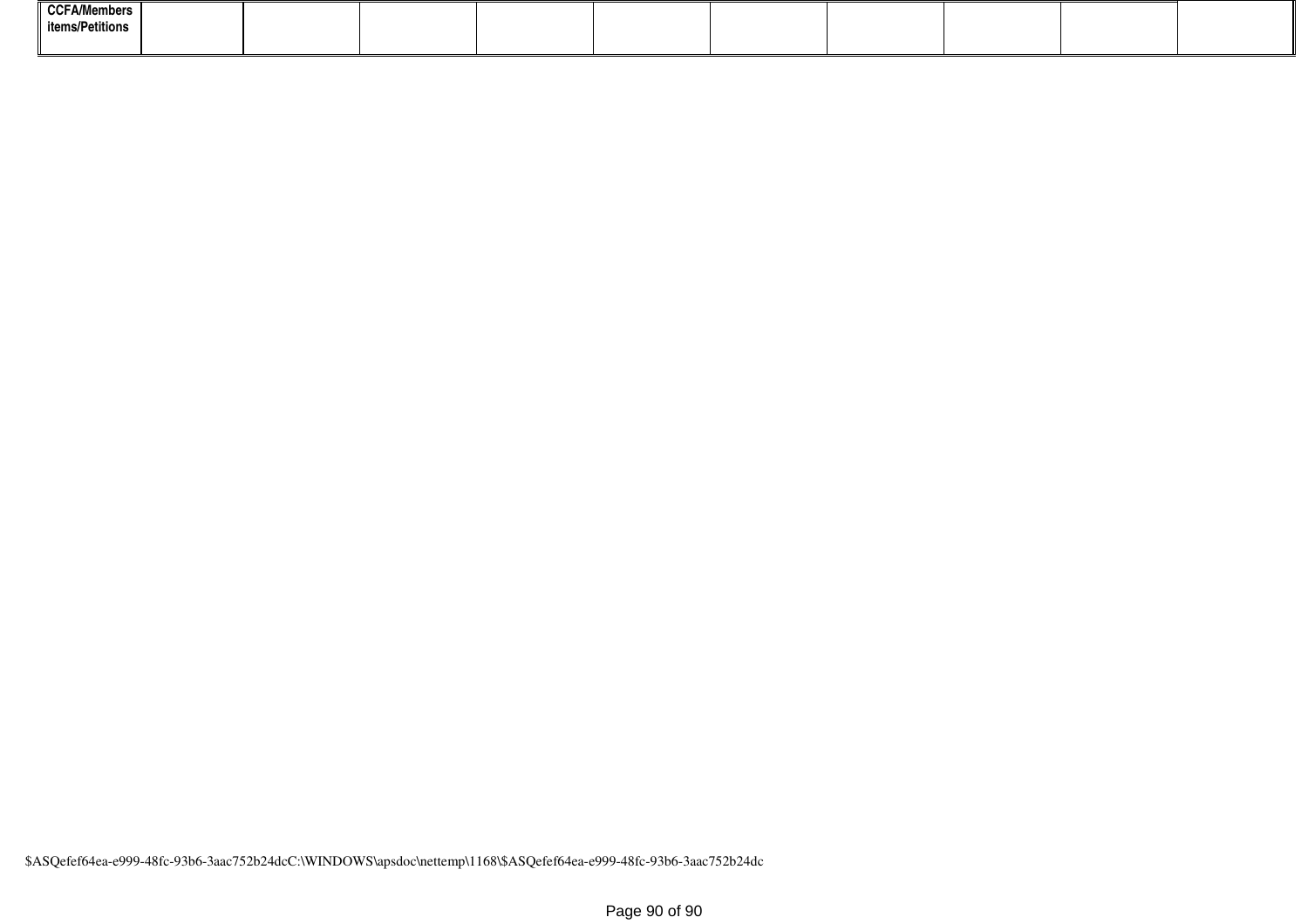| | | | | | | | | | | |
|---|---|---|---|---|---|---|---|---|---|---|
| **CCFA/Members items/Petitions** | | | | | | | | | | |